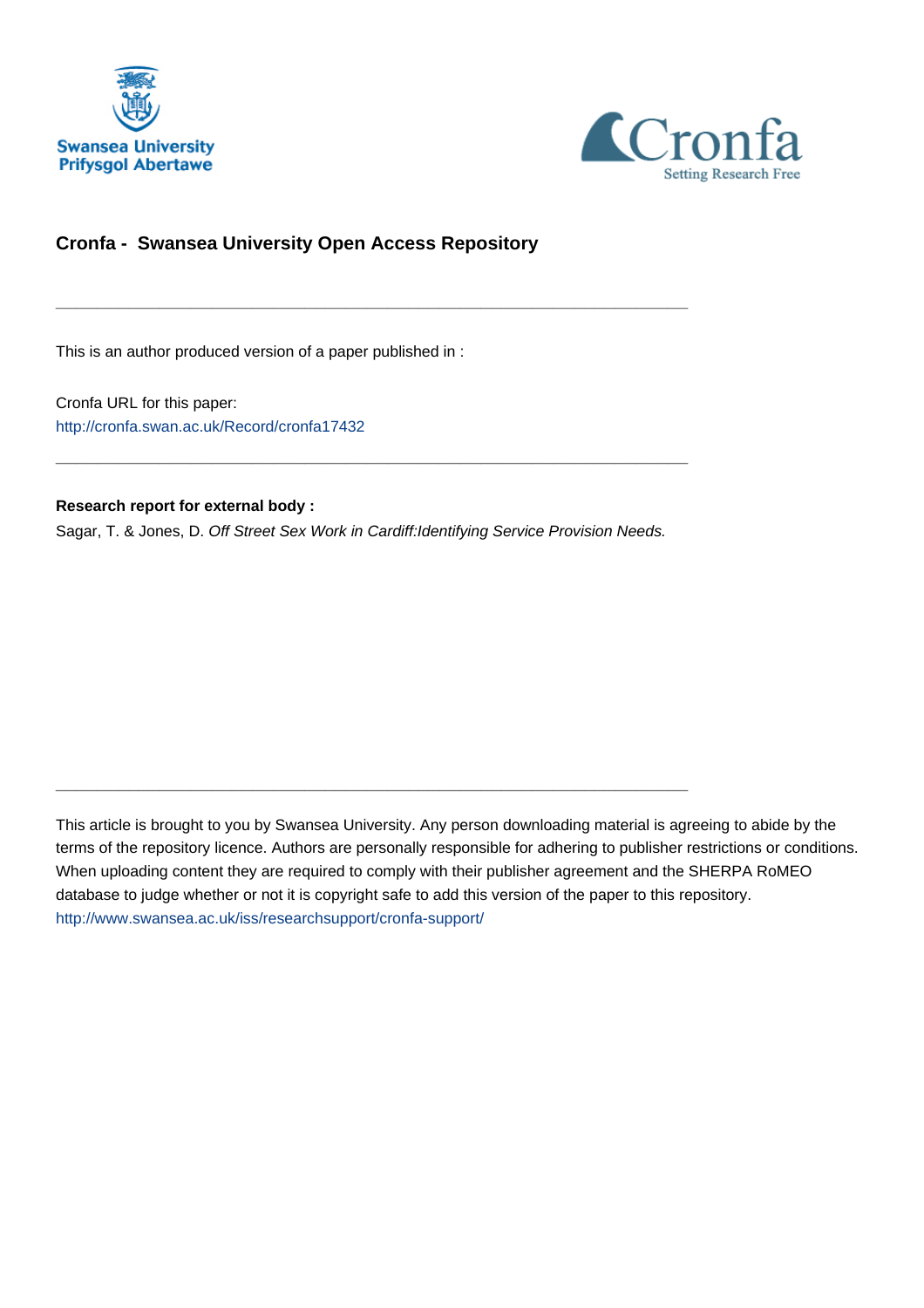Swansea University
Prifysgol Abertawe

Cronfa
Setting Research Free

## Cronfa - Swansea University Open Access Repository

---

This is an author produced version of a paper published in :

Cronfa URL for this paper:
http://cronfa.swan.ac.uk/Record/cronfa17432

---

**Research report for external body :**
Sagar, T. & Jones, D. *Off Street Sex Work in Cardiff:Identifying Service Provision Needs.*

---

This article is brought to you by Swansea University. Any person downloading material is agreeing to abide by the terms of the repository licence. Authors are personally responsible for adhering to publisher restrictions or conditions. When uploading content they are required to comply with their publisher agreement and the SHERPA RoMEO database to judge whether or not it is copyright safe to add this version of the paper to this repository.
http://www.swansea.ac.uk/iss/researchsupport/cronfa-support/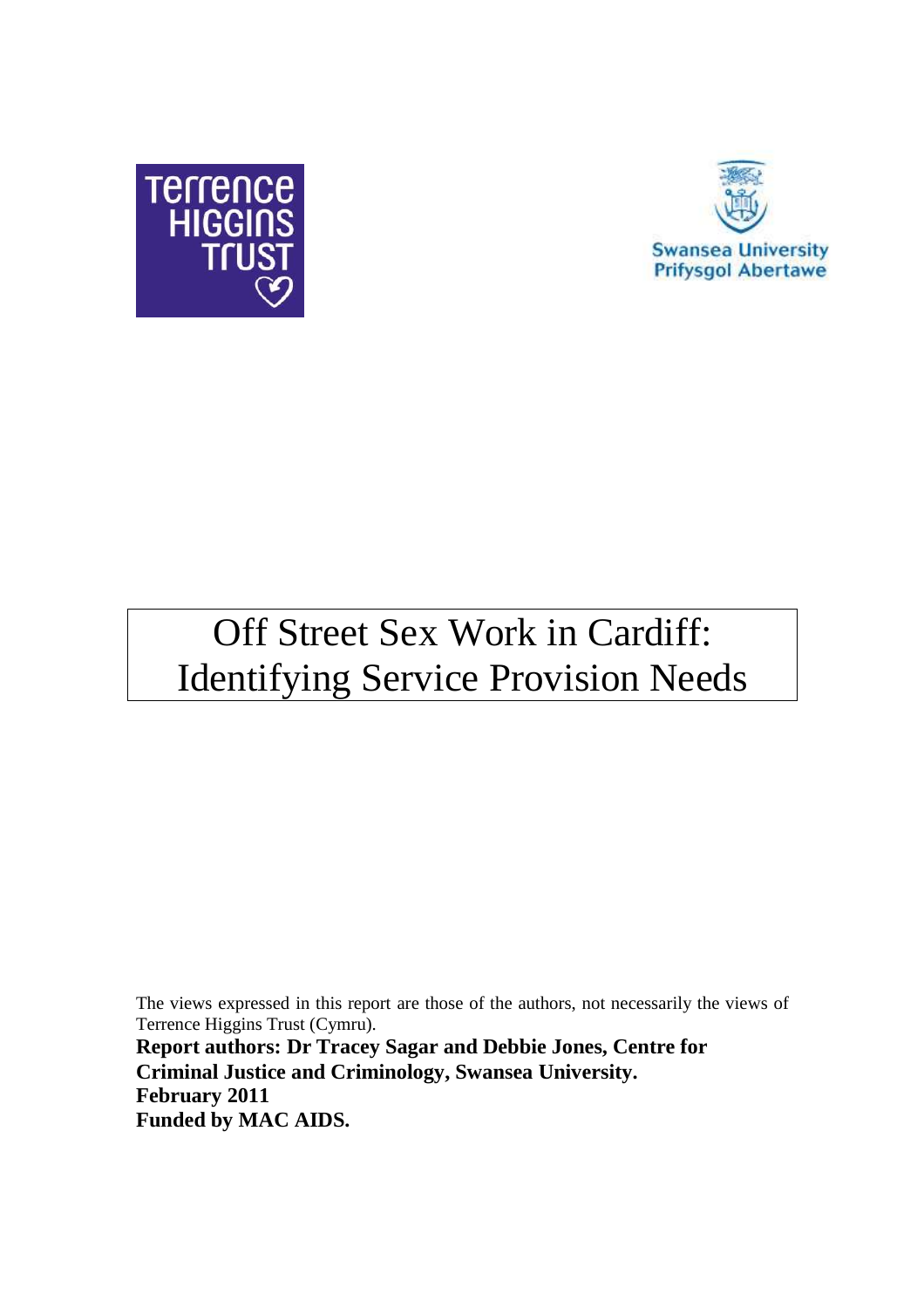# Off Street Sex Work in Cardiff: Identifying Service Provision Needs

The views expressed in this report are those of the authors, not necessarily the views of Terrence Higgins Trust (Cymru).

**Report authors: Dr Tracey Sagar and Debbie Jones, Centre for Criminal Justice and Criminology, Swansea University.**
**February 2011**
**Funded by MAC AIDS.**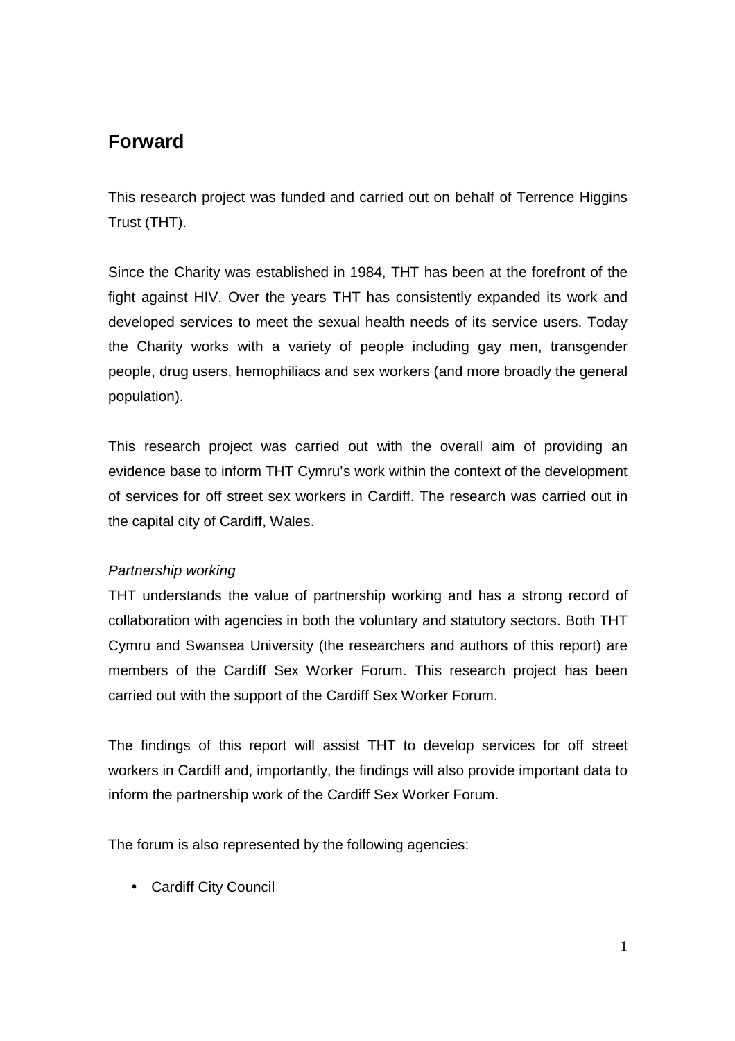## Forward

This research project was funded and carried out on behalf of Terrence Higgins Trust (THT).

Since the Charity was established in 1984, THT has been at the forefront of the fight against HIV. Over the years THT has consistently expanded its work and developed services to meet the sexual health needs of its service users. Today the Charity works with a variety of people including gay men, transgender people, drug users, hemophiliacs and sex workers (and more broadly the general population).

This research project was carried out with the overall aim of providing an evidence base to inform THT Cymru's work within the context of the development of services for off street sex workers in Cardiff. The research was carried out in the capital city of Cardiff, Wales.

*Partnership working*

THT understands the value of partnership working and has a strong record of collaboration with agencies in both the voluntary and statutory sectors. Both THT Cymru and Swansea University (the researchers and authors of this report) are members of the Cardiff Sex Worker Forum. This research project has been carried out with the support of the Cardiff Sex Worker Forum.

The findings of this report will assist THT to develop services for off street workers in Cardiff and, importantly, the findings will also provide important data to inform the partnership work of the Cardiff Sex Worker Forum.

The forum is also represented by the following agencies:

- Cardiff City Council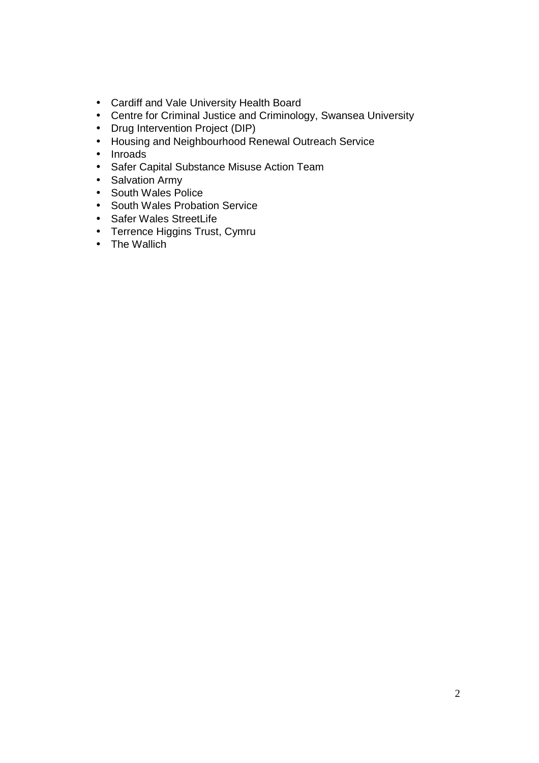- Cardiff and Vale University Health Board
- Centre for Criminal Justice and Criminology, Swansea University
- Drug Intervention Project (DIP)
- Housing and Neighbourhood Renewal Outreach Service
- Inroads
- Safer Capital Substance Misuse Action Team
- Salvation Army
- South Wales Police
- South Wales Probation Service
- Safer Wales StreetLife
- Terrence Higgins Trust, Cymru
- The Wallich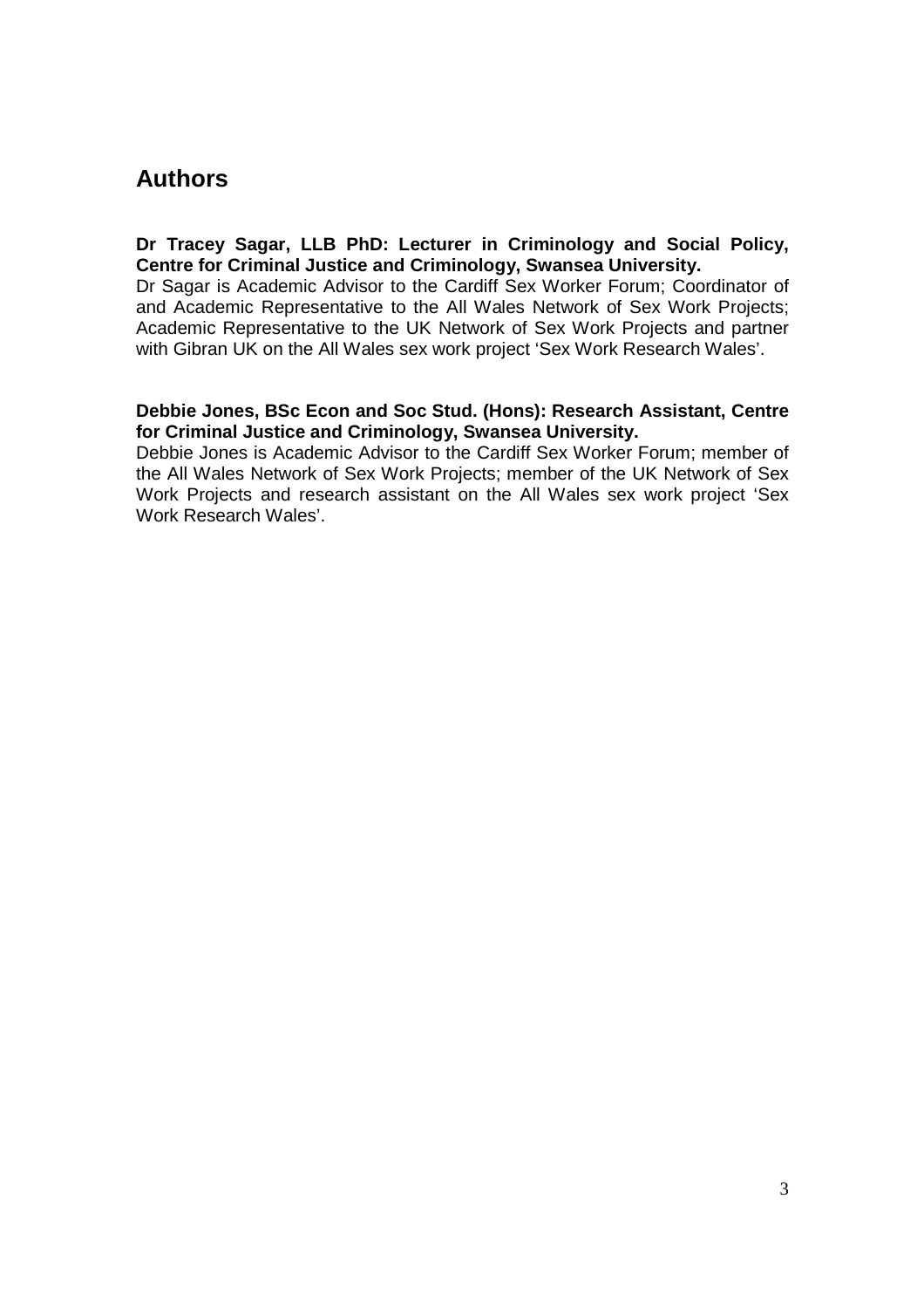## Authors

**Dr Tracey Sagar, LLB PhD: Lecturer in Criminology and Social Policy, Centre for Criminal Justice and Criminology, Swansea University.**
Dr Sagar is Academic Advisor to the Cardiff Sex Worker Forum; Coordinator of and Academic Representative to the All Wales Network of Sex Work Projects; Academic Representative to the UK Network of Sex Work Projects and partner with Gibran UK on the All Wales sex work project 'Sex Work Research Wales'.

**Debbie Jones, BSc Econ and Soc Stud. (Hons): Research Assistant, Centre for Criminal Justice and Criminology, Swansea University.**
Debbie Jones is Academic Advisor to the Cardiff Sex Worker Forum; member of the All Wales Network of Sex Work Projects; member of the UK Network of Sex Work Projects and research assistant on the All Wales sex work project 'Sex Work Research Wales'.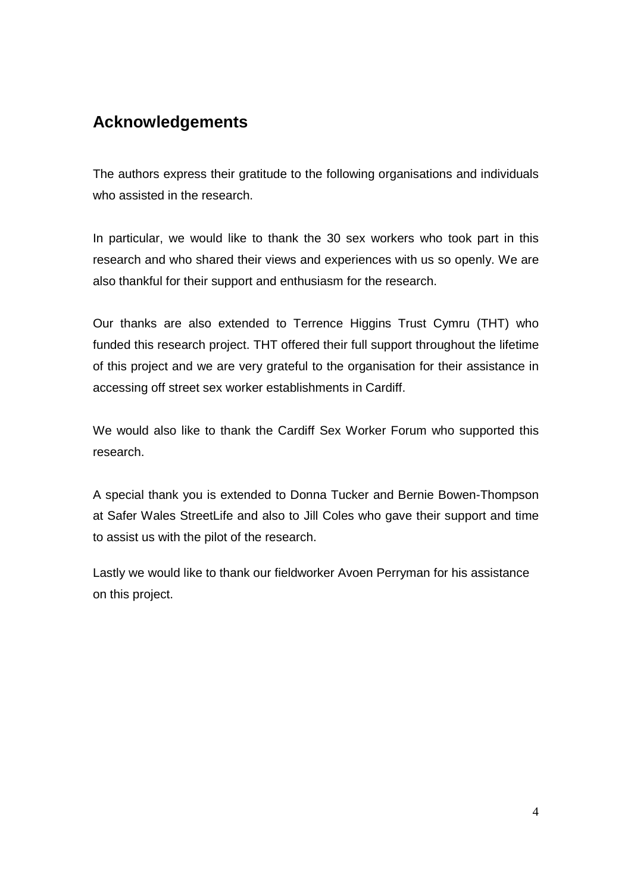## Acknowledgements

The authors express their gratitude to the following organisations and individuals who assisted in the research.

In particular, we would like to thank the 30 sex workers who took part in this research and who shared their views and experiences with us so openly. We are also thankful for their support and enthusiasm for the research.

Our thanks are also extended to Terrence Higgins Trust Cymru (THT) who funded this research project. THT offered their full support throughout the lifetime of this project and we are very grateful to the organisation for their assistance in accessing off street sex worker establishments in Cardiff.

We would also like to thank the Cardiff Sex Worker Forum who supported this research.

A special thank you is extended to Donna Tucker and Bernie Bowen-Thompson at Safer Wales StreetLife and also to Jill Coles who gave their support and time to assist us with the pilot of the research.

Lastly we would like to thank our fieldworker Avoen Perryman for his assistance on this project.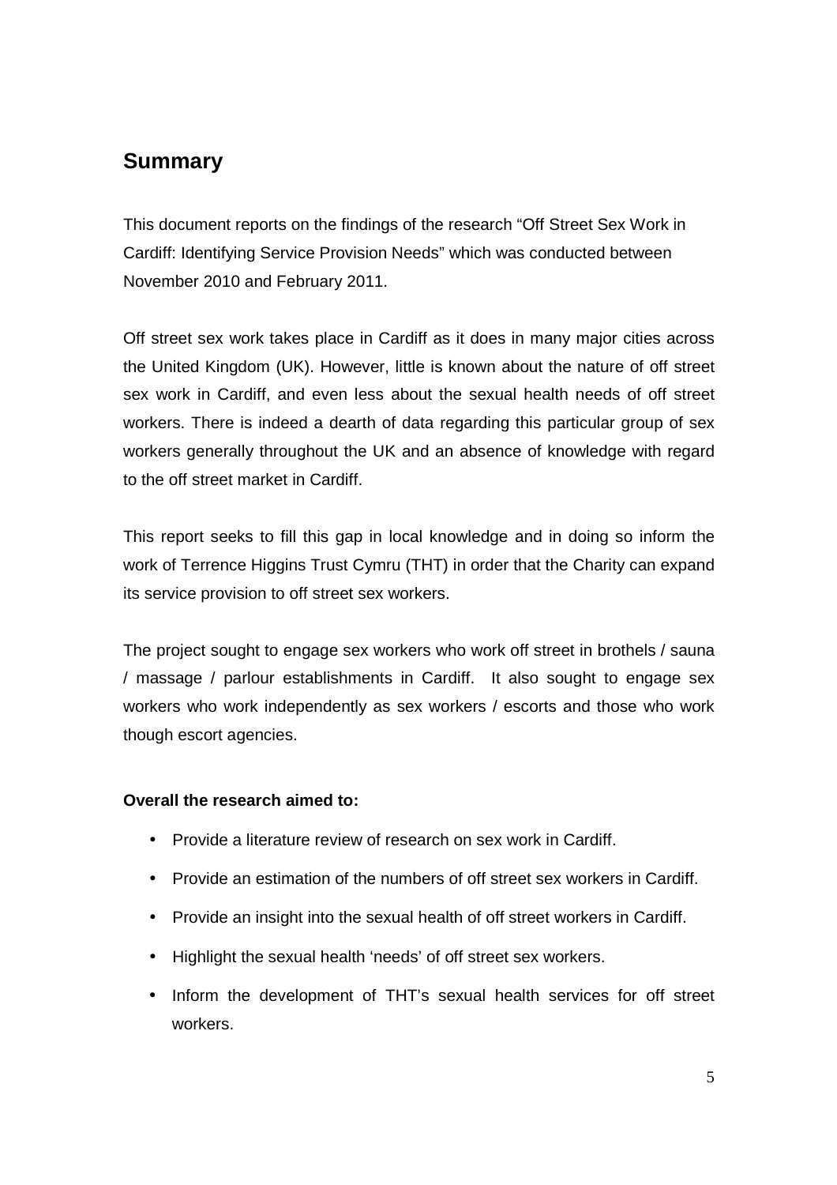## Summary

This document reports on the findings of the research "Off Street Sex Work in Cardiff: Identifying Service Provision Needs" which was conducted between November 2010 and February 2011.

Off street sex work takes place in Cardiff as it does in many major cities across the United Kingdom (UK). However, little is known about the nature of off street sex work in Cardiff, and even less about the sexual health needs of off street workers. There is indeed a dearth of data regarding this particular group of sex workers generally throughout the UK and an absence of knowledge with regard to the off street market in Cardiff.

This report seeks to fill this gap in local knowledge and in doing so inform the work of Terrence Higgins Trust Cymru (THT) in order that the Charity can expand its service provision to off street sex workers.

The project sought to engage sex workers who work off street in brothels / sauna / massage / parlour establishments in Cardiff. It also sought to engage sex workers who work independently as sex workers / escorts and those who work though escort agencies.

**Overall the research aimed to:**

- Provide a literature review of research on sex work in Cardiff.
- Provide an estimation of the numbers of off street sex workers in Cardiff.
- Provide an insight into the sexual health of off street workers in Cardiff.
- Highlight the sexual health 'needs' of off street sex workers.
- Inform the development of THT's sexual health services for off street workers.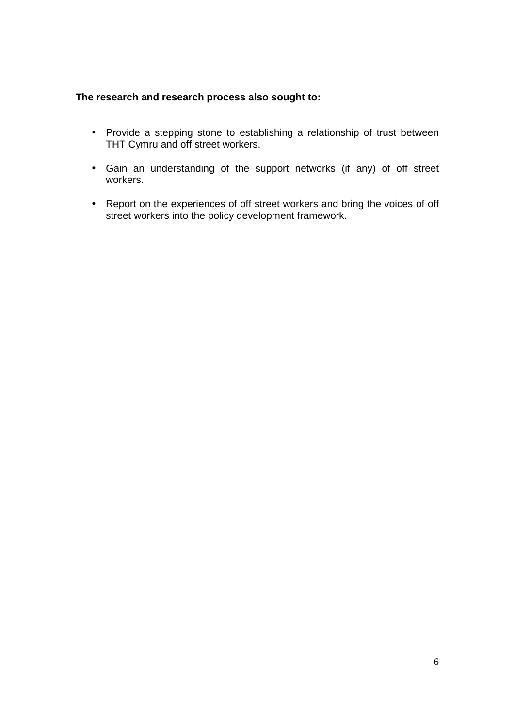**The research and research process also sought to:**

- Provide a stepping stone to establishing a relationship of trust between THT Cymru and off street workers.

- Gain an understanding of the support networks (if any) of off street workers.

- Report on the experiences of off street workers and bring the voices of off street workers into the policy development framework.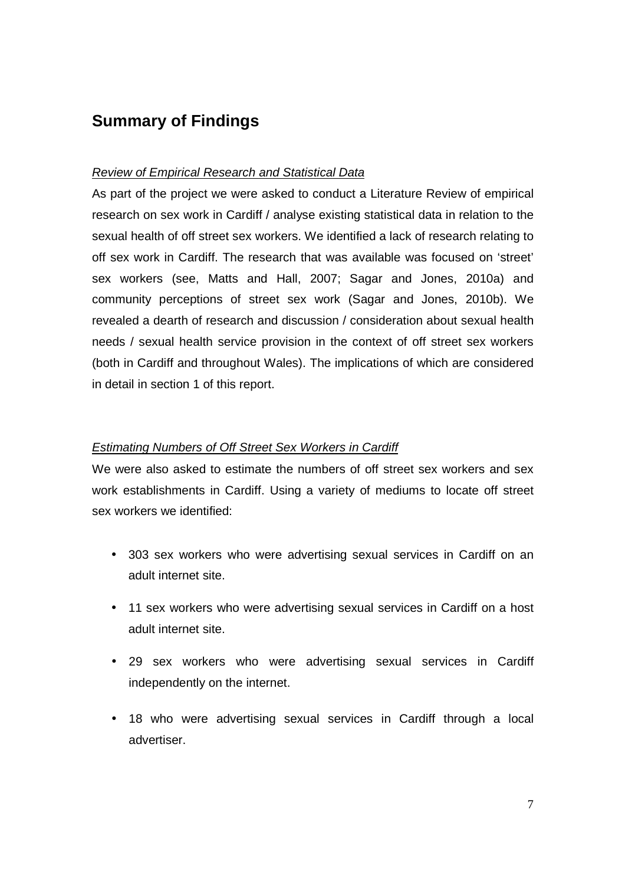## Summary of Findings

*Review of Empirical Research and Statistical Data*

As part of the project we were asked to conduct a Literature Review of empirical research on sex work in Cardiff / analyse existing statistical data in relation to the sexual health of off street sex workers. We identified a lack of research relating to off sex work in Cardiff. The research that was available was focused on 'street' sex workers (see, Matts and Hall, 2007; Sagar and Jones, 2010a) and community perceptions of street sex work (Sagar and Jones, 2010b). We revealed a dearth of research and discussion / consideration about sexual health needs / sexual health service provision in the context of off street sex workers (both in Cardiff and throughout Wales). The implications of which are considered in detail in section 1 of this report.

*Estimating Numbers of Off Street Sex Workers in Cardiff*

We were also asked to estimate the numbers of off street sex workers and sex work establishments in Cardiff. Using a variety of mediums to locate off street sex workers we identified:

- 303 sex workers who were advertising sexual services in Cardiff on an adult internet site.
- 11 sex workers who were advertising sexual services in Cardiff on a host adult internet site.
- 29 sex workers who were advertising sexual services in Cardiff independently on the internet.
- 18 who were advertising sexual services in Cardiff through a local advertiser.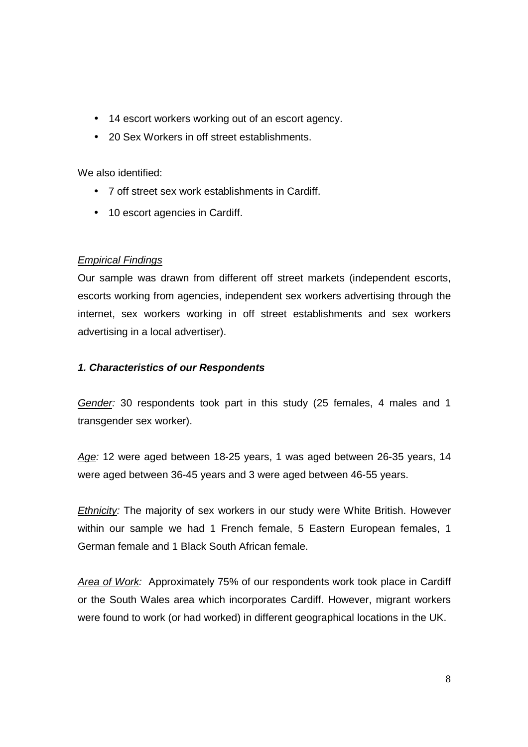- 14 escort workers working out of an escort agency.
- 20 Sex Workers in off street establishments.

We also identified:

- 7 off street sex work establishments in Cardiff.
- 10 escort agencies in Cardiff.

*Empirical Findings*

Our sample was drawn from different off street markets (independent escorts, escorts working from agencies, independent sex workers advertising through the internet, sex workers working in off street establishments and sex workers advertising in a local advertiser).

***1. Characteristics of our Respondents***

*Gender:* 30 respondents took part in this study (25 females, 4 males and 1 transgender sex worker).

*Age:* 12 were aged between 18-25 years, 1 was aged between 26-35 years, 14 were aged between 36-45 years and 3 were aged between 46-55 years.

*Ethnicity:* The majority of sex workers in our study were White British. However within our sample we had 1 French female, 5 Eastern European females, 1 German female and 1 Black South African female.

*Area of Work:* Approximately 75% of our respondents work took place in Cardiff or the South Wales area which incorporates Cardiff. However, migrant workers were found to work (or had worked) in different geographical locations in the UK.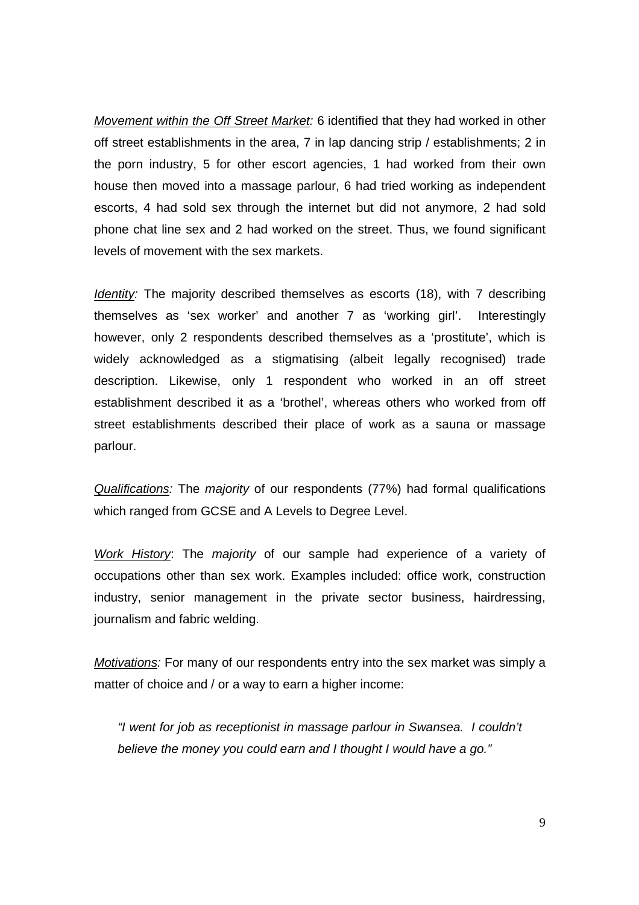*Movement within the Off Street Market:* 6 identified that they had worked in other off street establishments in the area, 7 in lap dancing strip / establishments; 2 in the porn industry, 5 for other escort agencies, 1 had worked from their own house then moved into a massage parlour, 6 had tried working as independent escorts, 4 had sold sex through the internet but did not anymore, 2 had sold phone chat line sex and 2 had worked on the street. Thus, we found significant levels of movement with the sex markets.

*Identity:* The majority described themselves as escorts (18), with 7 describing themselves as 'sex worker' and another 7 as 'working girl'. Interestingly however, only 2 respondents described themselves as a 'prostitute', which is widely acknowledged as a stigmatising (albeit legally recognised) trade description. Likewise, only 1 respondent who worked in an off street establishment described it as a 'brothel', whereas others who worked from off street establishments described their place of work as a sauna or massage parlour.

*Qualifications:* The *majority* of our respondents (77%) had formal qualifications which ranged from GCSE and A Levels to Degree Level.

*Work History*: The *majority* of our sample had experience of a variety of occupations other than sex work. Examples included: office work, construction industry, senior management in the private sector business, hairdressing, journalism and fabric welding.

*Motivations:* For many of our respondents entry into the sex market was simply a matter of choice and / or a way to earn a higher income:

> *"I went for job as receptionist in massage parlour in Swansea. I couldn't believe the money you could earn and I thought I would have a go."*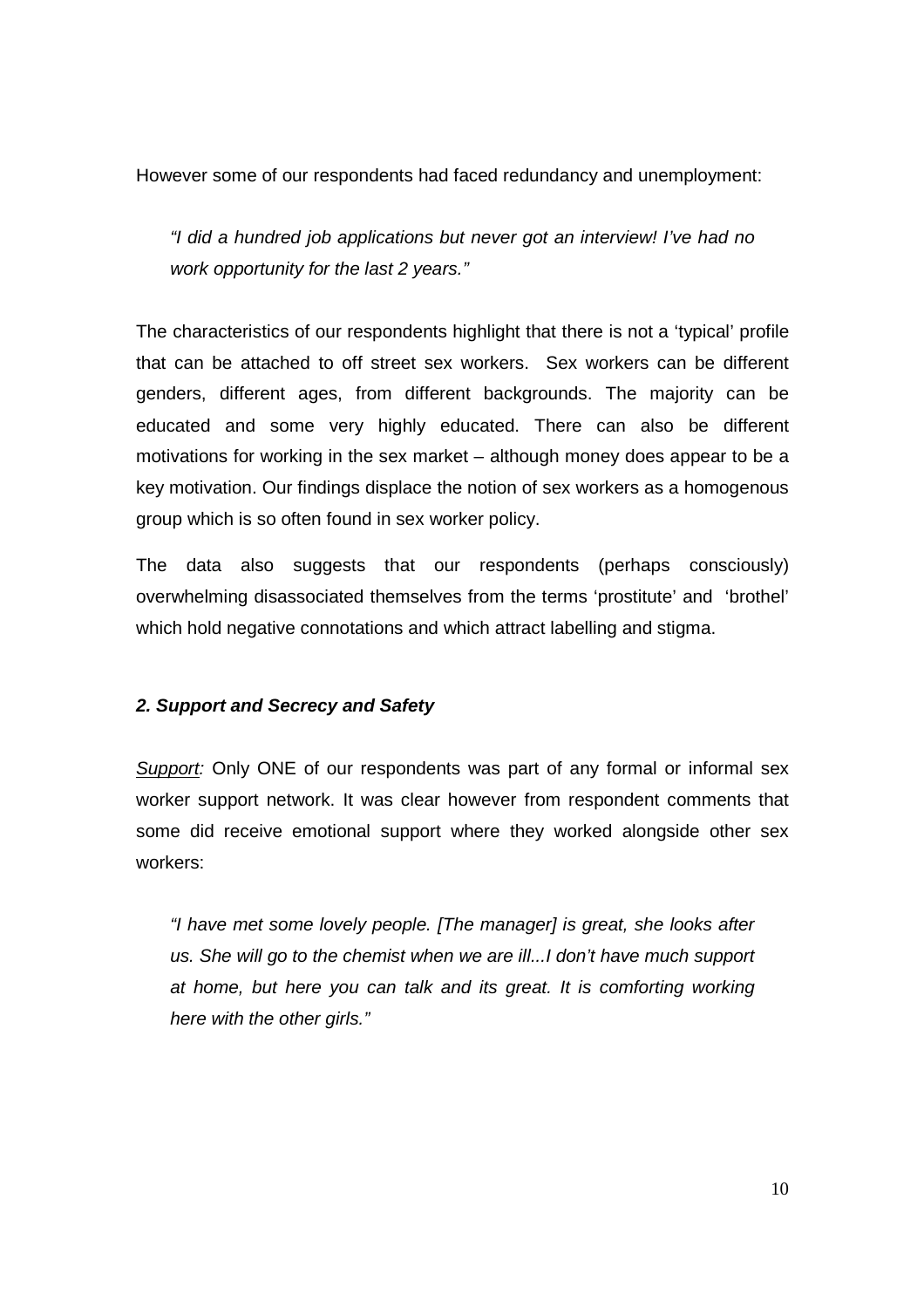However some of our respondents had faced redundancy and unemployment:

> *"I did a hundred job applications but never got an interview! I've had no work opportunity for the last 2 years."*

The characteristics of our respondents highlight that there is not a 'typical' profile that can be attached to off street sex workers. Sex workers can be different genders, different ages, from different backgrounds. The majority can be educated and some very highly educated. There can also be different motivations for working in the sex market – although money does appear to be a key motivation. Our findings displace the notion of sex workers as a homogenous group which is so often found in sex worker policy.

The data also suggests that our respondents (perhaps consciously) overwhelming disassociated themselves from the terms 'prostitute' and 'brothel' which hold negative connotations and which attract labelling and stigma.

### *2. Support and Secrecy and Safety*

<u>*Support*</u>*:* Only ONE of our respondents was part of any formal or informal sex worker support network. It was clear however from respondent comments that some did receive emotional support where they worked alongside other sex workers:

> *"I have met some lovely people. [The manager] is great, she looks after us. She will go to the chemist when we are ill...I don't have much support at home, but here you can talk and its great. It is comforting working here with the other girls."*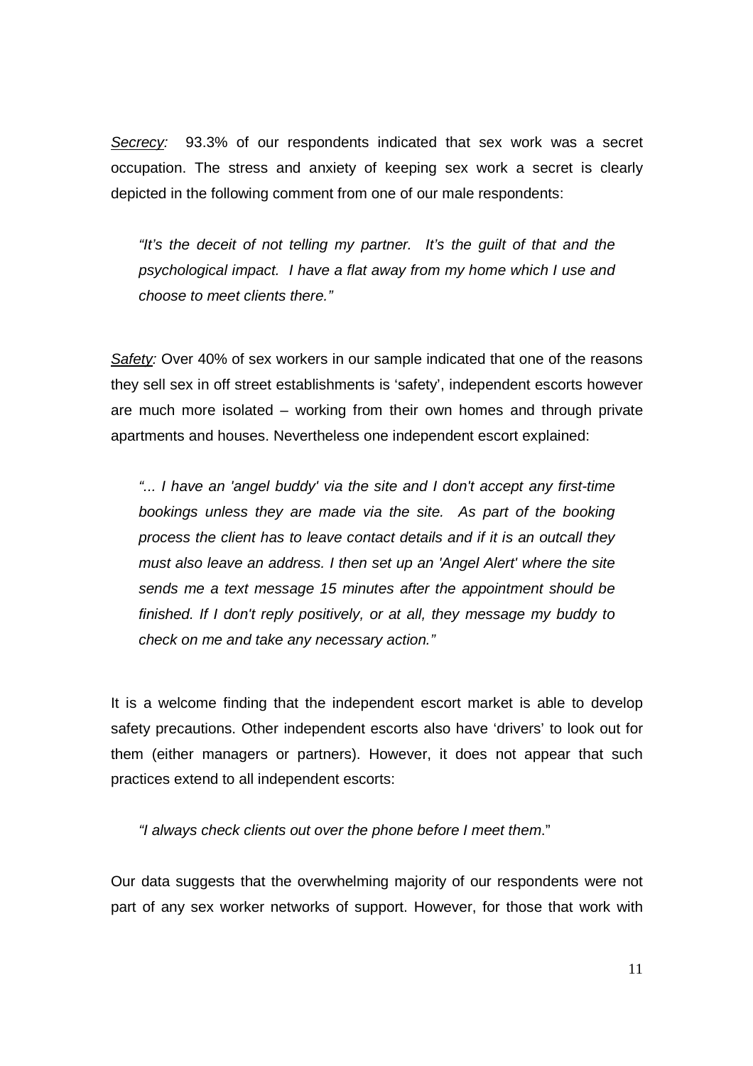*Secrecy:* 93.3% of our respondents indicated that sex work was a secret occupation. The stress and anxiety of keeping sex work a secret is clearly depicted in the following comment from one of our male respondents:

> *"It's the deceit of not telling my partner. It's the guilt of that and the psychological impact. I have a flat away from my home which I use and choose to meet clients there."*

*Safety:* Over 40% of sex workers in our sample indicated that one of the reasons they sell sex in off street establishments is 'safety', independent escorts however are much more isolated – working from their own homes and through private apartments and houses. Nevertheless one independent escort explained:

> *"... I have an 'angel buddy' via the site and I don't accept any first-time bookings unless they are made via the site. As part of the booking process the client has to leave contact details and if it is an outcall they must also leave an address. I then set up an 'Angel Alert' where the site sends me a text message 15 minutes after the appointment should be finished. If I don't reply positively, or at all, they message my buddy to check on me and take any necessary action."*

It is a welcome finding that the independent escort market is able to develop safety precautions. Other independent escorts also have 'drivers' to look out for them (either managers or partners). However, it does not appear that such practices extend to all independent escorts:

> *"I always check clients out over the phone before I meet them*."

Our data suggests that the overwhelming majority of our respondents were not part of any sex worker networks of support. However, for those that work with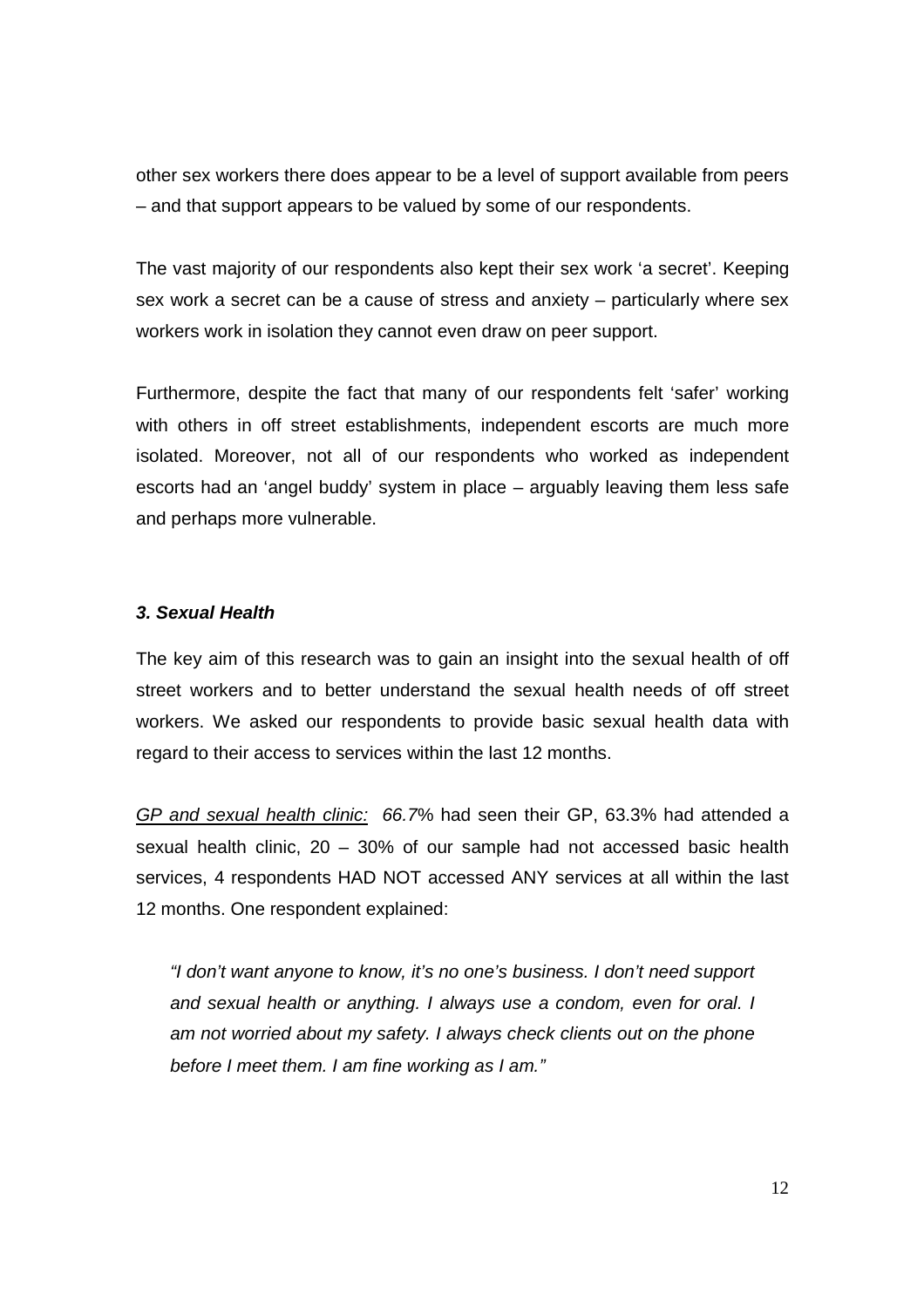other sex workers there does appear to be a level of support available from peers – and that support appears to be valued by some of our respondents.

The vast majority of our respondents also kept their sex work 'a secret'. Keeping sex work a secret can be a cause of stress and anxiety – particularly where sex workers work in isolation they cannot even draw on peer support.

Furthermore, despite the fact that many of our respondents felt 'safer' working with others in off street establishments, independent escorts are much more isolated. Moreover, not all of our respondents who worked as independent escorts had an 'angel buddy' system in place – arguably leaving them less safe and perhaps more vulnerable.

### *3. Sexual Health*

The key aim of this research was to gain an insight into the sexual health of off street workers and to better understand the sexual health needs of off street workers. We asked our respondents to provide basic sexual health data with regard to their access to services within the last 12 months.

<u>*GP and sexual health clinic:*</u> *66.7*% had seen their GP, 63.3% had attended a sexual health clinic, 20 – 30% of our sample had not accessed basic health services, 4 respondents HAD NOT accessed ANY services at all within the last 12 months. One respondent explained:

> *"I don't want anyone to know, it's no one's business. I don't need support and sexual health or anything. I always use a condom, even for oral. I am not worried about my safety. I always check clients out on the phone before I meet them. I am fine working as I am."*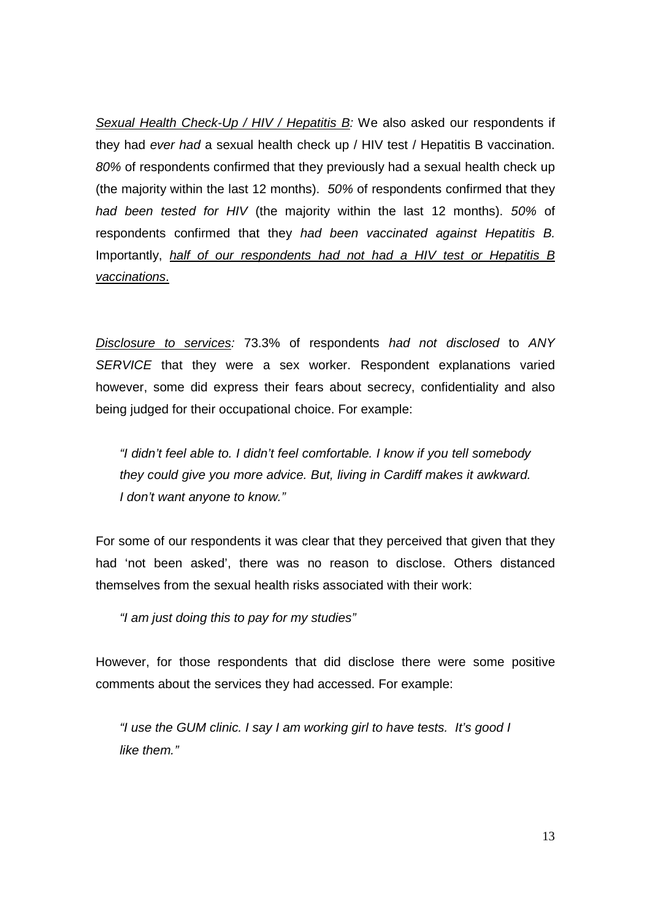<u>*Sexual Health Check-Up / HIV / Hepatitis B:*</u> We also asked our respondents if they had *ever had* a sexual health check up / HIV test / Hepatitis B vaccination. *80%* of respondents confirmed that they previously had a sexual health check up (the majority within the last 12 months). *50%* of respondents confirmed that they *had been tested for HIV* (the majority within the last 12 months). *50%* of respondents confirmed that they *had been vaccinated against Hepatitis B.* Importantly, <u>*half of our respondents had not had a HIV test or Hepatitis B vaccinations*.</u>

<u>*Disclosure to services*</u>*:* 73.3% of respondents *had not disclosed* to *ANY SERVICE* that they were a sex worker. Respondent explanations varied however, some did express their fears about secrecy, confidentiality and also being judged for their occupational choice. For example:

> *"I didn't feel able to. I didn't feel comfortable. I know if you tell somebody they could give you more advice. But, living in Cardiff makes it awkward. I don't want anyone to know."*

For some of our respondents it was clear that they perceived that given that they had 'not been asked', there was no reason to disclose. Others distanced themselves from the sexual health risks associated with their work:

> *"I am just doing this to pay for my studies"*

However, for those respondents that did disclose there were some positive comments about the services they had accessed. For example:

> *"I use the GUM clinic. I say I am working girl to have tests. It's good I like them."*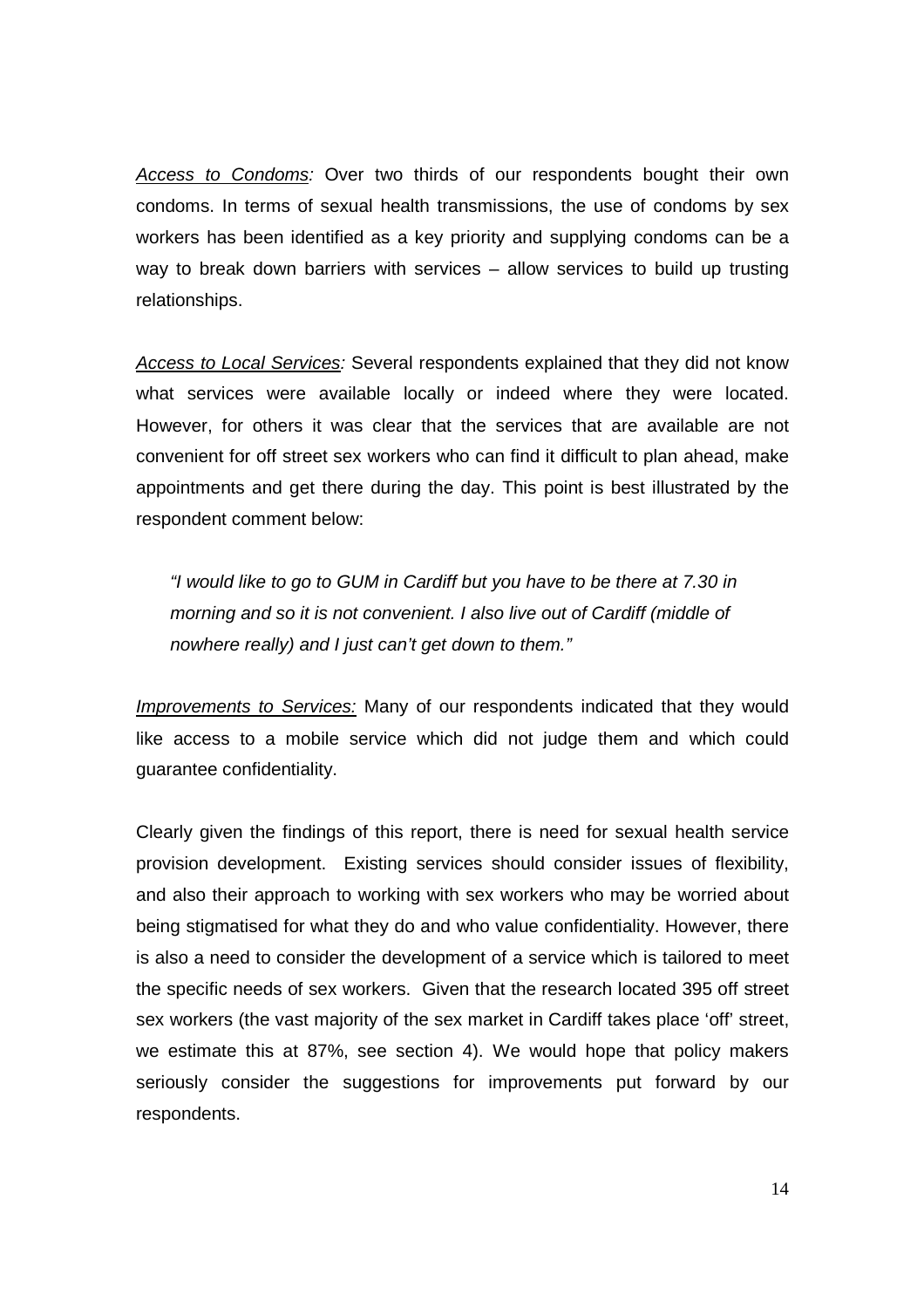*Access to Condoms:* Over two thirds of our respondents bought their own condoms. In terms of sexual health transmissions, the use of condoms by sex workers has been identified as a key priority and supplying condoms can be a way to break down barriers with services – allow services to build up trusting relationships.

*Access to Local Services:* Several respondents explained that they did not know what services were available locally or indeed where they were located. However, for others it was clear that the services that are available are not convenient for off street sex workers who can find it difficult to plan ahead, make appointments and get there during the day. This point is best illustrated by the respondent comment below:

> *"I would like to go to GUM in Cardiff but you have to be there at 7.30 in morning and so it is not convenient. I also live out of Cardiff (middle of nowhere really) and I just can't get down to them."*

*Improvements to Services:* Many of our respondents indicated that they would like access to a mobile service which did not judge them and which could guarantee confidentiality.

Clearly given the findings of this report, there is need for sexual health service provision development. Existing services should consider issues of flexibility, and also their approach to working with sex workers who may be worried about being stigmatised for what they do and who value confidentiality. However, there is also a need to consider the development of a service which is tailored to meet the specific needs of sex workers. Given that the research located 395 off street sex workers (the vast majority of the sex market in Cardiff takes place 'off' street, we estimate this at 87%, see section 4). We would hope that policy makers seriously consider the suggestions for improvements put forward by our respondents.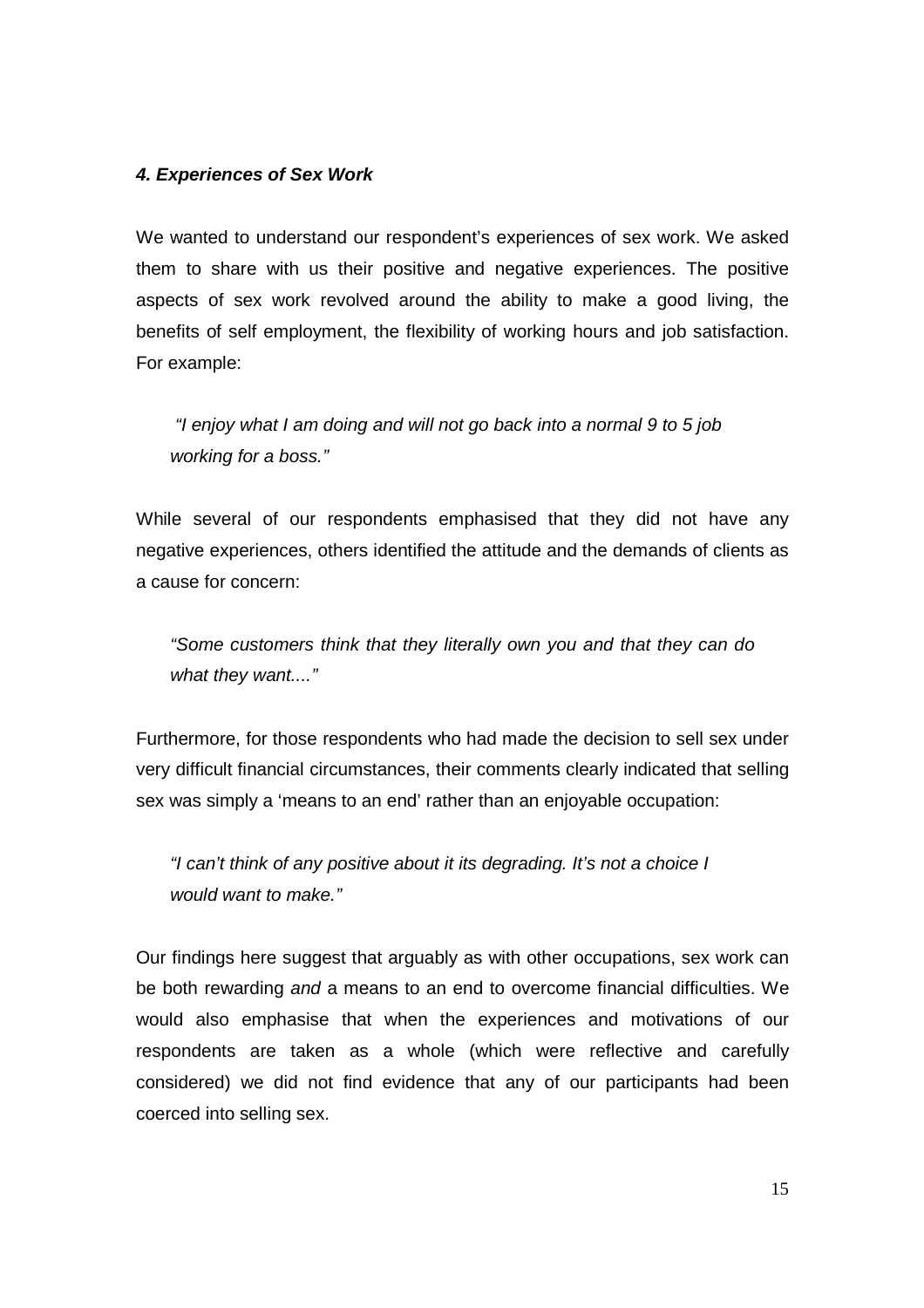#### *4. Experiences of Sex Work*

We wanted to understand our respondent's experiences of sex work. We asked them to share with us their positive and negative experiences. The positive aspects of sex work revolved around the ability to make a good living, the benefits of self employment, the flexibility of working hours and job satisfaction. For example:

> *"I enjoy what I am doing and will not go back into a normal 9 to 5 job working for a boss."*

While several of our respondents emphasised that they did not have any negative experiences, others identified the attitude and the demands of clients as a cause for concern:

> *"Some customers think that they literally own you and that they can do what they want...."*

Furthermore, for those respondents who had made the decision to sell sex under very difficult financial circumstances, their comments clearly indicated that selling sex was simply a 'means to an end' rather than an enjoyable occupation:

> *"I can't think of any positive about it its degrading. It's not a choice I would want to make."*

Our findings here suggest that arguably as with other occupations, sex work can be both rewarding *and* a means to an end to overcome financial difficulties. We would also emphasise that when the experiences and motivations of our respondents are taken as a whole (which were reflective and carefully considered) we did not find evidence that any of our participants had been coerced into selling sex.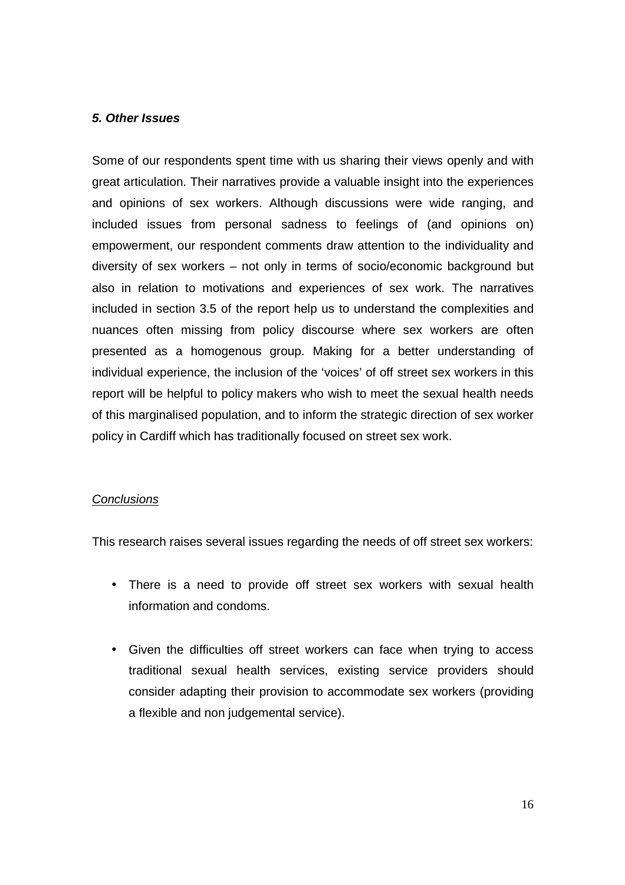***5. Other Issues***

Some of our respondents spent time with us sharing their views openly and with great articulation. Their narratives provide a valuable insight into the experiences and opinions of sex workers. Although discussions were wide ranging, and included issues from personal sadness to feelings of (and opinions on) empowerment, our respondent comments draw attention to the individuality and diversity of sex workers – not only in terms of socio/economic background but also in relation to motivations and experiences of sex work. The narratives included in section 3.5 of the report help us to understand the complexities and nuances often missing from policy discourse where sex workers are often presented as a homogenous group. Making for a better understanding of individual experience, the inclusion of the 'voices' of off street sex workers in this report will be helpful to policy makers who wish to meet the sexual health needs of this marginalised population, and to inform the strategic direction of sex worker policy in Cardiff which has traditionally focused on street sex work.

<u>Conclusions</u>

This research raises several issues regarding the needs of off street sex workers:

- There is a need to provide off street sex workers with sexual health information and condoms.
- Given the difficulties off street workers can face when trying to access traditional sexual health services, existing service providers should consider adapting their provision to accommodate sex workers (providing a flexible and non judgemental service).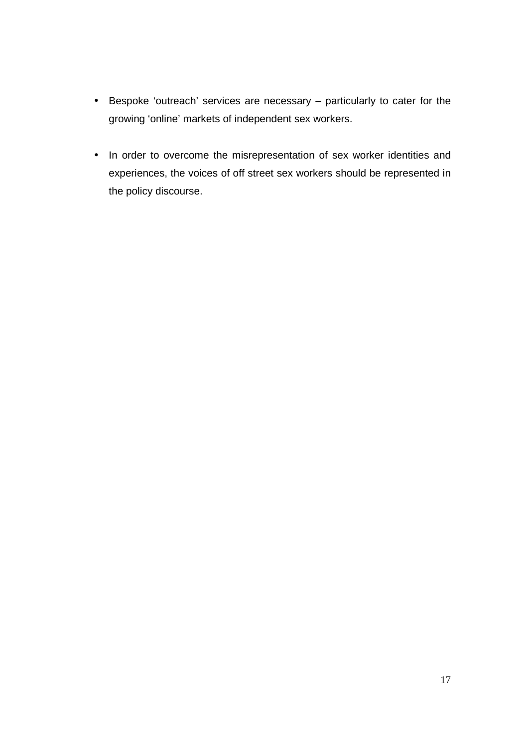- Bespoke ‘outreach’ services are necessary – particularly to cater for the growing ‘online’ markets of independent sex workers.

- In order to overcome the misrepresentation of sex worker identities and experiences, the voices of off street sex workers should be represented in the policy discourse.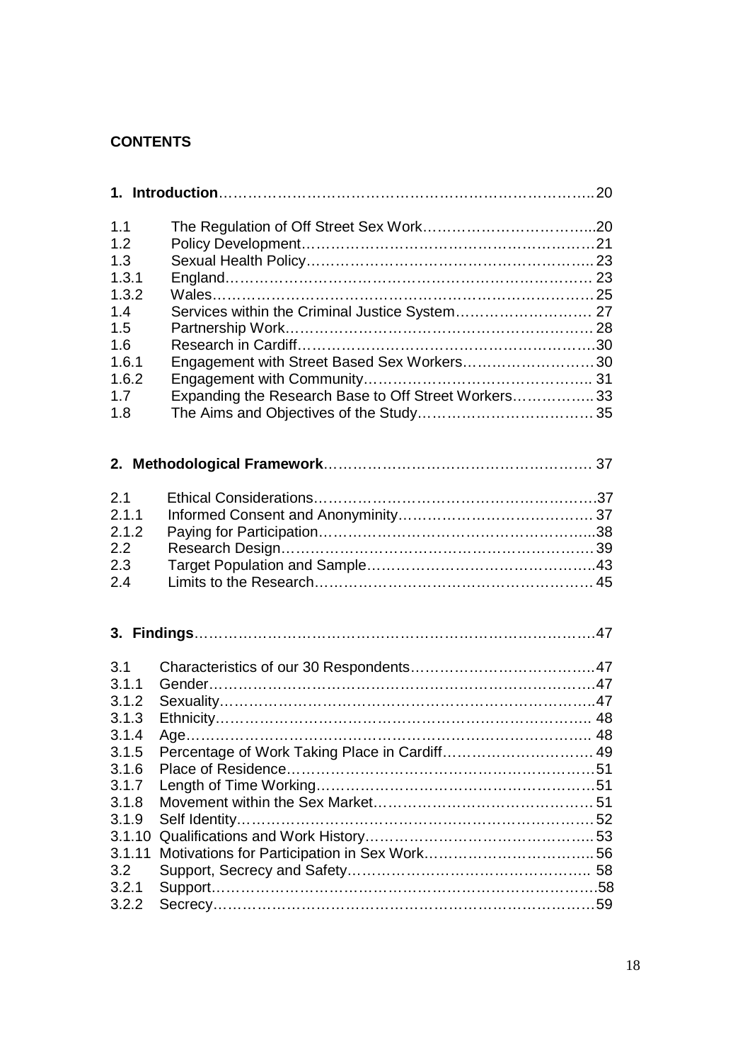**CONTENTS**

**1. Introduction** ..... 20

- 1.1 The Regulation of Off Street Sex Work ..... 20
- 1.2 Policy Development ..... 21
- 1.3 Sexual Health Policy ..... 23
- 1.3.1 England ..... 23
- 1.3.2 Wales ..... 25
- 1.4 Services within the Criminal Justice System ..... 27
- 1.5 Partnership Work ..... 28
- 1.6 Research in Cardiff ..... 30
- 1.6.1 Engagement with Street Based Sex Workers ..... 30
- 1.6.2 Engagement with Community ..... 31
- 1.7 Expanding the Research Base to Off Street Workers ..... 33
- 1.8 The Aims and Objectives of the Study ..... 35

**2. Methodological Framework** ..... 37

- 2.1 Ethical Considerations ..... 37
- 2.1.1 Informed Consent and Anonyminity ..... 37
- 2.1.2 Paying for Participation ..... 38
- 2.2 Research Design ..... 39
- 2.3 Target Population and Sample ..... 43
- 2.4 Limits to the Research ..... 45

**3. Findings** ..... 47

- 3.1 Characteristics of our 30 Respondents ..... 47
- 3.1.1 Gender ..... 47
- 3.1.2 Sexuality ..... 47
- 3.1.3 Ethnicity ..... 48
- 3.1.4 Age ..... 48
- 3.1.5 Percentage of Work Taking Place in Cardiff ..... 49
- 3.1.6 Place of Residence ..... 51
- 3.1.7 Length of Time Working ..... 51
- 3.1.8 Movement within the Sex Market ..... 51
- 3.1.9 Self Identity ..... 52
- 3.1.10 Qualifications and Work History ..... 53
- 3.1.11 Motivations for Participation in Sex Work ..... 56
- 3.2 Support, Secrecy and Safety ..... 58
- 3.2.1 Support ..... 58
- 3.2.2 Secrecy ..... 59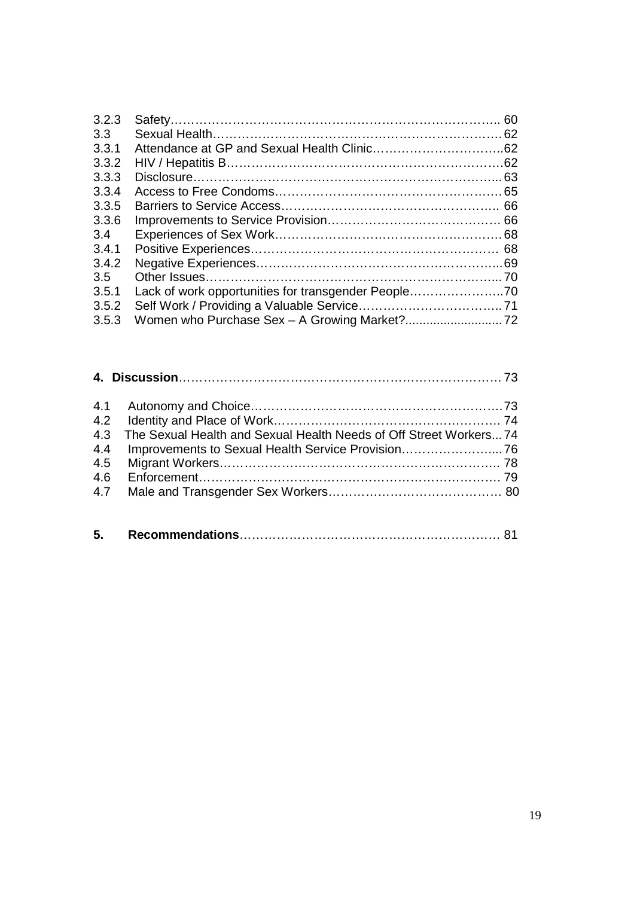3.2.3 Safety………………………………………………………………….. 60
3.3 Sexual Health………………………………………………………………62
3.3.1 Attendance at GP and Sexual Health Clinic…………………………..62
3.3.2 HIV / Hepatitis B……………………………………………………………62
3.3.3 Disclosure…………………………………………………………………... 63
3.3.4 Access to Free Condoms………………………………………………… 65
3.3.5 Barriers to Service Access……………………………………………….. 66
3.3.6 Improvements to Service Provision…………………………………… 66
3.4 Experiences of Sex Work………………………………………………… 68
3.4.1 Positive Experiences……………………………………………………… 68
3.4.2 Negative Experiences……………………………………………………...69
3.5 Other Issues………………………………………………………………... 70
3.5.1 Lack of work opportunities for transgender People…………………..70
3.5.2 Self Work / Providing a Valuable Service…………………………….. 71
3.5.3 Women who Purchase Sex – A Growing Market?............................ 72

**4. Discussion**……………………………………………………………………. 73

4.1 Autonomy and Choice…………………………………………………….73
4.2 Identity and Place of Work………………………………………………. 74
4.3 The Sexual Health and Sexual Health Needs of Off Street Workers... 74
4.4 Improvements to Sexual Health Service Provision…………………... 76
4.5 Migrant Workers………………………………………………………….. 78
4.6 Enforcement………………………………………………………………. 79
4.7 Male and Transgender Sex Workers…………………………………… 80

**5. Recommendations**………………………………………………………… 81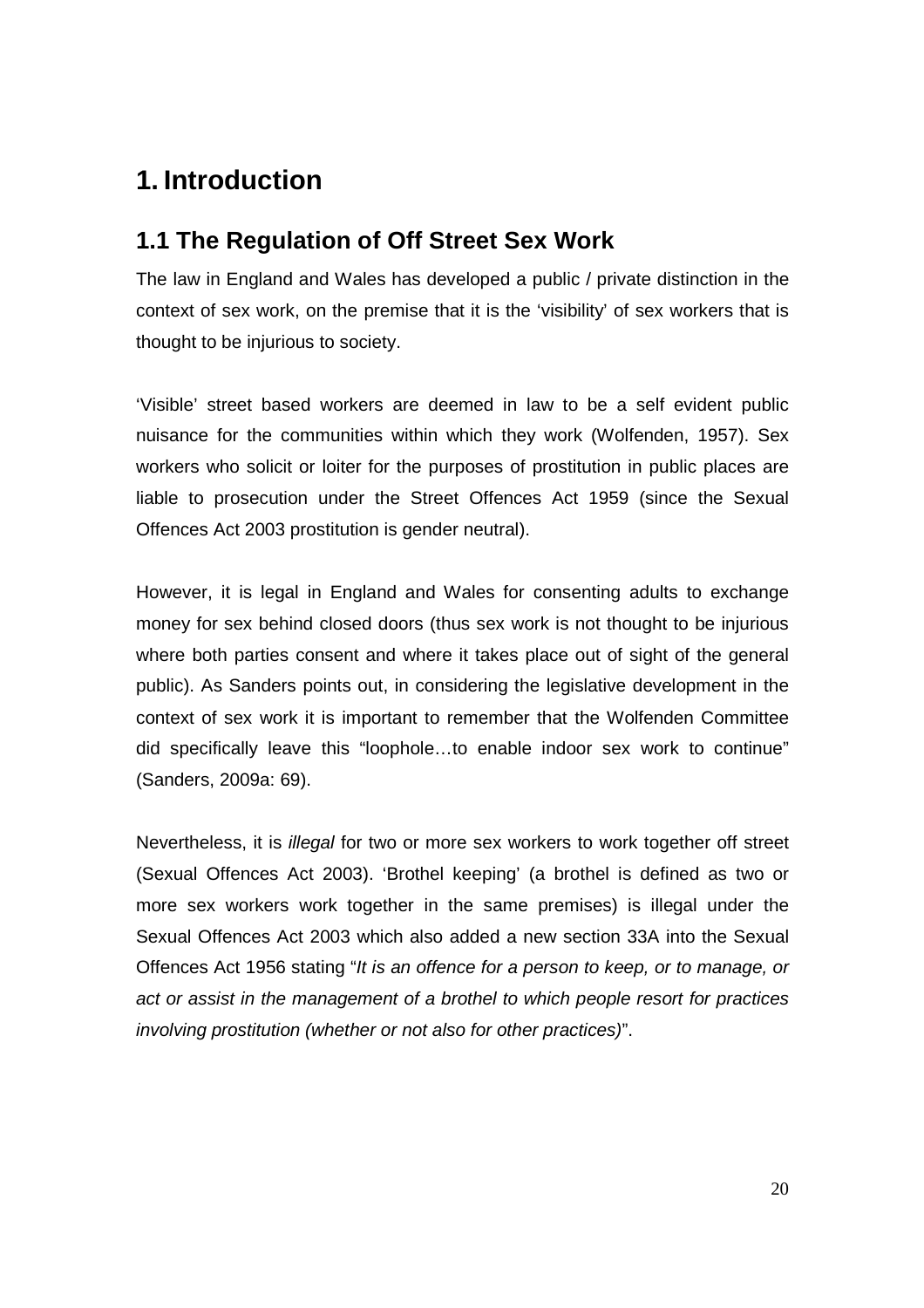# 1. Introduction

## 1.1 The Regulation of Off Street Sex Work

The law in England and Wales has developed a public / private distinction in the context of sex work, on the premise that it is the 'visibility' of sex workers that is thought to be injurious to society.

'Visible' street based workers are deemed in law to be a self evident public nuisance for the communities within which they work (Wolfenden, 1957). Sex workers who solicit or loiter for the purposes of prostitution in public places are liable to prosecution under the Street Offences Act 1959 (since the Sexual Offences Act 2003 prostitution is gender neutral).

However, it is legal in England and Wales for consenting adults to exchange money for sex behind closed doors (thus sex work is not thought to be injurious where both parties consent and where it takes place out of sight of the general public). As Sanders points out, in considering the legislative development in the context of sex work it is important to remember that the Wolfenden Committee did specifically leave this "loophole…to enable indoor sex work to continue" (Sanders, 2009a: 69).

Nevertheless, it is *illegal* for two or more sex workers to work together off street (Sexual Offences Act 2003). 'Brothel keeping' (a brothel is defined as two or more sex workers work together in the same premises) is illegal under the Sexual Offences Act 2003 which also added a new section 33A into the Sexual Offences Act 1956 stating "*It is an offence for a person to keep, or to manage, or act or assist in the management of a brothel to which people resort for practices involving prostitution (whether or not also for other practices)*".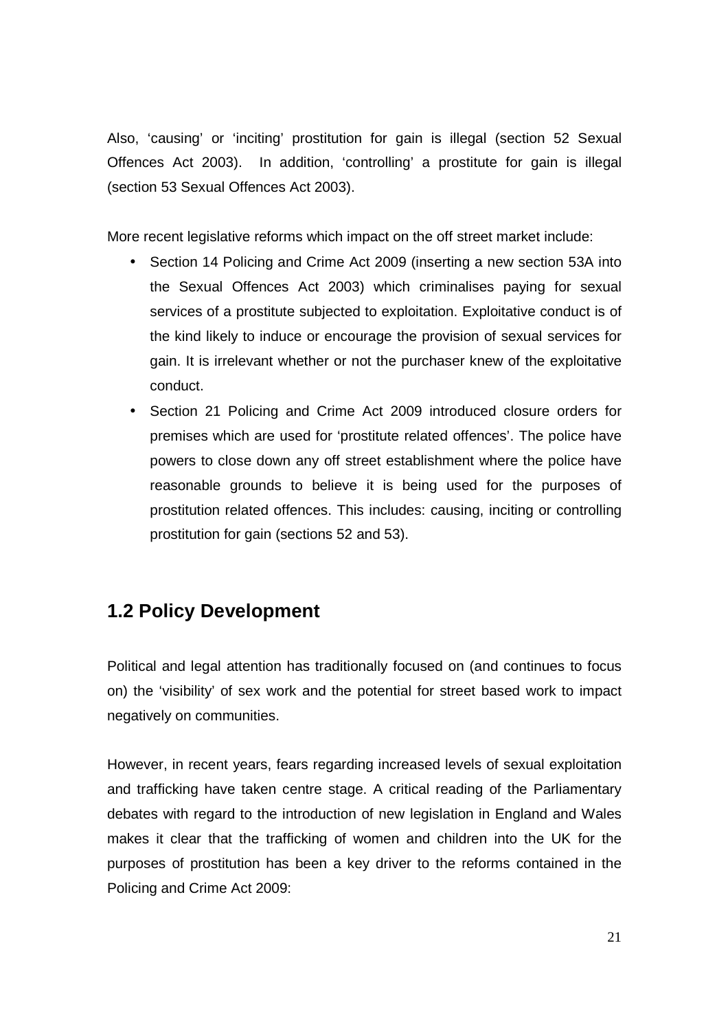Also, ‘causing’ or ‘inciting’ prostitution for gain is illegal (section 52 Sexual Offences Act 2003). In addition, ‘controlling’ a prostitute for gain is illegal (section 53 Sexual Offences Act 2003).

More recent legislative reforms which impact on the off street market include:

- Section 14 Policing and Crime Act 2009 (inserting a new section 53A into the Sexual Offences Act 2003) which criminalises paying for sexual services of a prostitute subjected to exploitation. Exploitative conduct is of the kind likely to induce or encourage the provision of sexual services for gain. It is irrelevant whether or not the purchaser knew of the exploitative conduct.
- Section 21 Policing and Crime Act 2009 introduced closure orders for premises which are used for ‘prostitute related offences’. The police have powers to close down any off street establishment where the police have reasonable grounds to believe it is being used for the purposes of prostitution related offences. This includes: causing, inciting or controlling prostitution for gain (sections 52 and 53).

## 1.2 Policy Development

Political and legal attention has traditionally focused on (and continues to focus on) the ‘visibility’ of sex work and the potential for street based work to impact negatively on communities.

However, in recent years, fears regarding increased levels of sexual exploitation and trafficking have taken centre stage. A critical reading of the Parliamentary debates with regard to the introduction of new legislation in England and Wales makes it clear that the trafficking of women and children into the UK for the purposes of prostitution has been a key driver to the reforms contained in the Policing and Crime Act 2009: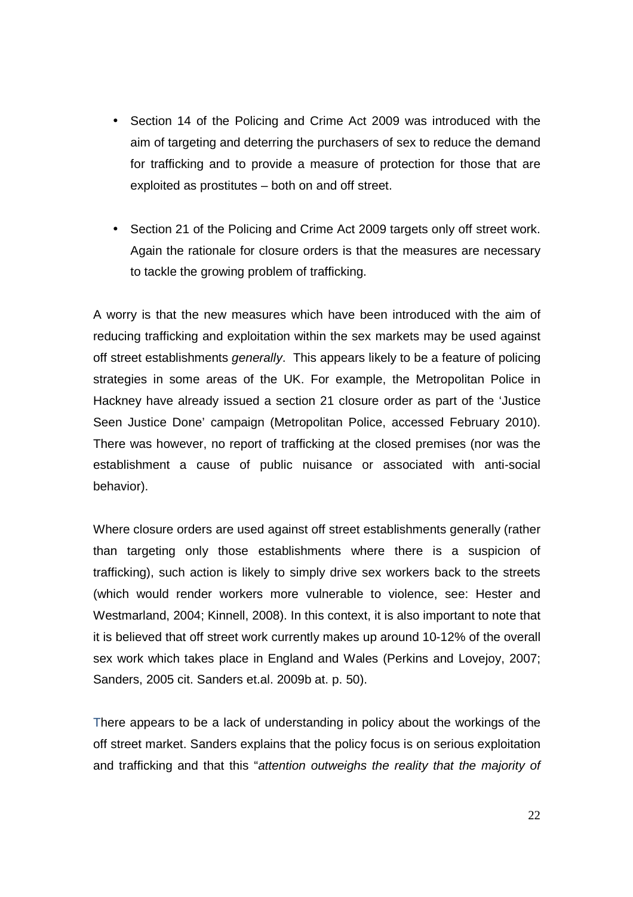- Section 14 of the Policing and Crime Act 2009 was introduced with the aim of targeting and deterring the purchasers of sex to reduce the demand for trafficking and to provide a measure of protection for those that are exploited as prostitutes – both on and off street.

- Section 21 of the Policing and Crime Act 2009 targets only off street work. Again the rationale for closure orders is that the measures are necessary to tackle the growing problem of trafficking.

A worry is that the new measures which have been introduced with the aim of reducing trafficking and exploitation within the sex markets may be used against off street establishments *generally*. This appears likely to be a feature of policing strategies in some areas of the UK. For example, the Metropolitan Police in Hackney have already issued a section 21 closure order as part of the 'Justice Seen Justice Done' campaign (Metropolitan Police, accessed February 2010). There was however, no report of trafficking at the closed premises (nor was the establishment a cause of public nuisance or associated with anti-social behavior).

Where closure orders are used against off street establishments generally (rather than targeting only those establishments where there is a suspicion of trafficking), such action is likely to simply drive sex workers back to the streets (which would render workers more vulnerable to violence, see: Hester and Westmarland, 2004; Kinnell, 2008). In this context, it is also important to note that it is believed that off street work currently makes up around 10-12% of the overall sex work which takes place in England and Wales (Perkins and Lovejoy, 2007; Sanders, 2005 cit. Sanders et.al. 2009b at. p. 50).

There appears to be a lack of understanding in policy about the workings of the off street market. Sanders explains that the policy focus is on serious exploitation and trafficking and that this "*attention outweighs the reality that the majority of*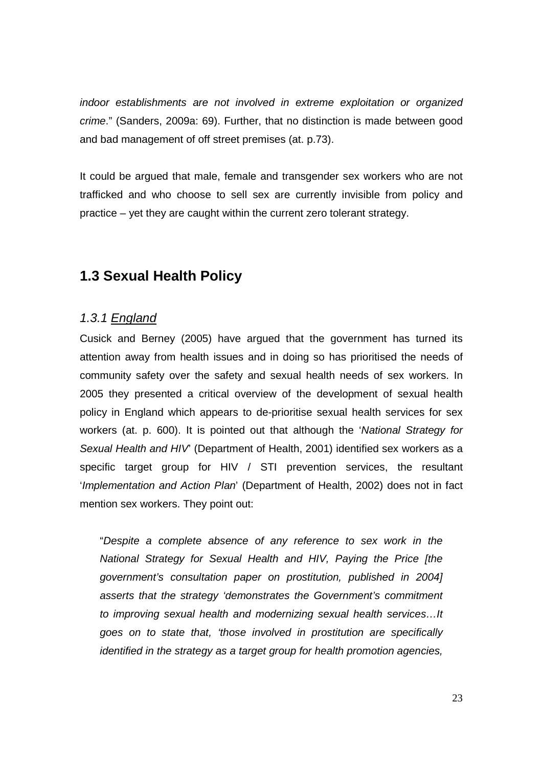*indoor establishments are not involved in extreme exploitation or organized crime*." (Sanders, 2009a: 69). Further, that no distinction is made between good and bad management of off street premises (at. p.73).

It could be argued that male, female and transgender sex workers who are not trafficked and who choose to sell sex are currently invisible from policy and practice – yet they are caught within the current zero tolerant strategy.

## 1.3 Sexual Health Policy

### *1.3.1 England*

Cusick and Berney (2005) have argued that the government has turned its attention away from health issues and in doing so has prioritised the needs of community safety over the safety and sexual health needs of sex workers. In 2005 they presented a critical overview of the development of sexual health policy in England which appears to de-prioritise sexual health services for sex workers (at. p. 600). It is pointed out that although the '*National Strategy for Sexual Health and HIV*' (Department of Health, 2001) identified sex workers as a specific target group for HIV / STI prevention services, the resultant '*Implementation and Action Plan*' (Department of Health, 2002) does not in fact mention sex workers. They point out:

> "*Despite a complete absence of any reference to sex work in the National Strategy for Sexual Health and HIV, Paying the Price [the government's consultation paper on prostitution, published in 2004] asserts that the strategy 'demonstrates the Government's commitment to improving sexual health and modernizing sexual health services…It goes on to state that, 'those involved in prostitution are specifically identified in the strategy as a target group for health promotion agencies,*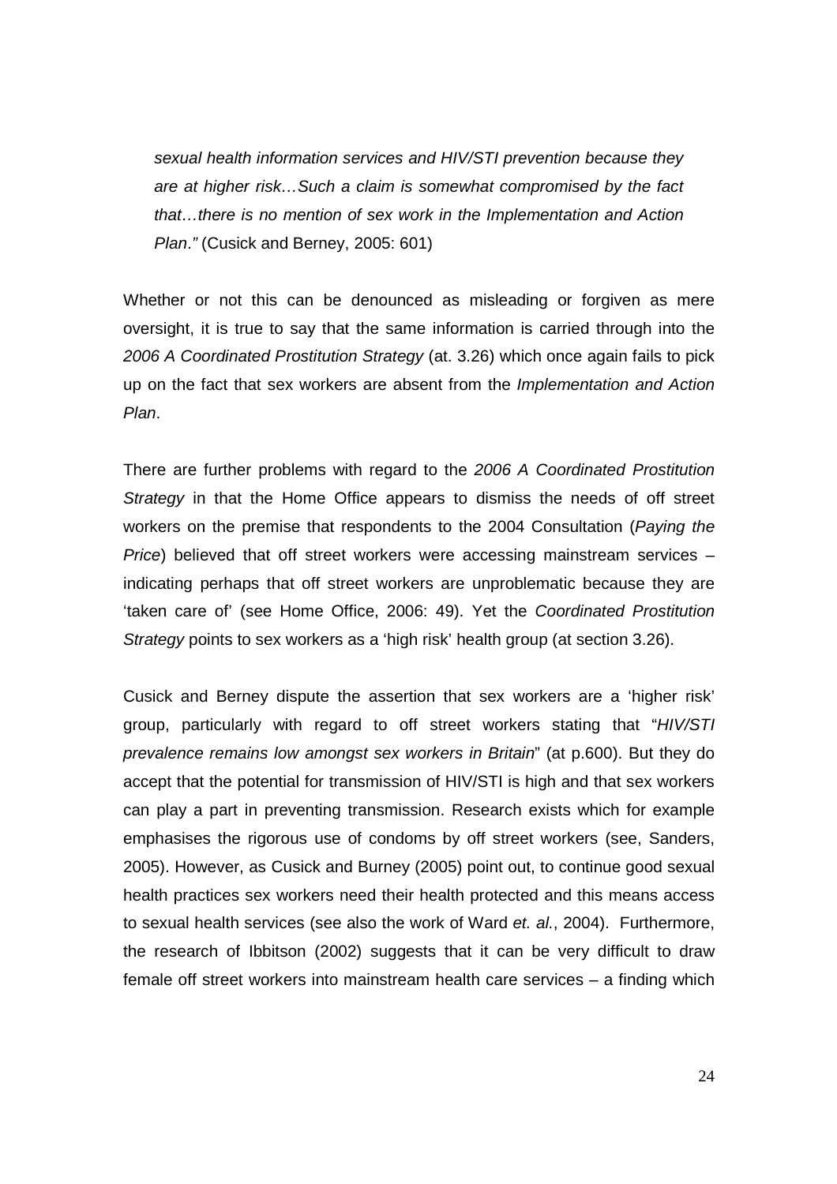*sexual health information services and HIV/STI prevention because they are at higher risk…Such a claim is somewhat compromised by the fact that…there is no mention of sex work in the Implementation and Action Plan."* (Cusick and Berney, 2005: 601)

Whether or not this can be denounced as misleading or forgiven as mere oversight, it is true to say that the same information is carried through into the *2006 A Coordinated Prostitution Strategy* (at. 3.26) which once again fails to pick up on the fact that sex workers are absent from the *Implementation and Action Plan*.

There are further problems with regard to the *2006 A Coordinated Prostitution Strategy* in that the Home Office appears to dismiss the needs of off street workers on the premise that respondents to the 2004 Consultation (*Paying the Price*) believed that off street workers were accessing mainstream services – indicating perhaps that off street workers are unproblematic because they are 'taken care of' (see Home Office, 2006: 49). Yet the *Coordinated Prostitution Strategy* points to sex workers as a 'high risk' health group (at section 3.26).

Cusick and Berney dispute the assertion that sex workers are a 'higher risk' group, particularly with regard to off street workers stating that "*HIV/STI prevalence remains low amongst sex workers in Britain*" (at p.600). But they do accept that the potential for transmission of HIV/STI is high and that sex workers can play a part in preventing transmission. Research exists which for example emphasises the rigorous use of condoms by off street workers (see, Sanders, 2005). However, as Cusick and Burney (2005) point out, to continue good sexual health practices sex workers need their health protected and this means access to sexual health services (see also the work of Ward *et. al.*, 2004). Furthermore, the research of Ibbitson (2002) suggests that it can be very difficult to draw female off street workers into mainstream health care services – a finding which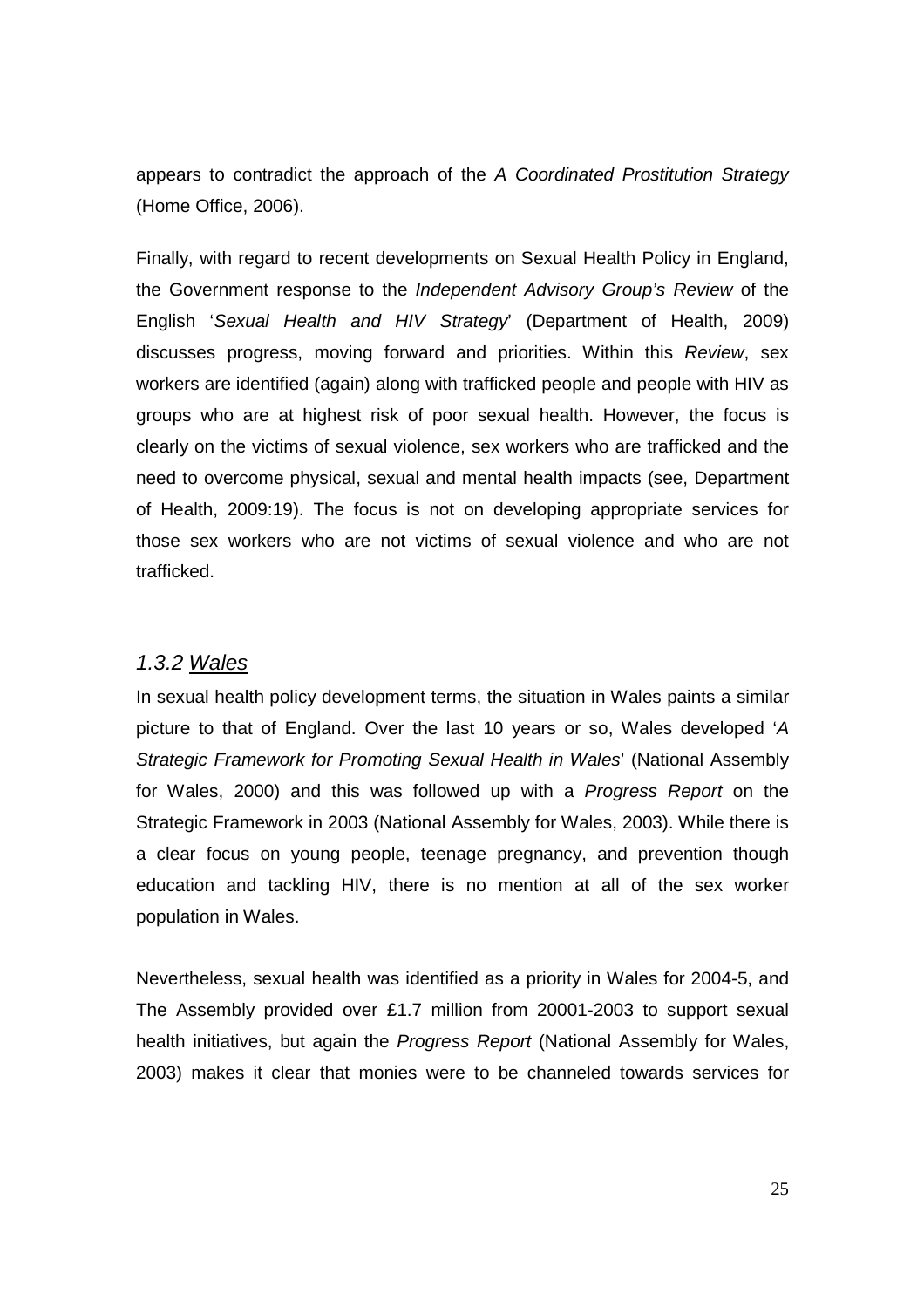appears to contradict the approach of the *A Coordinated Prostitution Strategy* (Home Office, 2006).

Finally, with regard to recent developments on Sexual Health Policy in England, the Government response to the *Independent Advisory Group's Review* of the English '*Sexual Health and HIV Strategy*' (Department of Health, 2009) discusses progress, moving forward and priorities. Within this *Review*, sex workers are identified (again) along with trafficked people and people with HIV as groups who are at highest risk of poor sexual health. However, the focus is clearly on the victims of sexual violence, sex workers who are trafficked and the need to overcome physical, sexual and mental health impacts (see, Department of Health, 2009:19). The focus is not on developing appropriate services for those sex workers who are not victims of sexual violence and who are not trafficked.

### *1.3.2 Wales*

In sexual health policy development terms, the situation in Wales paints a similar picture to that of England. Over the last 10 years or so, Wales developed '*A Strategic Framework for Promoting Sexual Health in Wales*' (National Assembly for Wales, 2000) and this was followed up with a *Progress Report* on the Strategic Framework in 2003 (National Assembly for Wales, 2003). While there is a clear focus on young people, teenage pregnancy, and prevention though education and tackling HIV, there is no mention at all of the sex worker population in Wales.

Nevertheless, sexual health was identified as a priority in Wales for 2004-5, and The Assembly provided over £1.7 million from 20001-2003 to support sexual health initiatives, but again the *Progress Report* (National Assembly for Wales, 2003) makes it clear that monies were to be channeled towards services for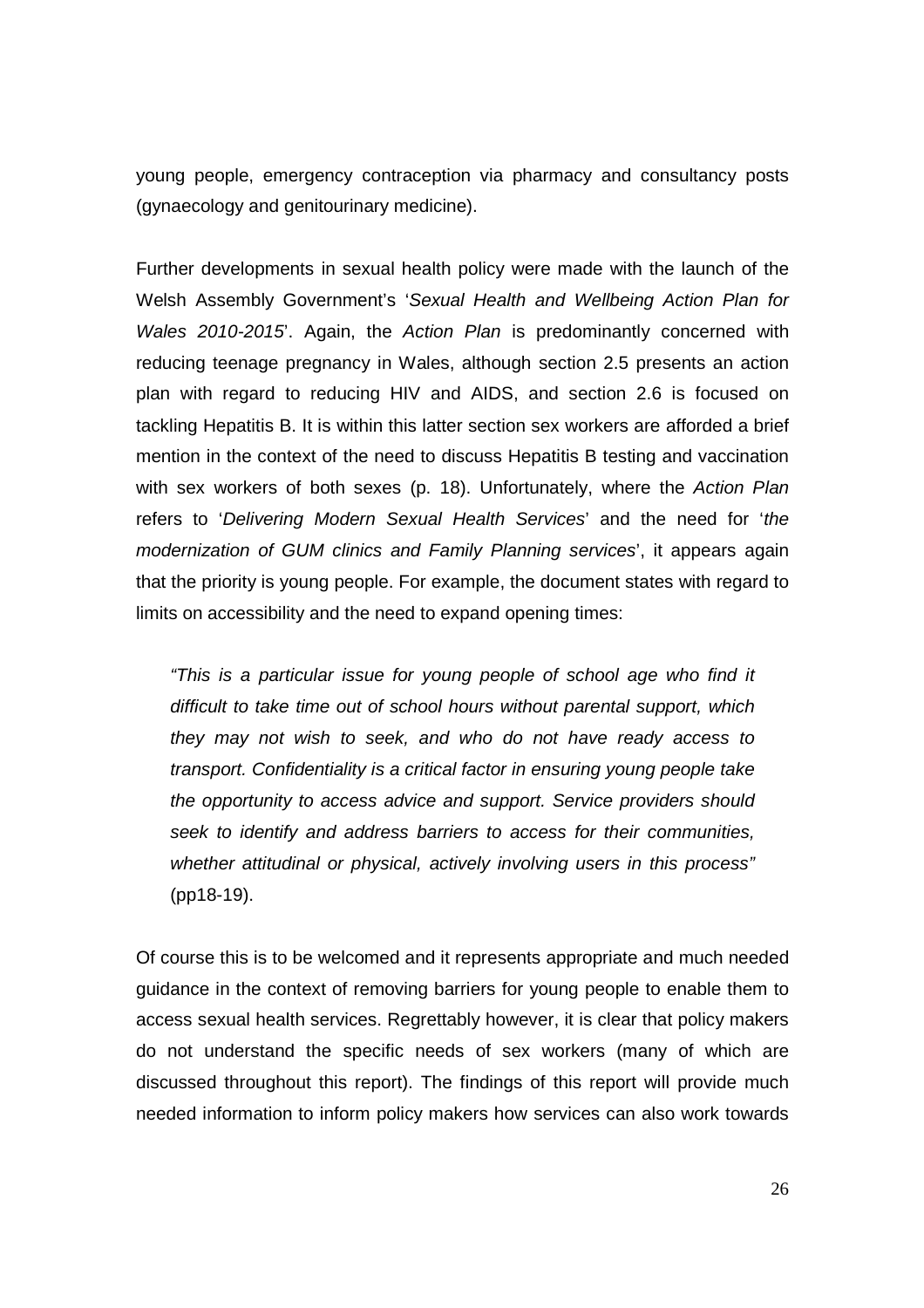young people, emergency contraception via pharmacy and consultancy posts (gynaecology and genitourinary medicine).

Further developments in sexual health policy were made with the launch of the Welsh Assembly Government's '*Sexual Health and Wellbeing Action Plan for Wales 2010-2015*'. Again, the *Action Plan* is predominantly concerned with reducing teenage pregnancy in Wales, although section 2.5 presents an action plan with regard to reducing HIV and AIDS, and section 2.6 is focused on tackling Hepatitis B. It is within this latter section sex workers are afforded a brief mention in the context of the need to discuss Hepatitis B testing and vaccination with sex workers of both sexes (p. 18). Unfortunately, where the *Action Plan* refers to '*Delivering Modern Sexual Health Services*' and the need for '*the modernization of GUM clinics and Family Planning services*', it appears again that the priority is young people. For example, the document states with regard to limits on accessibility and the need to expand opening times:

> *"This is a particular issue for young people of school age who find it difficult to take time out of school hours without parental support, which they may not wish to seek, and who do not have ready access to transport. Confidentiality is a critical factor in ensuring young people take the opportunity to access advice and support. Service providers should seek to identify and address barriers to access for their communities, whether attitudinal or physical, actively involving users in this process"* (pp18-19).

Of course this is to be welcomed and it represents appropriate and much needed guidance in the context of removing barriers for young people to enable them to access sexual health services. Regrettably however, it is clear that policy makers do not understand the specific needs of sex workers (many of which are discussed throughout this report). The findings of this report will provide much needed information to inform policy makers how services can also work towards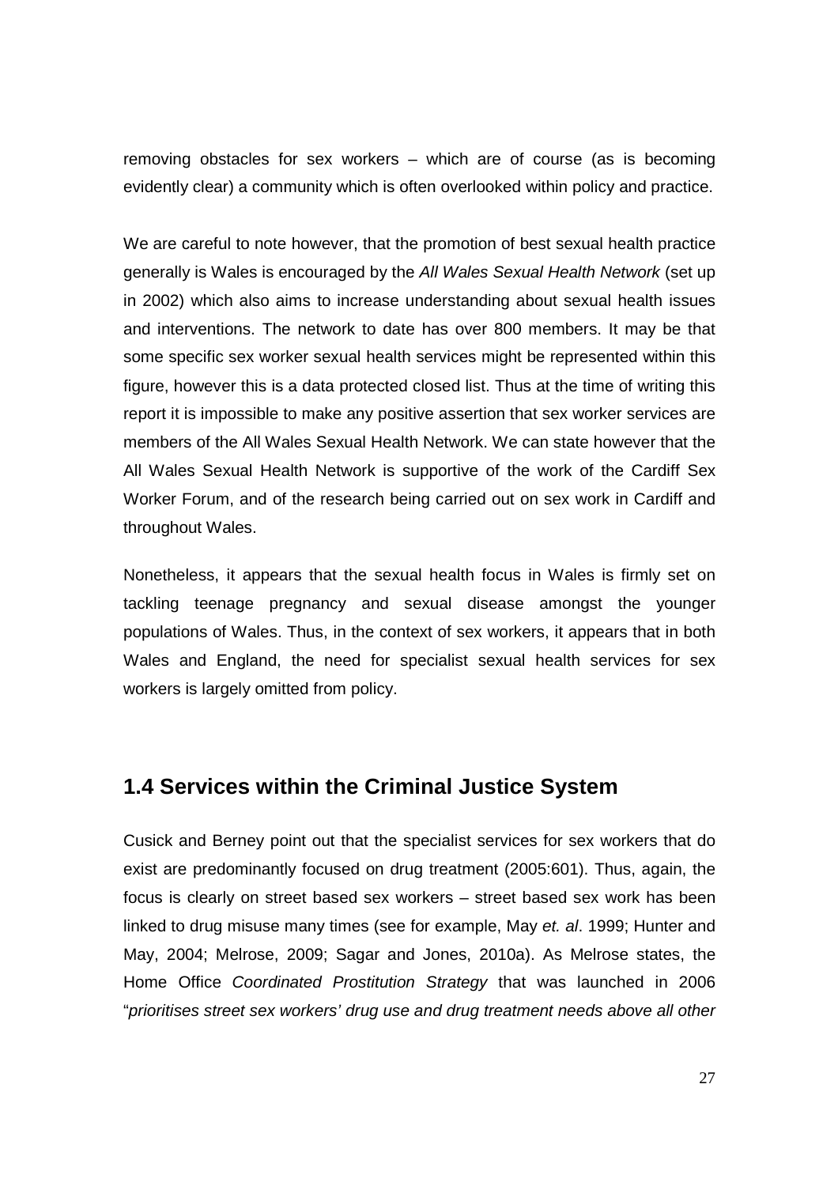removing obstacles for sex workers – which are of course (as is becoming evidently clear) a community which is often overlooked within policy and practice.

We are careful to note however, that the promotion of best sexual health practice generally is Wales is encouraged by the *All Wales Sexual Health Network* (set up in 2002) which also aims to increase understanding about sexual health issues and interventions. The network to date has over 800 members. It may be that some specific sex worker sexual health services might be represented within this figure, however this is a data protected closed list. Thus at the time of writing this report it is impossible to make any positive assertion that sex worker services are members of the All Wales Sexual Health Network. We can state however that the All Wales Sexual Health Network is supportive of the work of the Cardiff Sex Worker Forum, and of the research being carried out on sex work in Cardiff and throughout Wales.

Nonetheless, it appears that the sexual health focus in Wales is firmly set on tackling teenage pregnancy and sexual disease amongst the younger populations of Wales. Thus, in the context of sex workers, it appears that in both Wales and England, the need for specialist sexual health services for sex workers is largely omitted from policy.

## 1.4 Services within the Criminal Justice System

Cusick and Berney point out that the specialist services for sex workers that do exist are predominantly focused on drug treatment (2005:601). Thus, again, the focus is clearly on street based sex workers – street based sex work has been linked to drug misuse many times (see for example, May *et. al*. 1999; Hunter and May, 2004; Melrose, 2009; Sagar and Jones, 2010a). As Melrose states, the Home Office *Coordinated Prostitution Strategy* that was launched in 2006 "*prioritises street sex workers' drug use and drug treatment needs above all other*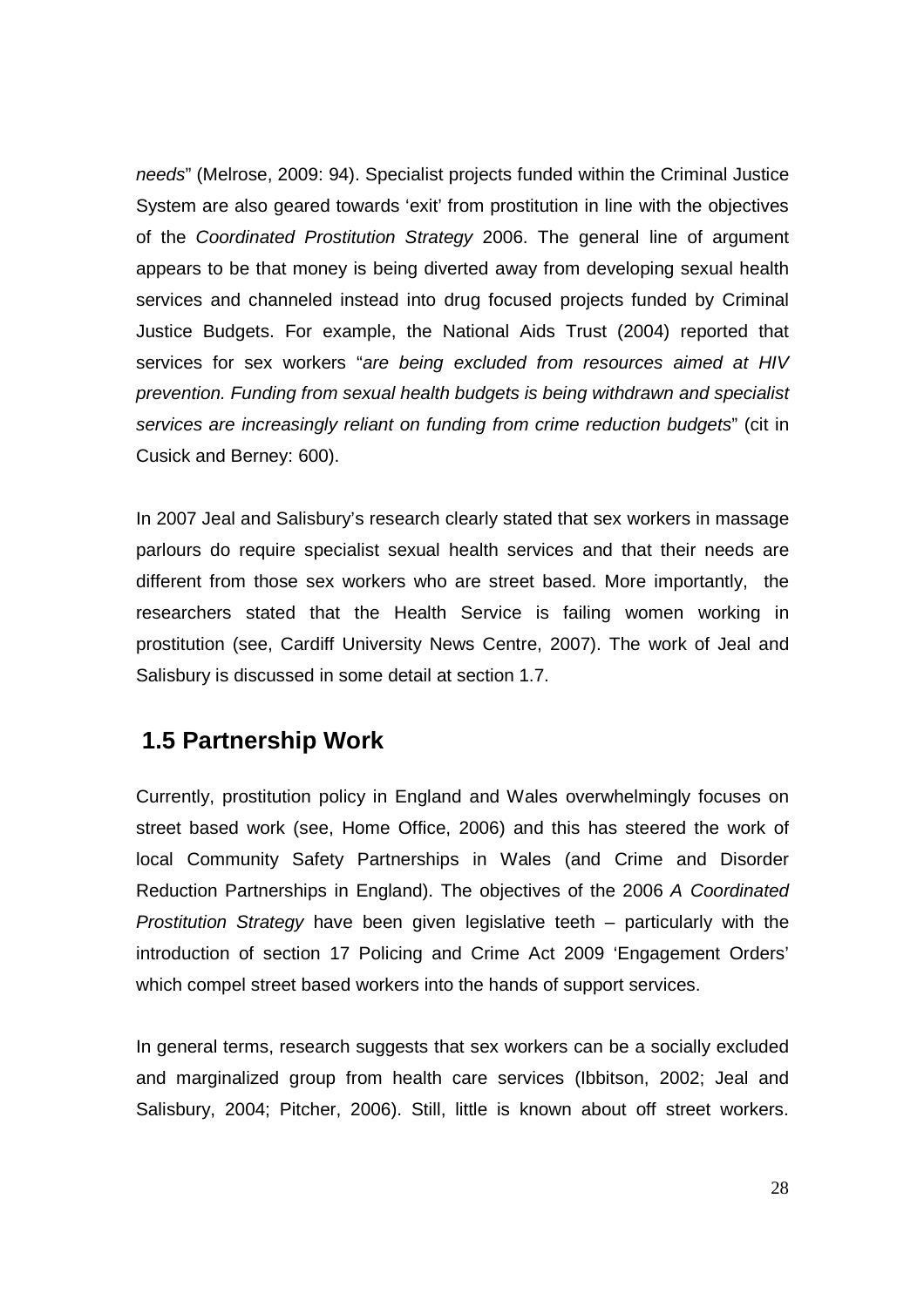*needs*" (Melrose, 2009: 94). Specialist projects funded within the Criminal Justice System are also geared towards 'exit' from prostitution in line with the objectives of the *Coordinated Prostitution Strategy* 2006. The general line of argument appears to be that money is being diverted away from developing sexual health services and channeled instead into drug focused projects funded by Criminal Justice Budgets. For example, the National Aids Trust (2004) reported that services for sex workers "*are being excluded from resources aimed at HIV prevention. Funding from sexual health budgets is being withdrawn and specialist services are increasingly reliant on funding from crime reduction budgets*" (cit in Cusick and Berney: 600).

In 2007 Jeal and Salisbury's research clearly stated that sex workers in massage parlours do require specialist sexual health services and that their needs are different from those sex workers who are street based. More importantly, the researchers stated that the Health Service is failing women working in prostitution (see, Cardiff University News Centre, 2007). The work of Jeal and Salisbury is discussed in some detail at section 1.7.

## 1.5 Partnership Work

Currently, prostitution policy in England and Wales overwhelmingly focuses on street based work (see, Home Office, 2006) and this has steered the work of local Community Safety Partnerships in Wales (and Crime and Disorder Reduction Partnerships in England). The objectives of the 2006 *A Coordinated Prostitution Strategy* have been given legislative teeth – particularly with the introduction of section 17 Policing and Crime Act 2009 'Engagement Orders' which compel street based workers into the hands of support services.

In general terms, research suggests that sex workers can be a socially excluded and marginalized group from health care services (Ibbitson, 2002; Jeal and Salisbury, 2004; Pitcher, 2006). Still, little is known about off street workers.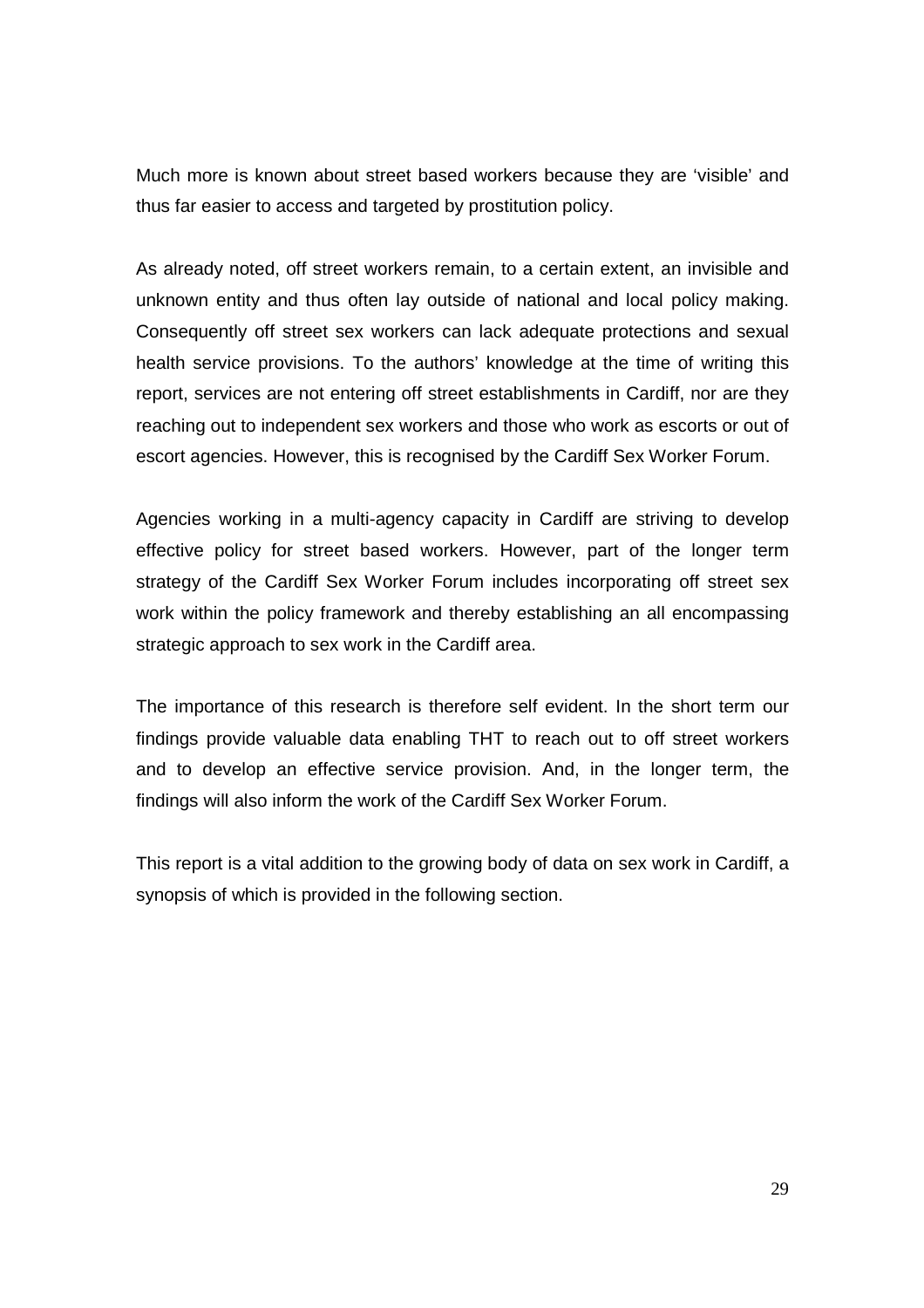Much more is known about street based workers because they are 'visible' and thus far easier to access and targeted by prostitution policy.

As already noted, off street workers remain, to a certain extent, an invisible and unknown entity and thus often lay outside of national and local policy making. Consequently off street sex workers can lack adequate protections and sexual health service provisions. To the authors' knowledge at the time of writing this report, services are not entering off street establishments in Cardiff, nor are they reaching out to independent sex workers and those who work as escorts or out of escort agencies. However, this is recognised by the Cardiff Sex Worker Forum.

Agencies working in a multi-agency capacity in Cardiff are striving to develop effective policy for street based workers. However, part of the longer term strategy of the Cardiff Sex Worker Forum includes incorporating off street sex work within the policy framework and thereby establishing an all encompassing strategic approach to sex work in the Cardiff area.

The importance of this research is therefore self evident. In the short term our findings provide valuable data enabling THT to reach out to off street workers and to develop an effective service provision. And, in the longer term, the findings will also inform the work of the Cardiff Sex Worker Forum.

This report is a vital addition to the growing body of data on sex work in Cardiff, a synopsis of which is provided in the following section.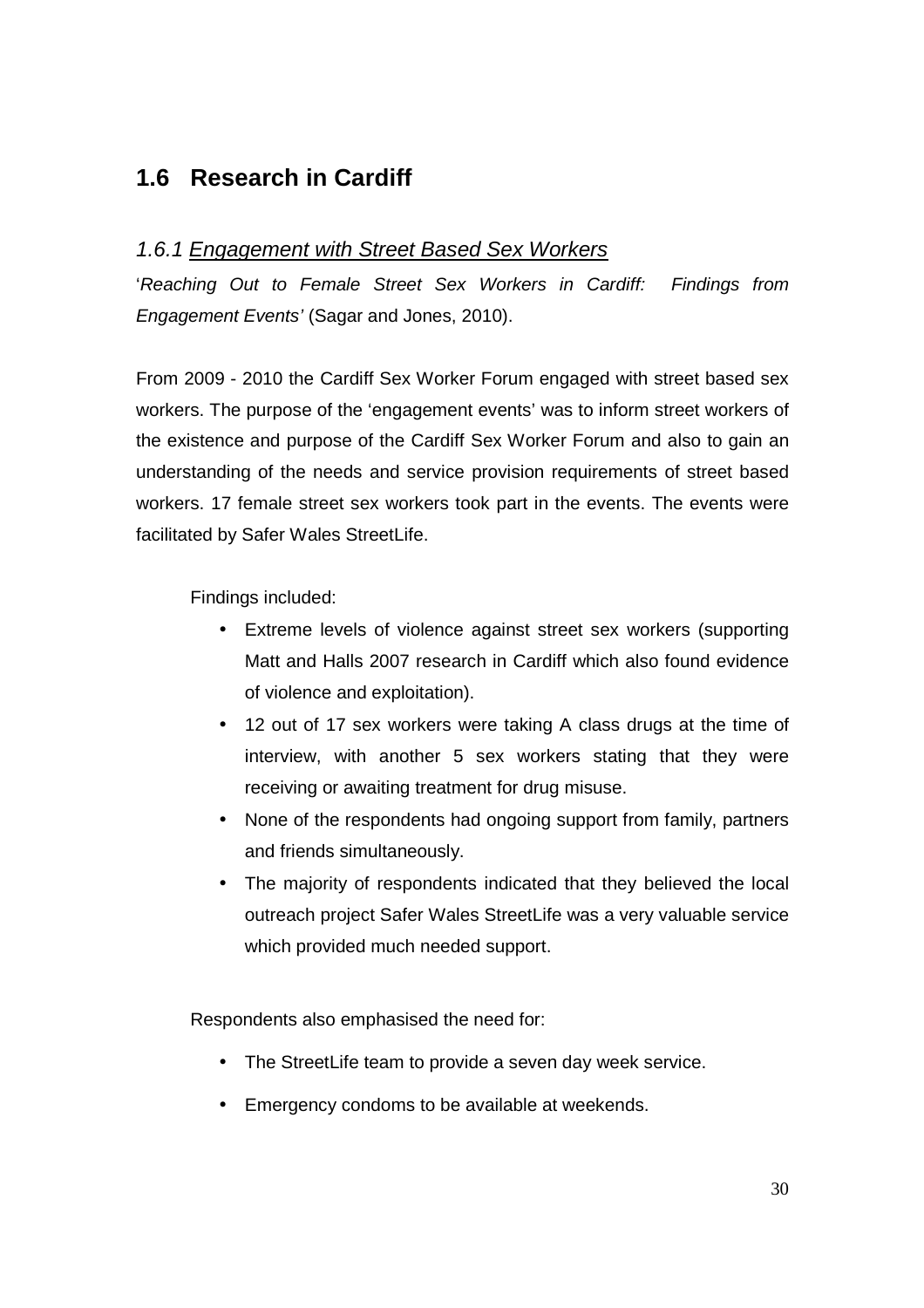## 1.6 Research in Cardiff

### *1.6.1 Engagement with Street Based Sex Workers*

'*Reaching Out to Female Street Sex Workers in Cardiff: Findings from Engagement Events'* (Sagar and Jones, 2010).

From 2009 - 2010 the Cardiff Sex Worker Forum engaged with street based sex workers. The purpose of the 'engagement events' was to inform street workers of the existence and purpose of the Cardiff Sex Worker Forum and also to gain an understanding of the needs and service provision requirements of street based workers. 17 female street sex workers took part in the events. The events were facilitated by Safer Wales StreetLife.

Findings included:

- Extreme levels of violence against street sex workers (supporting Matt and Halls 2007 research in Cardiff which also found evidence of violence and exploitation).
- 12 out of 17 sex workers were taking A class drugs at the time of interview, with another 5 sex workers stating that they were receiving or awaiting treatment for drug misuse.
- None of the respondents had ongoing support from family, partners and friends simultaneously.
- The majority of respondents indicated that they believed the local outreach project Safer Wales StreetLife was a very valuable service which provided much needed support.

Respondents also emphasised the need for:

- The StreetLife team to provide a seven day week service.
- Emergency condoms to be available at weekends.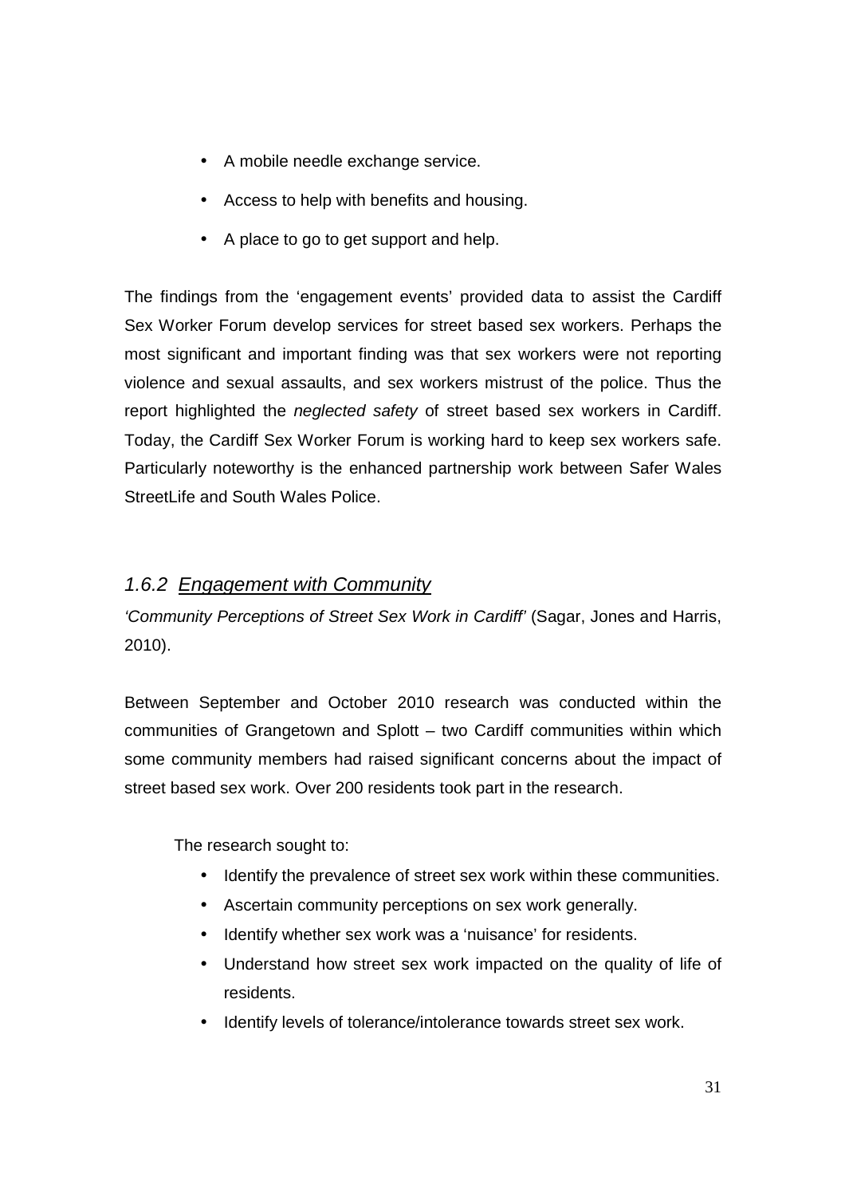- A mobile needle exchange service.
- Access to help with benefits and housing.
- A place to go to get support and help.

The findings from the 'engagement events' provided data to assist the Cardiff Sex Worker Forum develop services for street based sex workers. Perhaps the most significant and important finding was that sex workers were not reporting violence and sexual assaults, and sex workers mistrust of the police. Thus the report highlighted the *neglected safety* of street based sex workers in Cardiff. Today, the Cardiff Sex Worker Forum is working hard to keep sex workers safe. Particularly noteworthy is the enhanced partnership work between Safer Wales StreetLife and South Wales Police.

### *1.6.2 Engagement with Community*

*'Community Perceptions of Street Sex Work in Cardiff'* (Sagar, Jones and Harris, 2010).

Between September and October 2010 research was conducted within the communities of Grangetown and Splott – two Cardiff communities within which some community members had raised significant concerns about the impact of street based sex work. Over 200 residents took part in the research.

The research sought to:

- Identify the prevalence of street sex work within these communities.
- Ascertain community perceptions on sex work generally.
- Identify whether sex work was a 'nuisance' for residents.
- Understand how street sex work impacted on the quality of life of residents.
- Identify levels of tolerance/intolerance towards street sex work.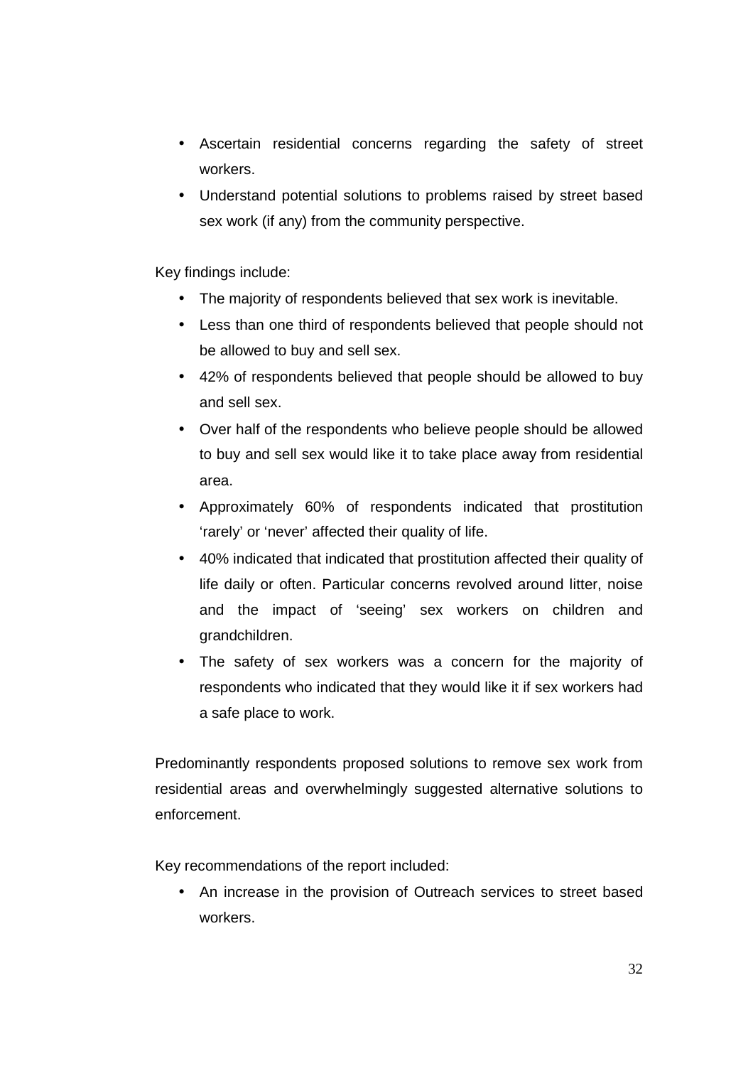- Ascertain residential concerns regarding the safety of street workers.
- Understand potential solutions to problems raised by street based sex work (if any) from the community perspective.

Key findings include:

- The majority of respondents believed that sex work is inevitable.
- Less than one third of respondents believed that people should not be allowed to buy and sell sex.
- 42% of respondents believed that people should be allowed to buy and sell sex.
- Over half of the respondents who believe people should be allowed to buy and sell sex would like it to take place away from residential area.
- Approximately 60% of respondents indicated that prostitution 'rarely' or 'never' affected their quality of life.
- 40% indicated that indicated that prostitution affected their quality of life daily or often. Particular concerns revolved around litter, noise and the impact of 'seeing' sex workers on children and grandchildren.
- The safety of sex workers was a concern for the majority of respondents who indicated that they would like it if sex workers had a safe place to work.

Predominantly respondents proposed solutions to remove sex work from residential areas and overwhelmingly suggested alternative solutions to enforcement.

Key recommendations of the report included:

- An increase in the provision of Outreach services to street based workers.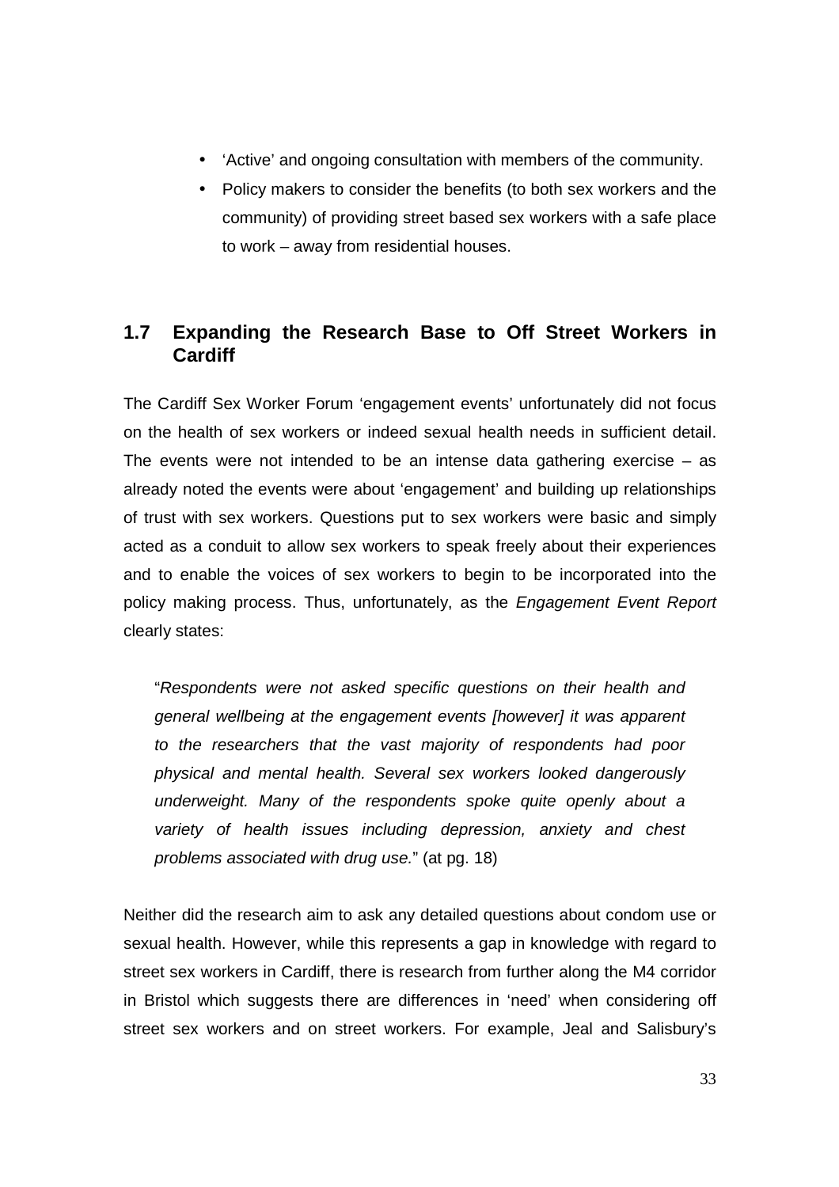- ‘Active’ and ongoing consultation with members of the community.
- Policy makers to consider the benefits (to both sex workers and the community) of providing street based sex workers with a safe place to work – away from residential houses.

## 1.7 Expanding the Research Base to Off Street Workers in Cardiff

The Cardiff Sex Worker Forum ‘engagement events’ unfortunately did not focus on the health of sex workers or indeed sexual health needs in sufficient detail. The events were not intended to be an intense data gathering exercise – as already noted the events were about ‘engagement’ and building up relationships of trust with sex workers. Questions put to sex workers were basic and simply acted as a conduit to allow sex workers to speak freely about their experiences and to enable the voices of sex workers to begin to be incorporated into the policy making process. Thus, unfortunately, as the *Engagement Event Report* clearly states:

> “*Respondents were not asked specific questions on their health and general wellbeing at the engagement events [however] it was apparent to the researchers that the vast majority of respondents had poor physical and mental health. Several sex workers looked dangerously underweight. Many of the respondents spoke quite openly about a variety of health issues including depression, anxiety and chest problems associated with drug use.*” (at pg. 18)

Neither did the research aim to ask any detailed questions about condom use or sexual health. However, while this represents a gap in knowledge with regard to street sex workers in Cardiff, there is research from further along the M4 corridor in Bristol which suggests there are differences in ‘need’ when considering off street sex workers and on street workers. For example, Jeal and Salisbury’s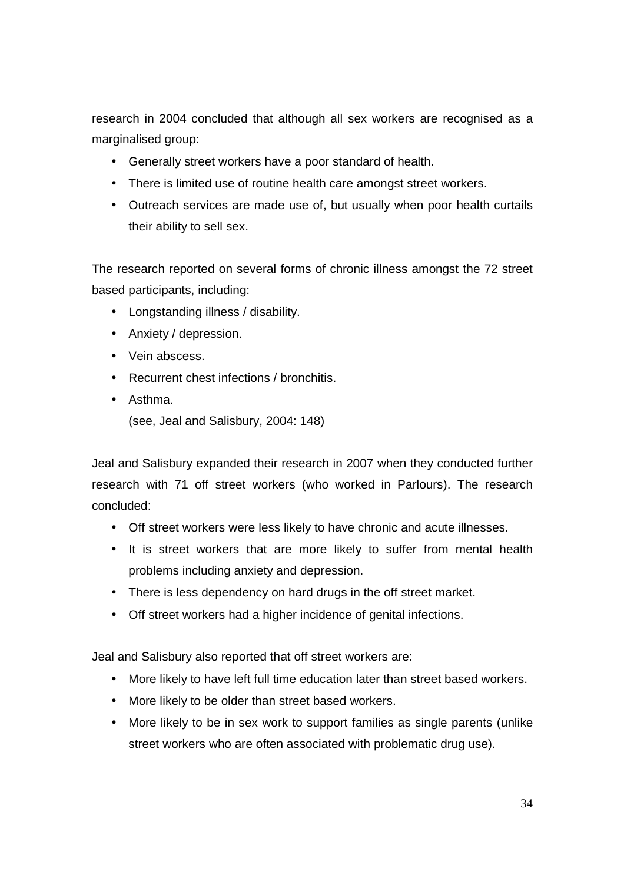research in 2004 concluded that although all sex workers are recognised as a marginalised group:

- Generally street workers have a poor standard of health.
- There is limited use of routine health care amongst street workers.
- Outreach services are made use of, but usually when poor health curtails their ability to sell sex.

The research reported on several forms of chronic illness amongst the 72 street based participants, including:

- Longstanding illness / disability.
- Anxiety / depression.
- Vein abscess.
- Recurrent chest infections / bronchitis.
- Asthma.

  (see, Jeal and Salisbury, 2004: 148)

Jeal and Salisbury expanded their research in 2007 when they conducted further research with 71 off street workers (who worked in Parlours). The research concluded:

- Off street workers were less likely to have chronic and acute illnesses.
- It is street workers that are more likely to suffer from mental health problems including anxiety and depression.
- There is less dependency on hard drugs in the off street market.
- Off street workers had a higher incidence of genital infections.

Jeal and Salisbury also reported that off street workers are:

- More likely to have left full time education later than street based workers.
- More likely to be older than street based workers.
- More likely to be in sex work to support families as single parents (unlike street workers who are often associated with problematic drug use).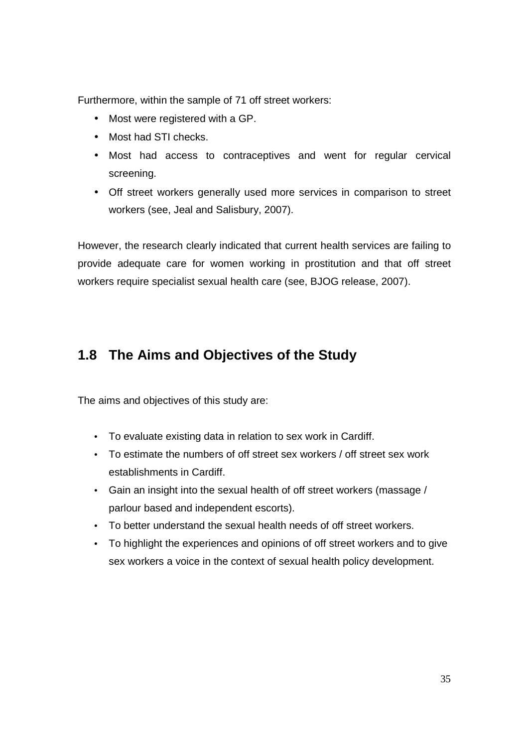Furthermore, within the sample of 71 off street workers:

- Most were registered with a GP.
- Most had STI checks.
- Most had access to contraceptives and went for regular cervical screening.
- Off street workers generally used more services in comparison to street workers (see, Jeal and Salisbury, 2007).

However, the research clearly indicated that current health services are failing to provide adequate care for women working in prostitution and that off street workers require specialist sexual health care (see, BJOG release, 2007).

## 1.8 The Aims and Objectives of the Study

The aims and objectives of this study are:

- To evaluate existing data in relation to sex work in Cardiff.
- To estimate the numbers of off street sex workers / off street sex work establishments in Cardiff.
- Gain an insight into the sexual health of off street workers (massage / parlour based and independent escorts).
- To better understand the sexual health needs of off street workers.
- To highlight the experiences and opinions of off street workers and to give sex workers a voice in the context of sexual health policy development.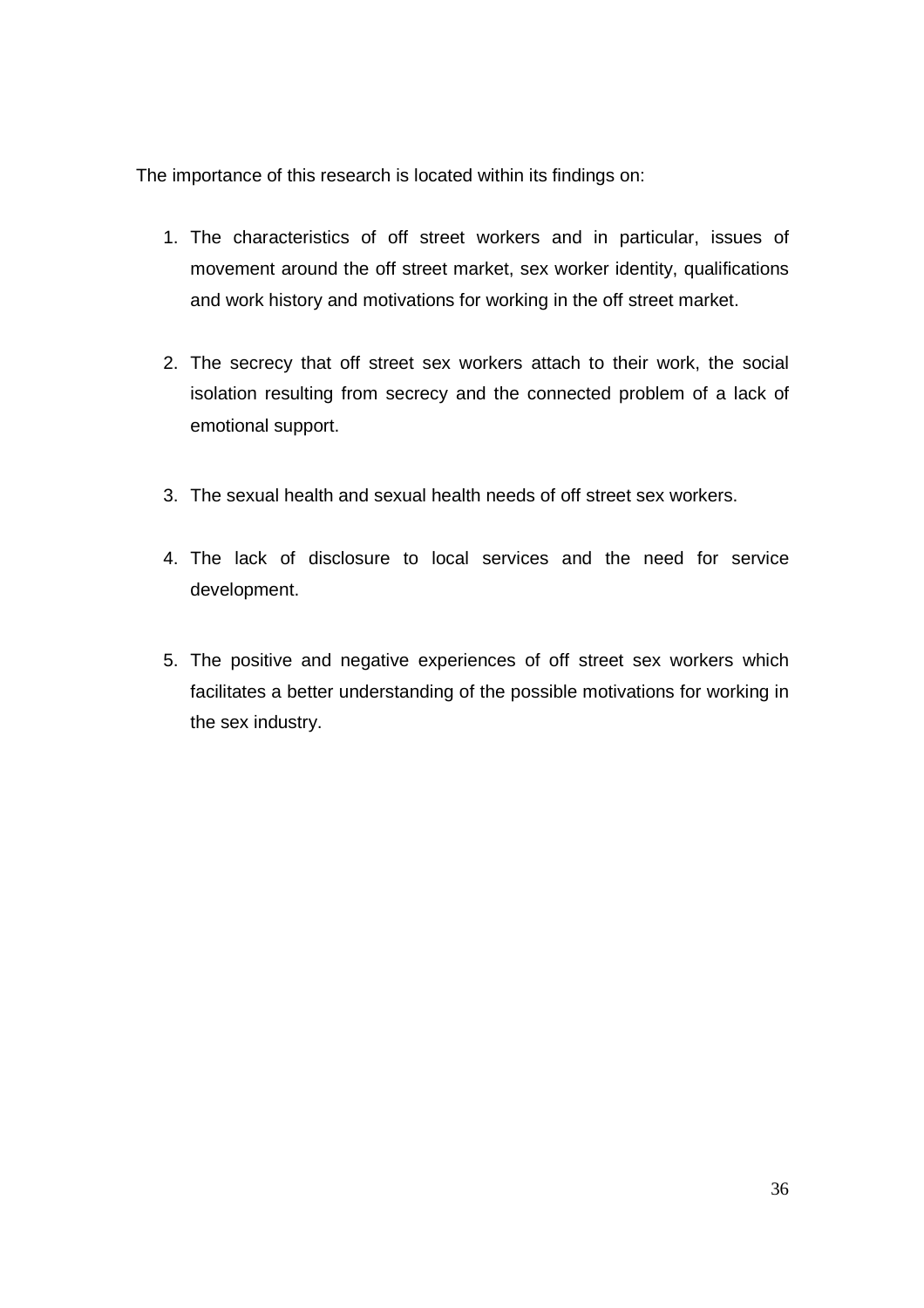The importance of this research is located within its findings on:

1. The characteristics of off street workers and in particular, issues of movement around the off street market, sex worker identity, qualifications and work history and motivations for working in the off street market.

2. The secrecy that off street sex workers attach to their work, the social isolation resulting from secrecy and the connected problem of a lack of emotional support.

3. The sexual health and sexual health needs of off street sex workers.

4. The lack of disclosure to local services and the need for service development.

5. The positive and negative experiences of off street sex workers which facilitates a better understanding of the possible motivations for working in the sex industry.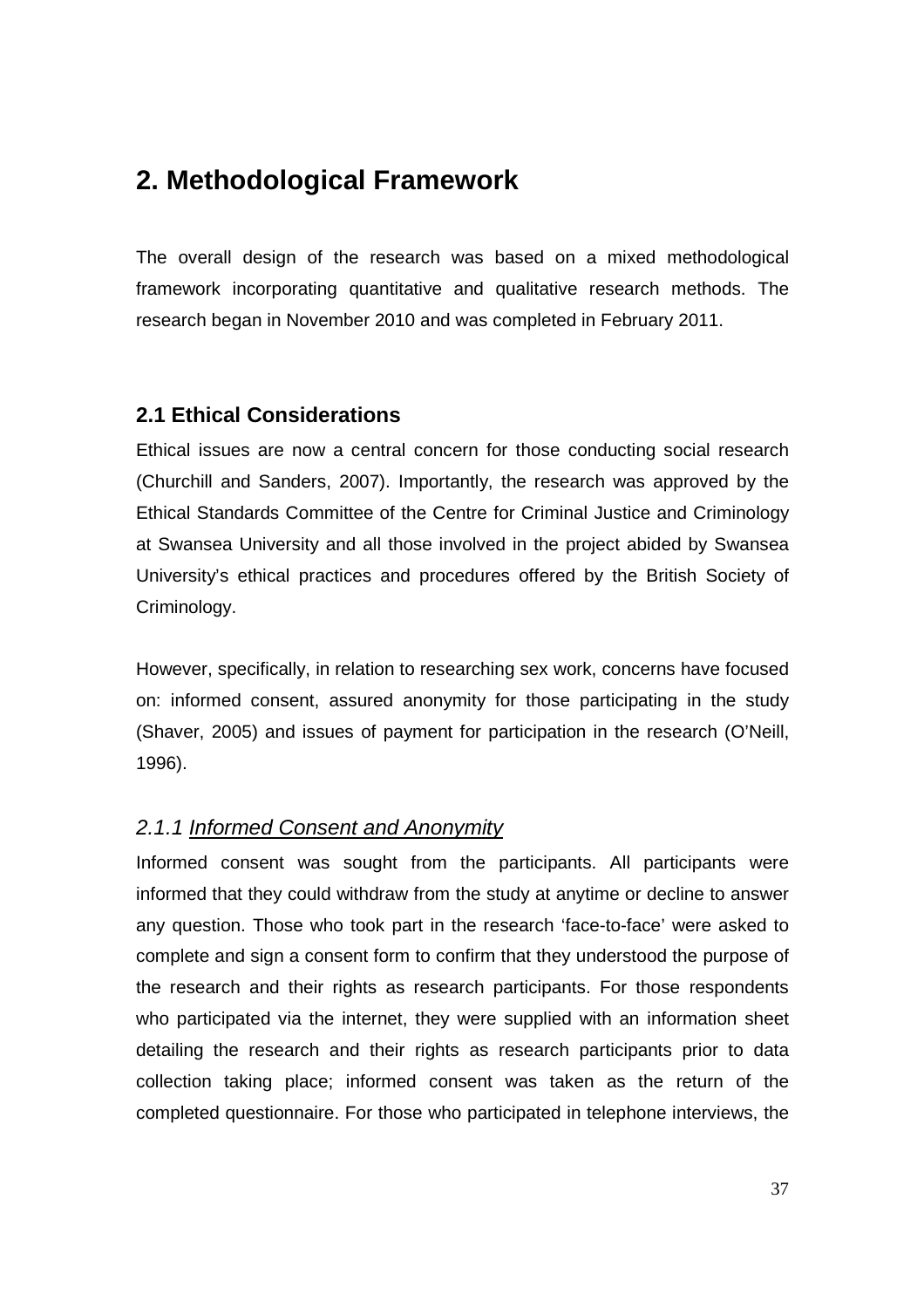# 2. Methodological Framework

The overall design of the research was based on a mixed methodological framework incorporating quantitative and qualitative research methods. The research began in November 2010 and was completed in February 2011.

## 2.1 Ethical Considerations

Ethical issues are now a central concern for those conducting social research (Churchill and Sanders, 2007). Importantly, the research was approved by the Ethical Standards Committee of the Centre for Criminal Justice and Criminology at Swansea University and all those involved in the project abided by Swansea University's ethical practices and procedures offered by the British Society of Criminology.

However, specifically, in relation to researching sex work, concerns have focused on: informed consent, assured anonymity for those participating in the study (Shaver, 2005) and issues of payment for participation in the research (O'Neill, 1996).

### *2.1.1 Informed Consent and Anonymity*

Informed consent was sought from the participants. All participants were informed that they could withdraw from the study at anytime or decline to answer any question. Those who took part in the research 'face-to-face' were asked to complete and sign a consent form to confirm that they understood the purpose of the research and their rights as research participants. For those respondents who participated via the internet, they were supplied with an information sheet detailing the research and their rights as research participants prior to data collection taking place; informed consent was taken as the return of the completed questionnaire. For those who participated in telephone interviews, the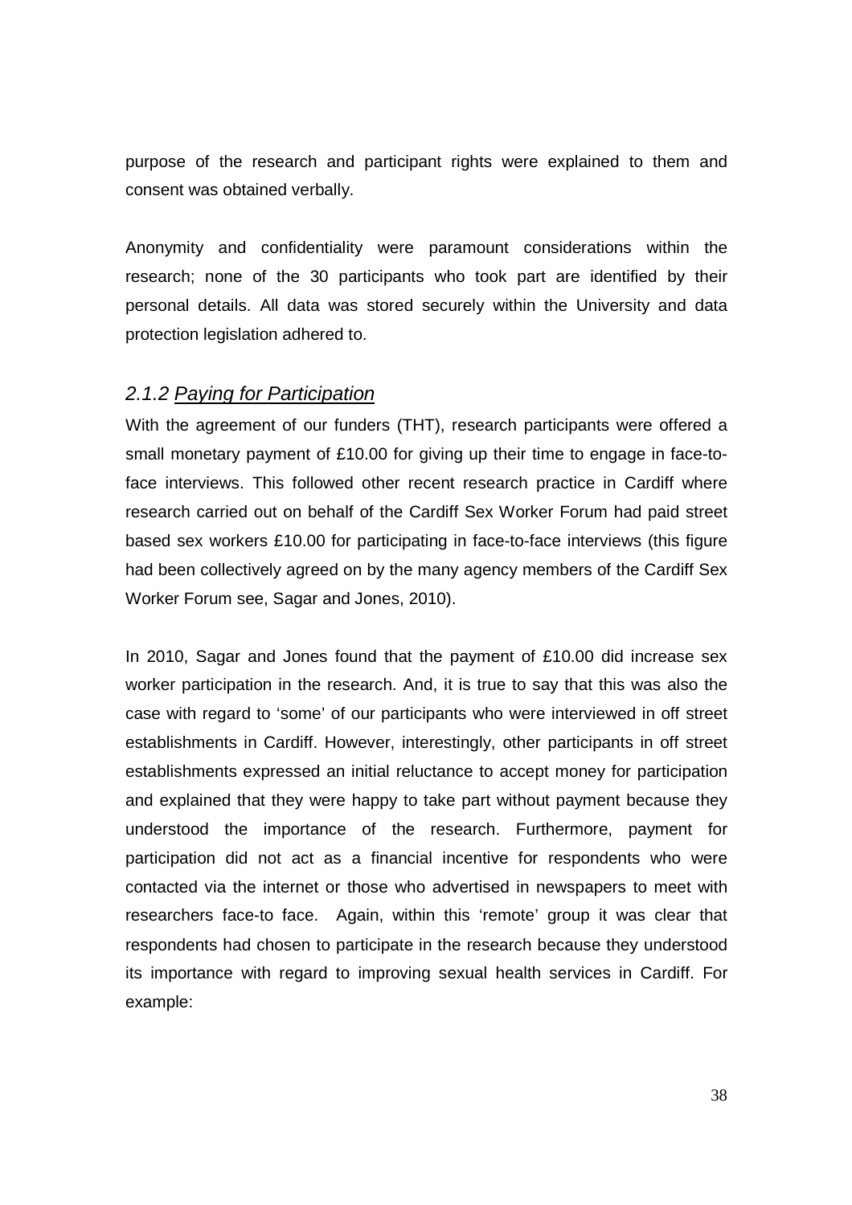purpose of the research and participant rights were explained to them and consent was obtained verbally.

Anonymity and confidentiality were paramount considerations within the research; none of the 30 participants who took part are identified by their personal details. All data was stored securely within the University and data protection legislation adhered to.

### *2.1.2 Paying for Participation*

With the agreement of our funders (THT), research participants were offered a small monetary payment of £10.00 for giving up their time to engage in face-to-face interviews. This followed other recent research practice in Cardiff where research carried out on behalf of the Cardiff Sex Worker Forum had paid street based sex workers £10.00 for participating in face-to-face interviews (this figure had been collectively agreed on by the many agency members of the Cardiff Sex Worker Forum see, Sagar and Jones, 2010).

In 2010, Sagar and Jones found that the payment of £10.00 did increase sex worker participation in the research. And, it is true to say that this was also the case with regard to 'some' of our participants who were interviewed in off street establishments in Cardiff. However, interestingly, other participants in off street establishments expressed an initial reluctance to accept money for participation and explained that they were happy to take part without payment because they understood the importance of the research. Furthermore, payment for participation did not act as a financial incentive for respondents who were contacted via the internet or those who advertised in newspapers to meet with researchers face-to face. Again, within this 'remote' group it was clear that respondents had chosen to participate in the research because they understood its importance with regard to improving sexual health services in Cardiff. For example: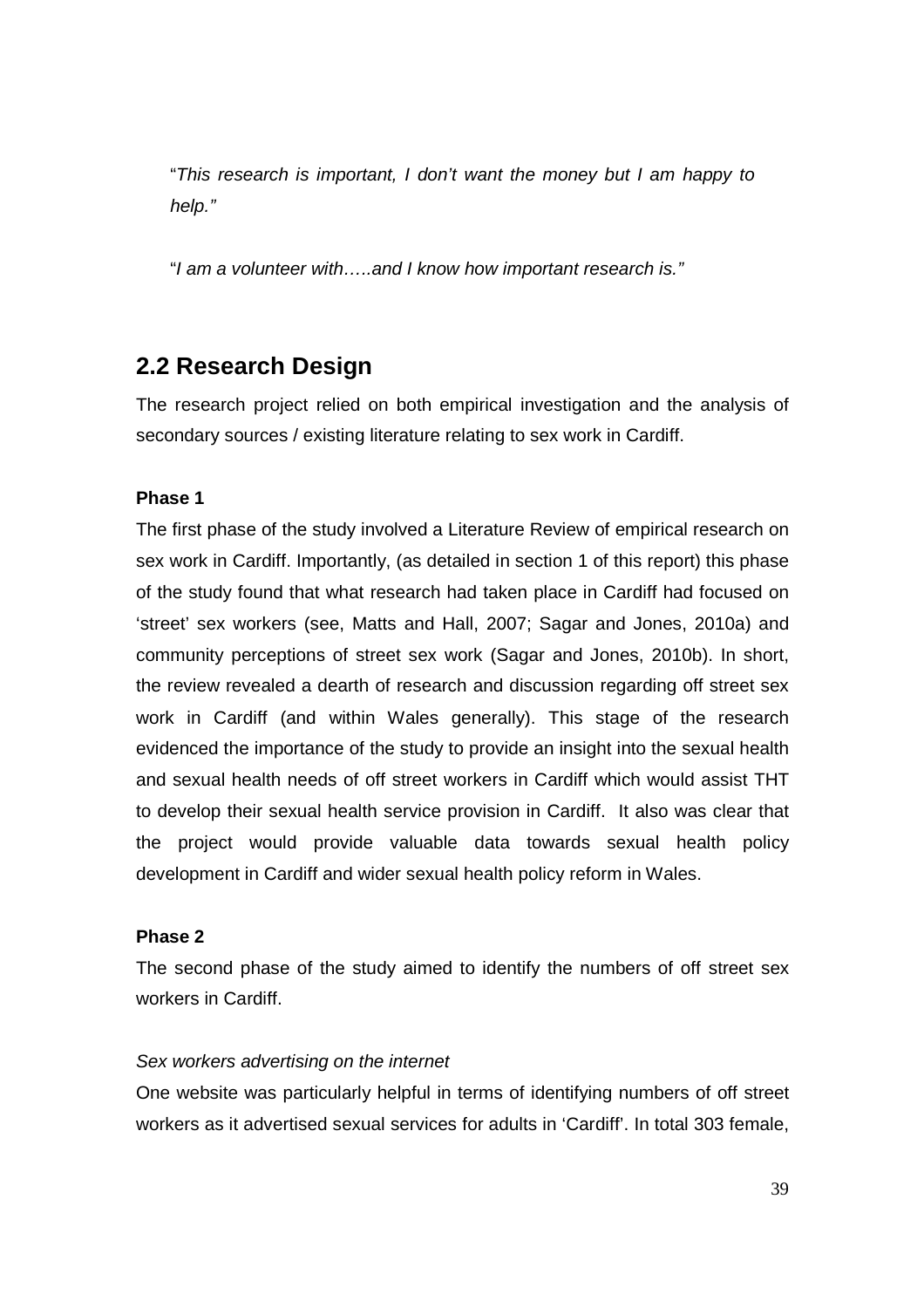"*This research is important, I don't want the money but I am happy to help.*"

"*I am a volunteer with…..and I know how important research is.*"

## 2.2 Research Design

The research project relied on both empirical investigation and the analysis of secondary sources / existing literature relating to sex work in Cardiff.

**Phase 1**

The first phase of the study involved a Literature Review of empirical research on sex work in Cardiff. Importantly, (as detailed in section 1 of this report) this phase of the study found that what research had taken place in Cardiff had focused on 'street' sex workers (see, Matts and Hall, 2007; Sagar and Jones, 2010a) and community perceptions of street sex work (Sagar and Jones, 2010b). In short, the review revealed a dearth of research and discussion regarding off street sex work in Cardiff (and within Wales generally). This stage of the research evidenced the importance of the study to provide an insight into the sexual health and sexual health needs of off street workers in Cardiff which would assist THT to develop their sexual health service provision in Cardiff. It also was clear that the project would provide valuable data towards sexual health policy development in Cardiff and wider sexual health policy reform in Wales.

**Phase 2**

The second phase of the study aimed to identify the numbers of off street sex workers in Cardiff.

*Sex workers advertising on the internet*

One website was particularly helpful in terms of identifying numbers of off street workers as it advertised sexual services for adults in 'Cardiff'. In total 303 female,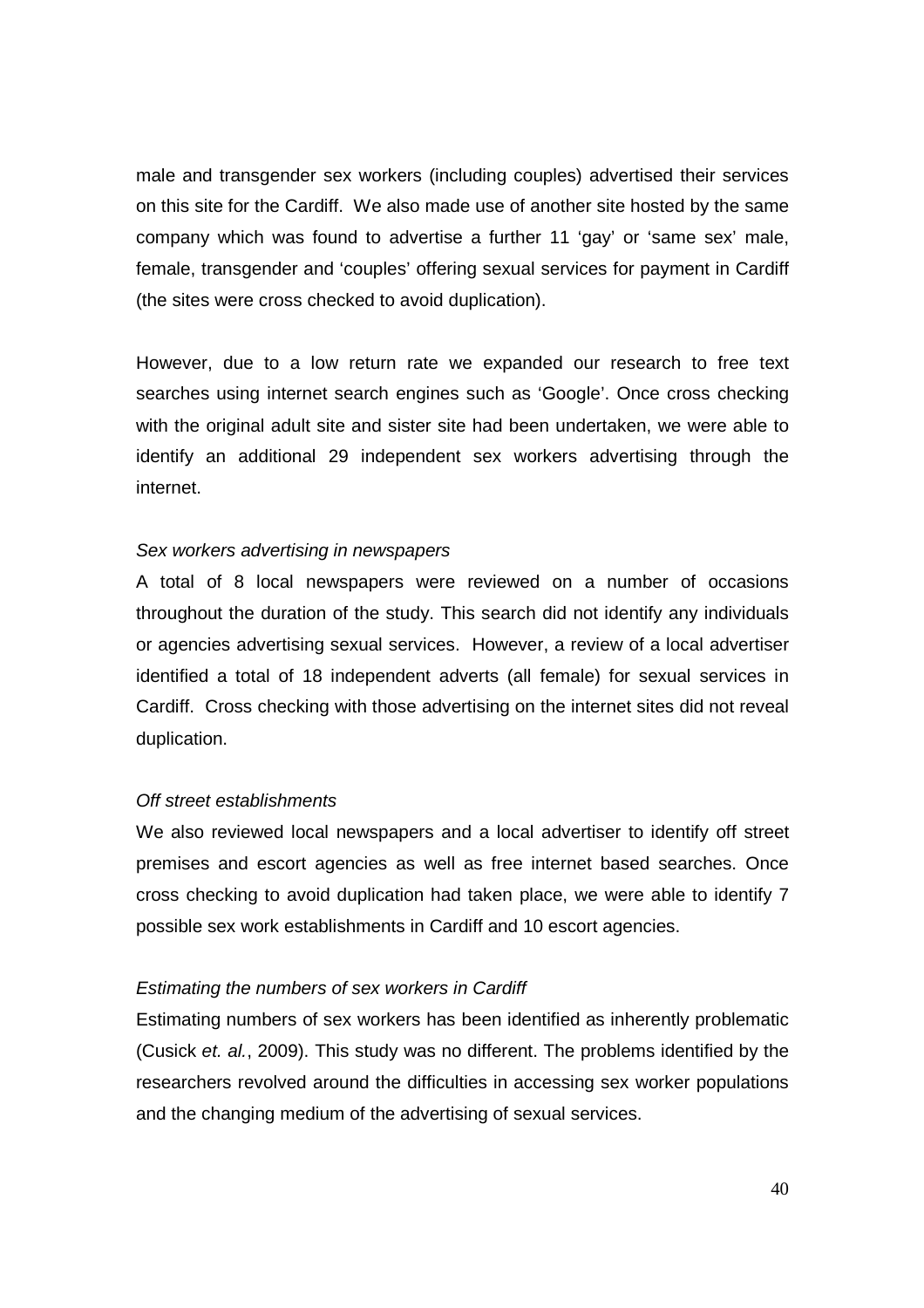male and transgender sex workers (including couples) advertised their services on this site for the Cardiff. We also made use of another site hosted by the same company which was found to advertise a further 11 'gay' or 'same sex' male, female, transgender and 'couples' offering sexual services for payment in Cardiff (the sites were cross checked to avoid duplication).

However, due to a low return rate we expanded our research to free text searches using internet search engines such as 'Google'. Once cross checking with the original adult site and sister site had been undertaken, we were able to identify an additional 29 independent sex workers advertising through the internet.

*Sex workers advertising in newspapers*

A total of 8 local newspapers were reviewed on a number of occasions throughout the duration of the study. This search did not identify any individuals or agencies advertising sexual services. However, a review of a local advertiser identified a total of 18 independent adverts (all female) for sexual services in Cardiff. Cross checking with those advertising on the internet sites did not reveal duplication.

*Off street establishments*

We also reviewed local newspapers and a local advertiser to identify off street premises and escort agencies as well as free internet based searches. Once cross checking to avoid duplication had taken place, we were able to identify 7 possible sex work establishments in Cardiff and 10 escort agencies.

*Estimating the numbers of sex workers in Cardiff*

Estimating numbers of sex workers has been identified as inherently problematic (Cusick *et. al.*, 2009). This study was no different. The problems identified by the researchers revolved around the difficulties in accessing sex worker populations and the changing medium of the advertising of sexual services.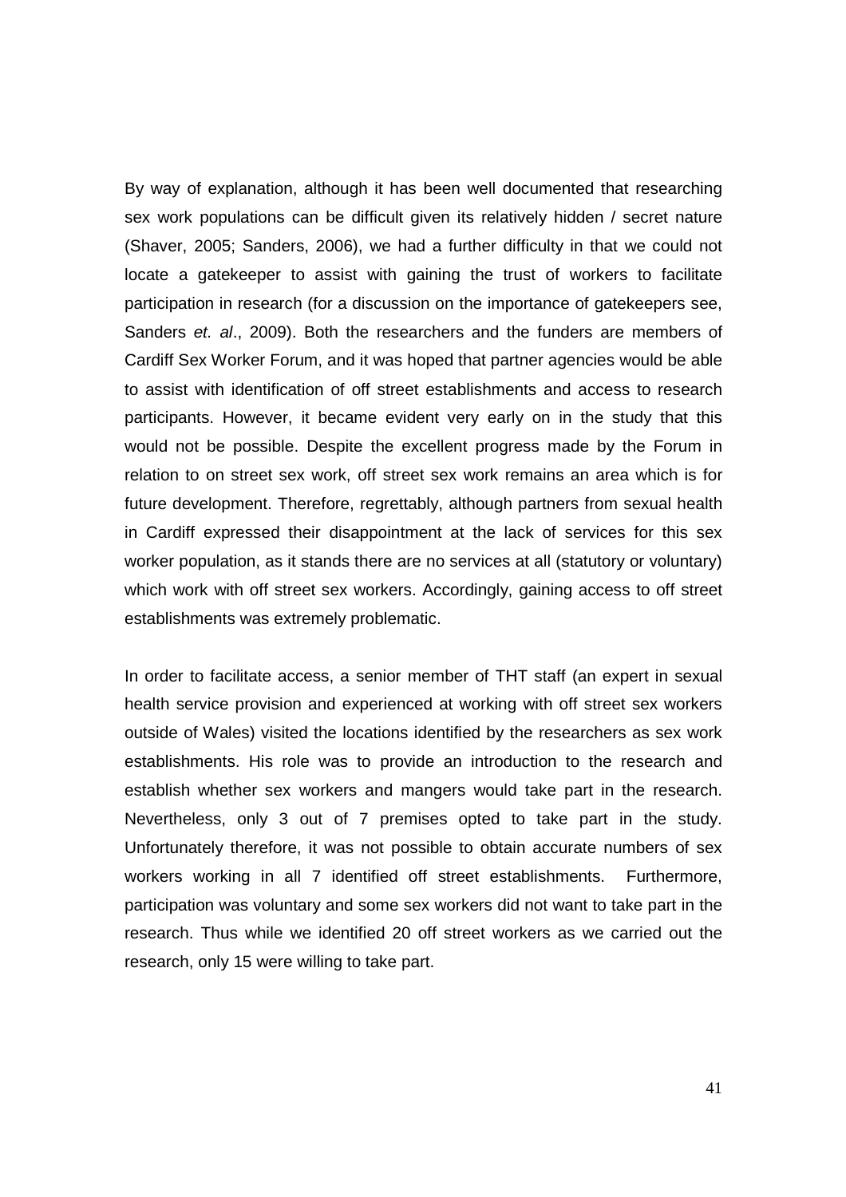By way of explanation, although it has been well documented that researching sex work populations can be difficult given its relatively hidden / secret nature (Shaver, 2005; Sanders, 2006), we had a further difficulty in that we could not locate a gatekeeper to assist with gaining the trust of workers to facilitate participation in research (for a discussion on the importance of gatekeepers see, Sanders *et. al*., 2009). Both the researchers and the funders are members of Cardiff Sex Worker Forum, and it was hoped that partner agencies would be able to assist with identification of off street establishments and access to research participants. However, it became evident very early on in the study that this would not be possible. Despite the excellent progress made by the Forum in relation to on street sex work, off street sex work remains an area which is for future development. Therefore, regrettably, although partners from sexual health in Cardiff expressed their disappointment at the lack of services for this sex worker population, as it stands there are no services at all (statutory or voluntary) which work with off street sex workers. Accordingly, gaining access to off street establishments was extremely problematic.

In order to facilitate access, a senior member of THT staff (an expert in sexual health service provision and experienced at working with off street sex workers outside of Wales) visited the locations identified by the researchers as sex work establishments. His role was to provide an introduction to the research and establish whether sex workers and mangers would take part in the research. Nevertheless, only 3 out of 7 premises opted to take part in the study. Unfortunately therefore, it was not possible to obtain accurate numbers of sex workers working in all 7 identified off street establishments. Furthermore, participation was voluntary and some sex workers did not want to take part in the research. Thus while we identified 20 off street workers as we carried out the research, only 15 were willing to take part.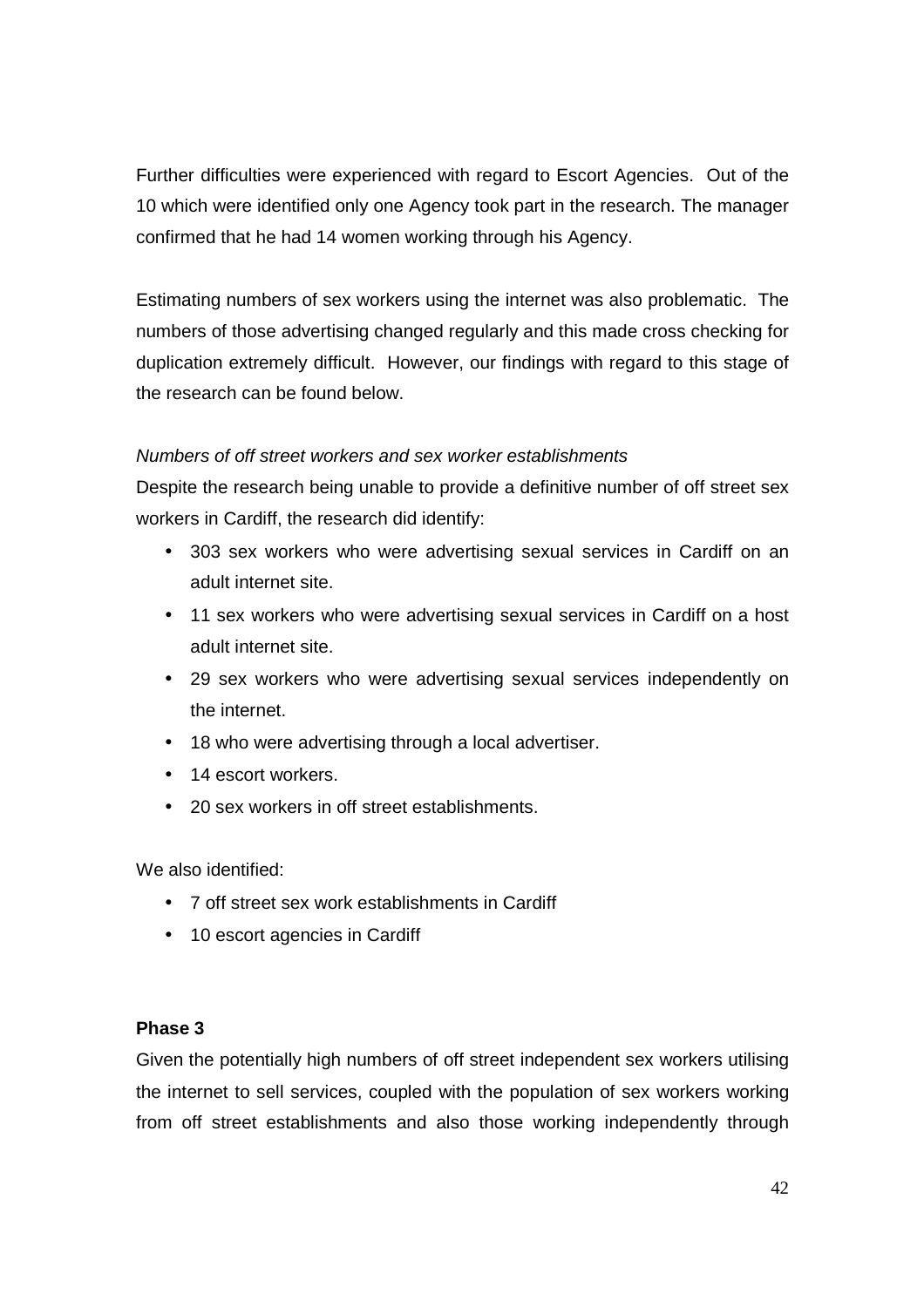Further difficulties were experienced with regard to Escort Agencies. Out of the 10 which were identified only one Agency took part in the research. The manager confirmed that he had 14 women working through his Agency.

Estimating numbers of sex workers using the internet was also problematic. The numbers of those advertising changed regularly and this made cross checking for duplication extremely difficult. However, our findings with regard to this stage of the research can be found below.

*Numbers of off street workers and sex worker establishments*

Despite the research being unable to provide a definitive number of off street sex workers in Cardiff, the research did identify:

- 303 sex workers who were advertising sexual services in Cardiff on an adult internet site.
- 11 sex workers who were advertising sexual services in Cardiff on a host adult internet site.
- 29 sex workers who were advertising sexual services independently on the internet.
- 18 who were advertising through a local advertiser.
- 14 escort workers.
- 20 sex workers in off street establishments.

We also identified:

- 7 off street sex work establishments in Cardiff
- 10 escort agencies in Cardiff

**Phase 3**

Given the potentially high numbers of off street independent sex workers utilising the internet to sell services, coupled with the population of sex workers working from off street establishments and also those working independently through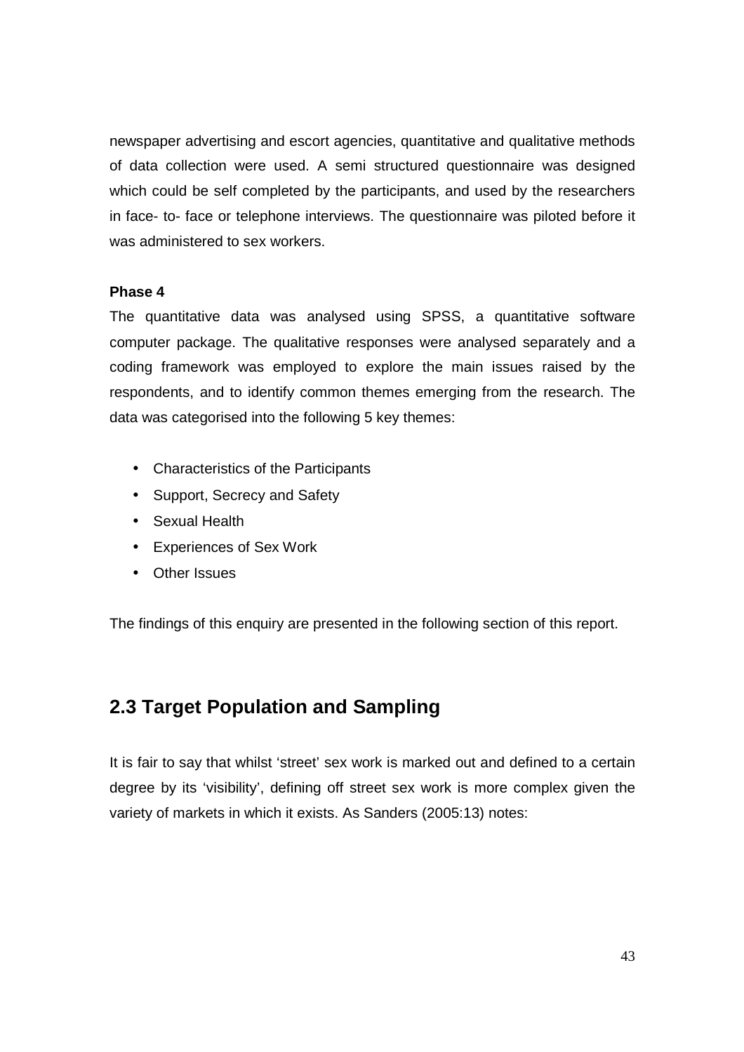newspaper advertising and escort agencies, quantitative and qualitative methods of data collection were used. A semi structured questionnaire was designed which could be self completed by the participants, and used by the researchers in face- to- face or telephone interviews. The questionnaire was piloted before it was administered to sex workers.

**Phase 4**

The quantitative data was analysed using SPSS, a quantitative software computer package. The qualitative responses were analysed separately and a coding framework was employed to explore the main issues raised by the respondents, and to identify common themes emerging from the research. The data was categorised into the following 5 key themes:

- Characteristics of the Participants
- Support, Secrecy and Safety
- Sexual Health
- Experiences of Sex Work
- Other Issues

The findings of this enquiry are presented in the following section of this report.

## 2.3 Target Population and Sampling

It is fair to say that whilst 'street' sex work is marked out and defined to a certain degree by its 'visibility', defining off street sex work is more complex given the variety of markets in which it exists. As Sanders (2005:13) notes: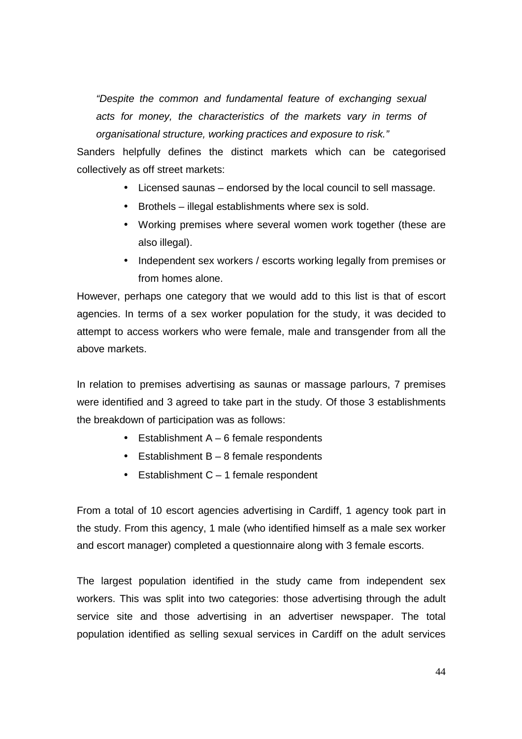> *"Despite the common and fundamental feature of exchanging sexual acts for money, the characteristics of the markets vary in terms of organisational structure, working practices and exposure to risk."*

Sanders helpfully defines the distinct markets which can be categorised collectively as off street markets:

- Licensed saunas – endorsed by the local council to sell massage.
- Brothels – illegal establishments where sex is sold.
- Working premises where several women work together (these are also illegal).
- Independent sex workers / escorts working legally from premises or from homes alone.

However, perhaps one category that we would add to this list is that of escort agencies. In terms of a sex worker population for the study, it was decided to attempt to access workers who were female, male and transgender from all the above markets.

In relation to premises advertising as saunas or massage parlours, 7 premises were identified and 3 agreed to take part in the study. Of those 3 establishments the breakdown of participation was as follows:

- Establishment A – 6 female respondents
- Establishment B – 8 female respondents
- Establishment C – 1 female respondent

From a total of 10 escort agencies advertising in Cardiff, 1 agency took part in the study. From this agency, 1 male (who identified himself as a male sex worker and escort manager) completed a questionnaire along with 3 female escorts.

The largest population identified in the study came from independent sex workers. This was split into two categories: those advertising through the adult service site and those advertising in an advertiser newspaper. The total population identified as selling sexual services in Cardiff on the adult services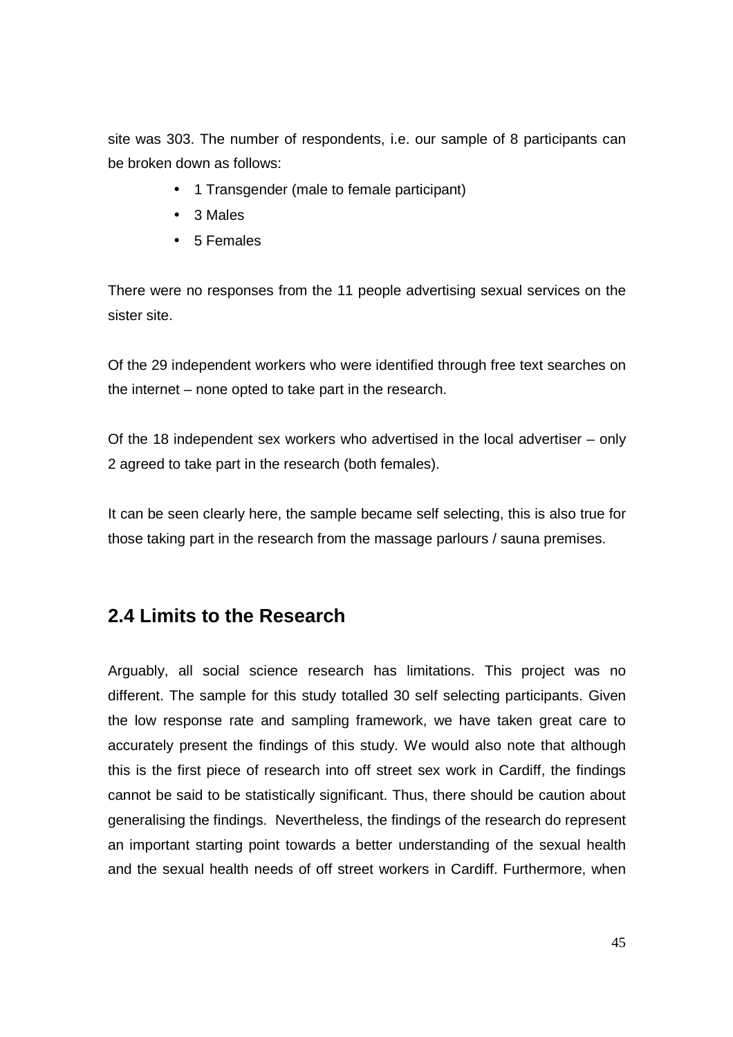site was 303. The number of respondents, i.e. our sample of 8 participants can be broken down as follows:

- 1 Transgender (male to female participant)
- 3 Males
- 5 Females

There were no responses from the 11 people advertising sexual services on the sister site.

Of the 29 independent workers who were identified through free text searches on the internet – none opted to take part in the research.

Of the 18 independent sex workers who advertised in the local advertiser – only 2 agreed to take part in the research (both females).

It can be seen clearly here, the sample became self selecting, this is also true for those taking part in the research from the massage parlours / sauna premises.

## 2.4 Limits to the Research

Arguably, all social science research has limitations. This project was no different. The sample for this study totalled 30 self selecting participants. Given the low response rate and sampling framework, we have taken great care to accurately present the findings of this study. We would also note that although this is the first piece of research into off street sex work in Cardiff, the findings cannot be said to be statistically significant. Thus, there should be caution about generalising the findings. Nevertheless, the findings of the research do represent an important starting point towards a better understanding of the sexual health and the sexual health needs of off street workers in Cardiff. Furthermore, when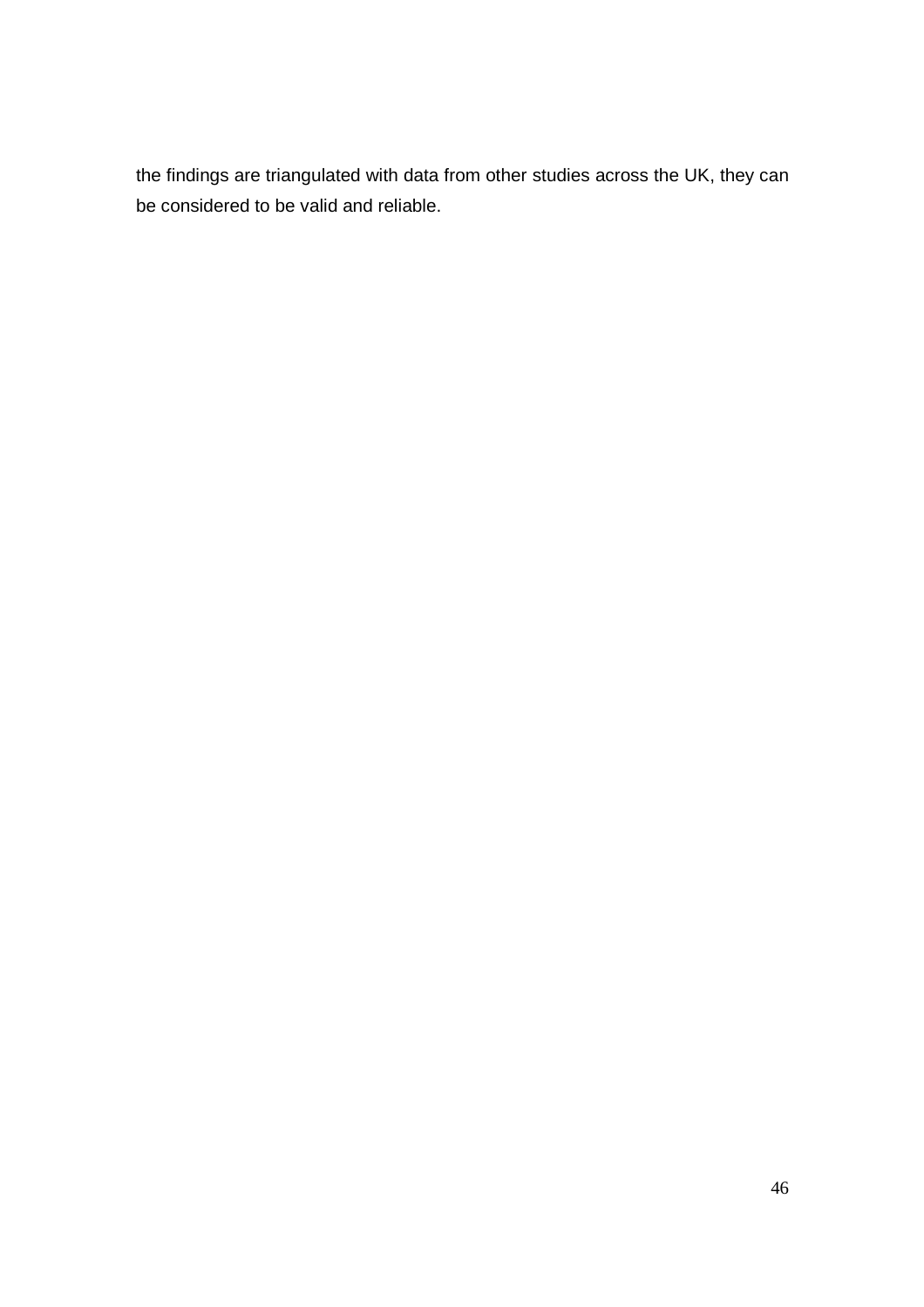the findings are triangulated with data from other studies across the UK, they can be considered to be valid and reliable.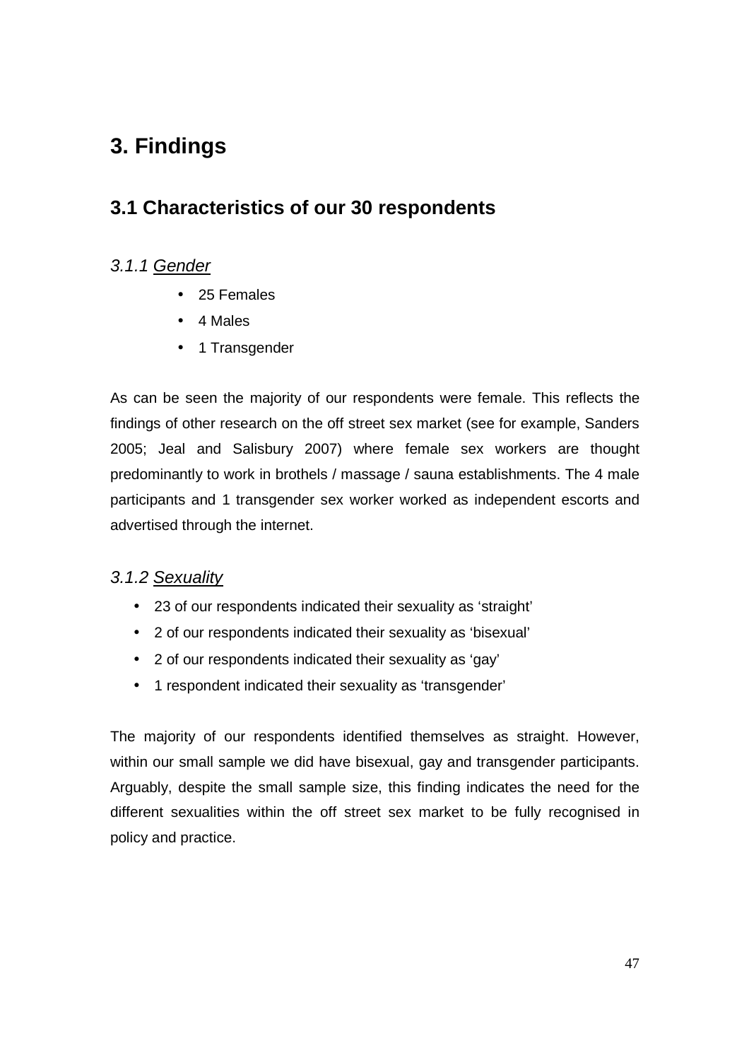# 3. Findings

## 3.1 Characteristics of our 30 respondents

### *3.1.1 Gender*

- 25 Females
- 4 Males
- 1 Transgender

As can be seen the majority of our respondents were female. This reflects the findings of other research on the off street sex market (see for example, Sanders 2005; Jeal and Salisbury 2007) where female sex workers are thought predominantly to work in brothels / massage / sauna establishments. The 4 male participants and 1 transgender sex worker worked as independent escorts and advertised through the internet.

### *3.1.2 Sexuality*

- 23 of our respondents indicated their sexuality as 'straight'
- 2 of our respondents indicated their sexuality as 'bisexual'
- 2 of our respondents indicated their sexuality as 'gay'
- 1 respondent indicated their sexuality as 'transgender'

The majority of our respondents identified themselves as straight. However, within our small sample we did have bisexual, gay and transgender participants. Arguably, despite the small sample size, this finding indicates the need for the different sexualities within the off street sex market to be fully recognised in policy and practice.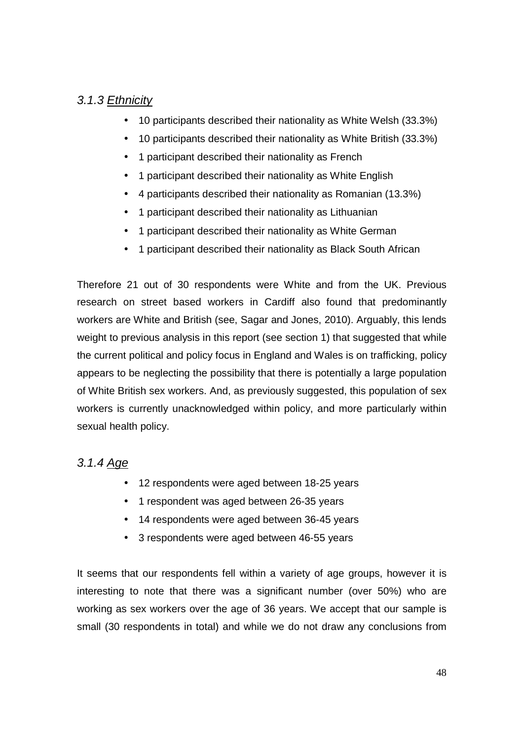### *3.1.3 Ethnicity*

- 10 participants described their nationality as White Welsh (33.3%)
- 10 participants described their nationality as White British (33.3%)
- 1 participant described their nationality as French
- 1 participant described their nationality as White English
- 4 participants described their nationality as Romanian (13.3%)
- 1 participant described their nationality as Lithuanian
- 1 participant described their nationality as White German
- 1 participant described their nationality as Black South African

Therefore 21 out of 30 respondents were White and from the UK. Previous research on street based workers in Cardiff also found that predominantly workers are White and British (see, Sagar and Jones, 2010). Arguably, this lends weight to previous analysis in this report (see section 1) that suggested that while the current political and policy focus in England and Wales is on trafficking, policy appears to be neglecting the possibility that there is potentially a large population of White British sex workers. And, as previously suggested, this population of sex workers is currently unacknowledged within policy, and more particularly within sexual health policy.

### *3.1.4 Age*

- 12 respondents were aged between 18-25 years
- 1 respondent was aged between 26-35 years
- 14 respondents were aged between 36-45 years
- 3 respondents were aged between 46-55 years

It seems that our respondents fell within a variety of age groups, however it is interesting to note that there was a significant number (over 50%) who are working as sex workers over the age of 36 years. We accept that our sample is small (30 respondents in total) and while we do not draw any conclusions from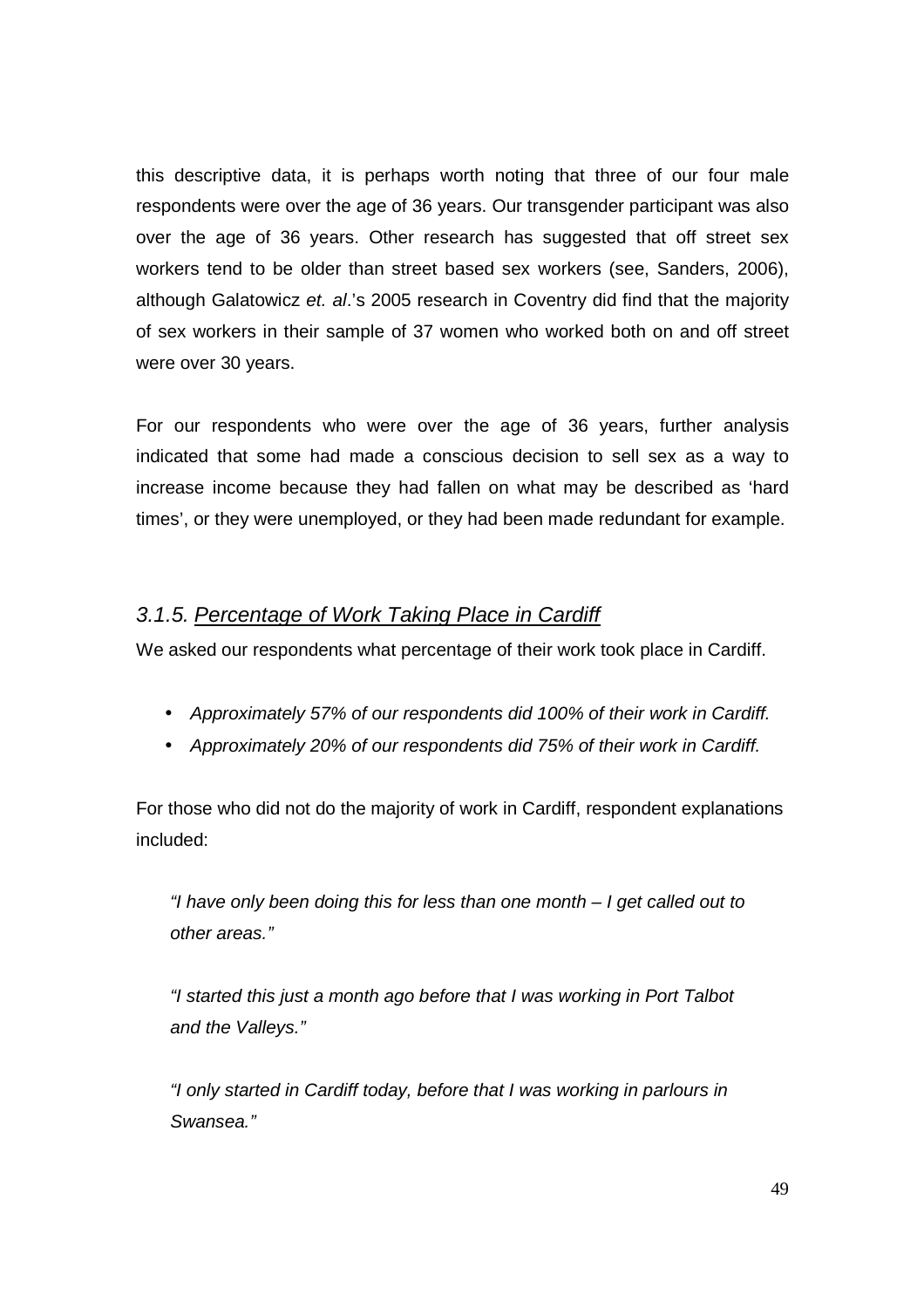this descriptive data, it is perhaps worth noting that three of our four male respondents were over the age of 36 years. Our transgender participant was also over the age of 36 years. Other research has suggested that off street sex workers tend to be older than street based sex workers (see, Sanders, 2006), although Galatowicz *et. al*.'s 2005 research in Coventry did find that the majority of sex workers in their sample of 37 women who worked both on and off street were over 30 years.

For our respondents who were over the age of 36 years, further analysis indicated that some had made a conscious decision to sell sex as a way to increase income because they had fallen on what may be described as 'hard times', or they were unemployed, or they had been made redundant for example.

### *3.1.5. Percentage of Work Taking Place in Cardiff*

We asked our respondents what percentage of their work took place in Cardiff.

- *Approximately 57% of our respondents did 100% of their work in Cardiff.*
- *Approximately 20% of our respondents did 75% of their work in Cardiff.*

For those who did not do the majority of work in Cardiff, respondent explanations included:

> *"I have only been doing this for less than one month – I get called out to other areas."*

> *"I started this just a month ago before that I was working in Port Talbot and the Valleys."*

> *"I only started in Cardiff today, before that I was working in parlours in Swansea."*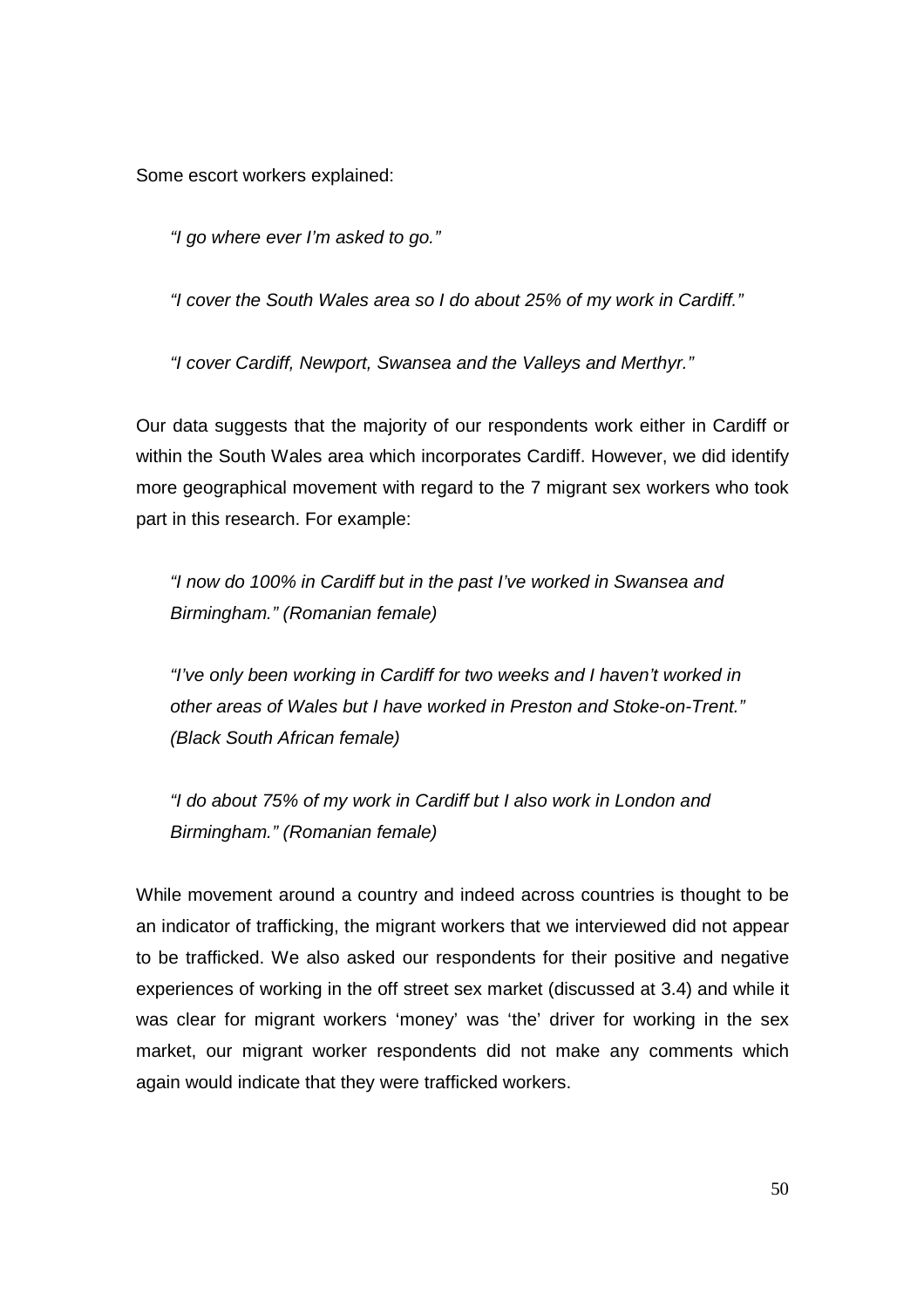Some escort workers explained:

> *"I go where ever I'm asked to go."*
>
> *"I cover the South Wales area so I do about 25% of my work in Cardiff."*
>
> *"I cover Cardiff, Newport, Swansea and the Valleys and Merthyr."*

Our data suggests that the majority of our respondents work either in Cardiff or within the South Wales area which incorporates Cardiff. However, we did identify more geographical movement with regard to the 7 migrant sex workers who took part in this research. For example:

> *"I now do 100% in Cardiff but in the past I've worked in Swansea and Birmingham." (Romanian female)*
>
> *"I've only been working in Cardiff for two weeks and I haven't worked in other areas of Wales but I have worked in Preston and Stoke-on-Trent." (Black South African female)*
>
> *"I do about 75% of my work in Cardiff but I also work in London and Birmingham." (Romanian female)*

While movement around a country and indeed across countries is thought to be an indicator of trafficking, the migrant workers that we interviewed did not appear to be trafficked. We also asked our respondents for their positive and negative experiences of working in the off street sex market (discussed at 3.4) and while it was clear for migrant workers 'money' was 'the' driver for working in the sex market, our migrant worker respondents did not make any comments which again would indicate that they were trafficked workers.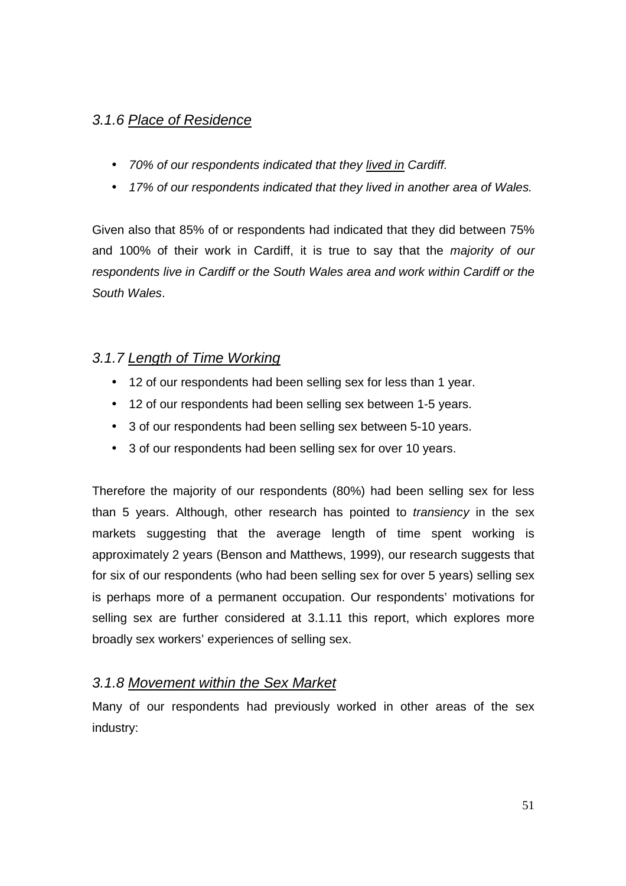### *3.1.6 Place of Residence*

- *70% of our respondents indicated that they lived in Cardiff.*
- *17% of our respondents indicated that they lived in another area of Wales.*

Given also that 85% of or respondents had indicated that they did between 75% and 100% of their work in Cardiff, it is true to say that the *majority of our respondents live in Cardiff or the South Wales area and work within Cardiff or the South Wales*.

### *3.1.7 Length of Time Working*

- 12 of our respondents had been selling sex for less than 1 year.
- 12 of our respondents had been selling sex between 1-5 years.
- 3 of our respondents had been selling sex between 5-10 years.
- 3 of our respondents had been selling sex for over 10 years.

Therefore the majority of our respondents (80%) had been selling sex for less than 5 years. Although, other research has pointed to *transiency* in the sex markets suggesting that the average length of time spent working is approximately 2 years (Benson and Matthews, 1999), our research suggests that for six of our respondents (who had been selling sex for over 5 years) selling sex is perhaps more of a permanent occupation. Our respondents' motivations for selling sex are further considered at 3.1.11 this report, which explores more broadly sex workers' experiences of selling sex.

### *3.1.8 Movement within the Sex Market*

Many of our respondents had previously worked in other areas of the sex industry: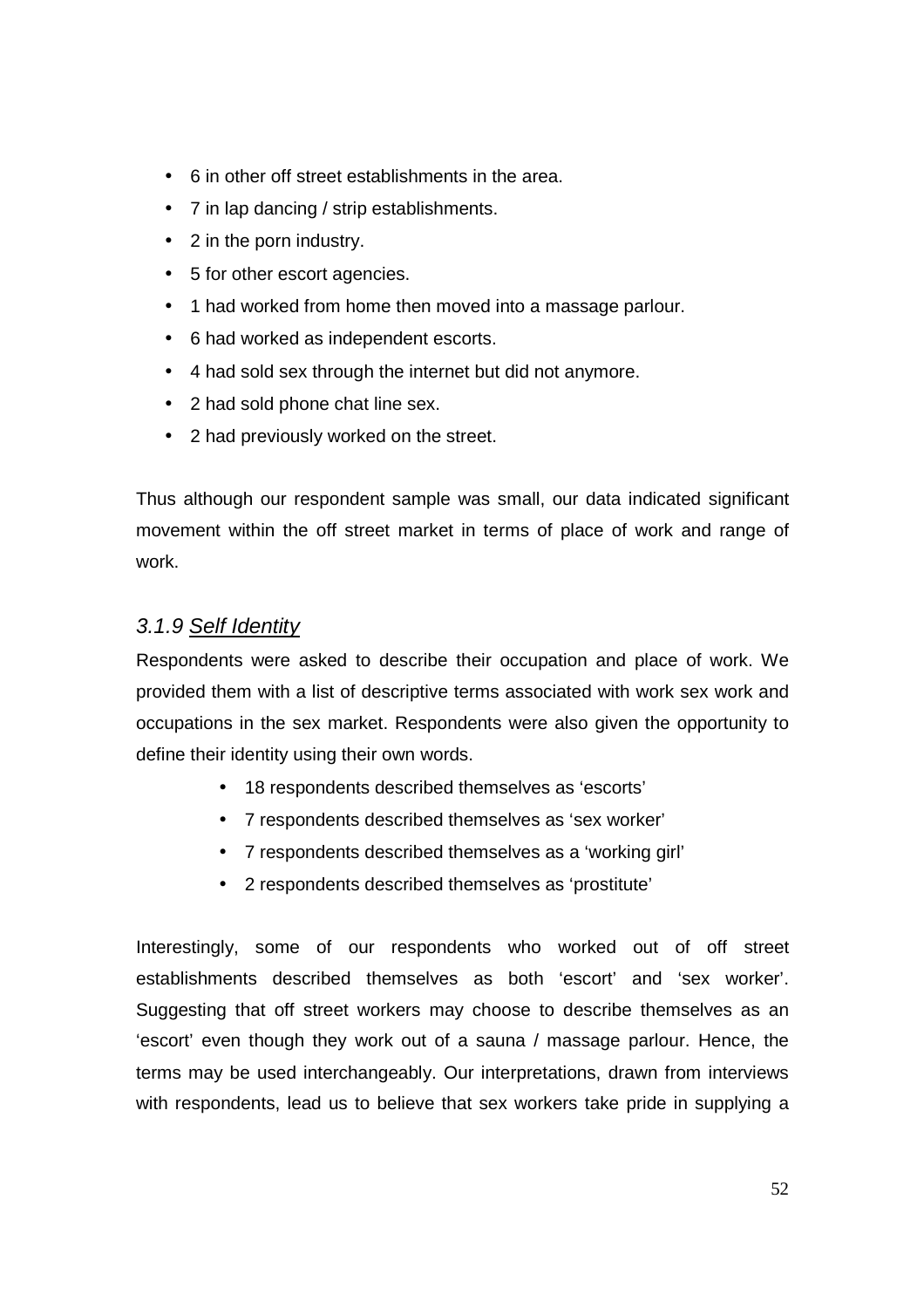- 6 in other off street establishments in the area.
- 7 in lap dancing / strip establishments.
- 2 in the porn industry.
- 5 for other escort agencies.
- 1 had worked from home then moved into a massage parlour.
- 6 had worked as independent escorts.
- 4 had sold sex through the internet but did not anymore.
- 2 had sold phone chat line sex.
- 2 had previously worked on the street.

Thus although our respondent sample was small, our data indicated significant movement within the off street market in terms of place of work and range of work.

### *3.1.9 Self Identity*

Respondents were asked to describe their occupation and place of work. We provided them with a list of descriptive terms associated with work sex work and occupations in the sex market. Respondents were also given the opportunity to define their identity using their own words.

- 18 respondents described themselves as 'escorts'
- 7 respondents described themselves as 'sex worker'
- 7 respondents described themselves as a 'working girl'
- 2 respondents described themselves as 'prostitute'

Interestingly, some of our respondents who worked out of off street establishments described themselves as both 'escort' and 'sex worker'. Suggesting that off street workers may choose to describe themselves as an 'escort' even though they work out of a sauna / massage parlour. Hence, the terms may be used interchangeably. Our interpretations, drawn from interviews with respondents, lead us to believe that sex workers take pride in supplying a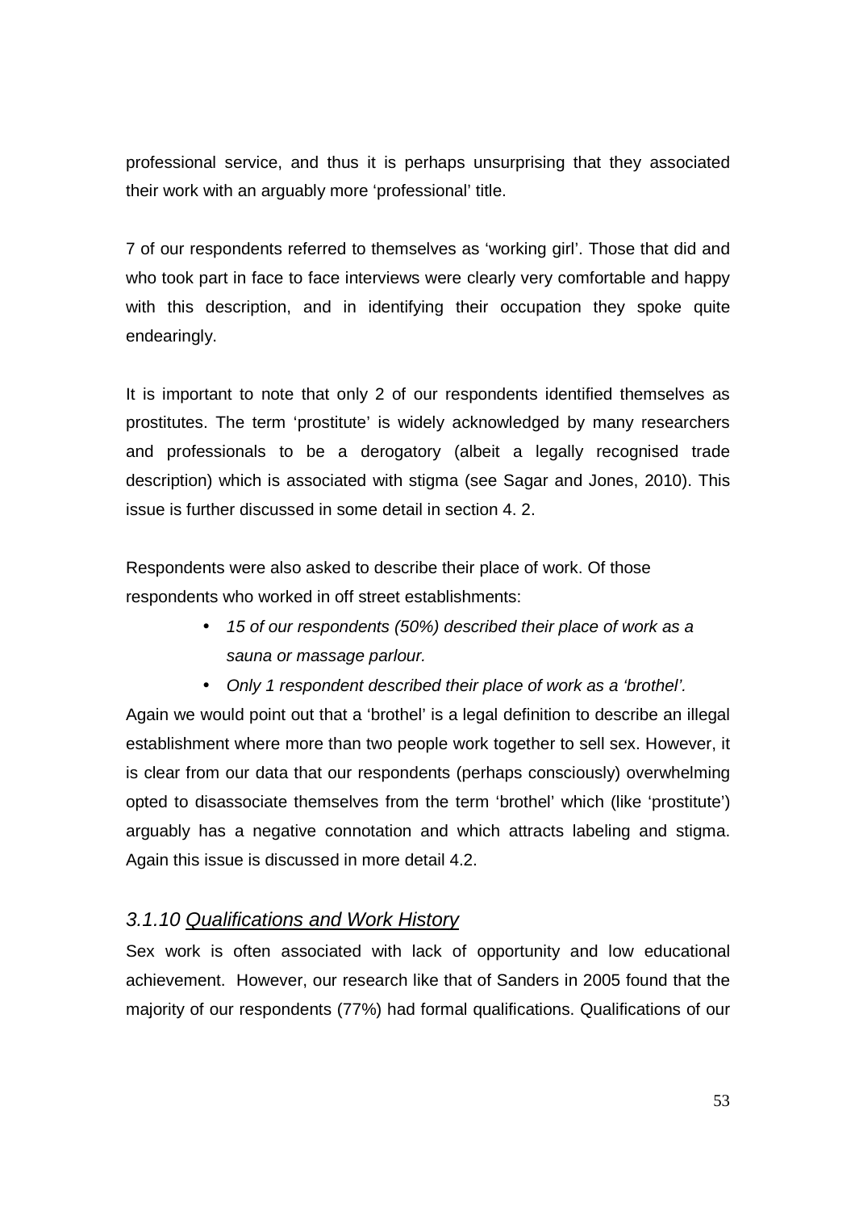professional service, and thus it is perhaps unsurprising that they associated their work with an arguably more 'professional' title.

7 of our respondents referred to themselves as 'working girl'. Those that did and who took part in face to face interviews were clearly very comfortable and happy with this description, and in identifying their occupation they spoke quite endearingly.

It is important to note that only 2 of our respondents identified themselves as prostitutes. The term 'prostitute' is widely acknowledged by many researchers and professionals to be a derogatory (albeit a legally recognised trade description) which is associated with stigma (see Sagar and Jones, 2010). This issue is further discussed in some detail in section 4. 2.

Respondents were also asked to describe their place of work. Of those respondents who worked in off street establishments:

- *15 of our respondents (50%) described their place of work as a sauna or massage parlour.*
- *Only 1 respondent described their place of work as a 'brothel'.*

Again we would point out that a 'brothel' is a legal definition to describe an illegal establishment where more than two people work together to sell sex. However, it is clear from our data that our respondents (perhaps consciously) overwhelming opted to disassociate themselves from the term 'brothel' which (like 'prostitute') arguably has a negative connotation and which attracts labeling and stigma. Again this issue is discussed in more detail 4.2.

### *3.1.10 Qualifications and Work History*

Sex work is often associated with lack of opportunity and low educational achievement. However, our research like that of Sanders in 2005 found that the majority of our respondents (77%) had formal qualifications. Qualifications of our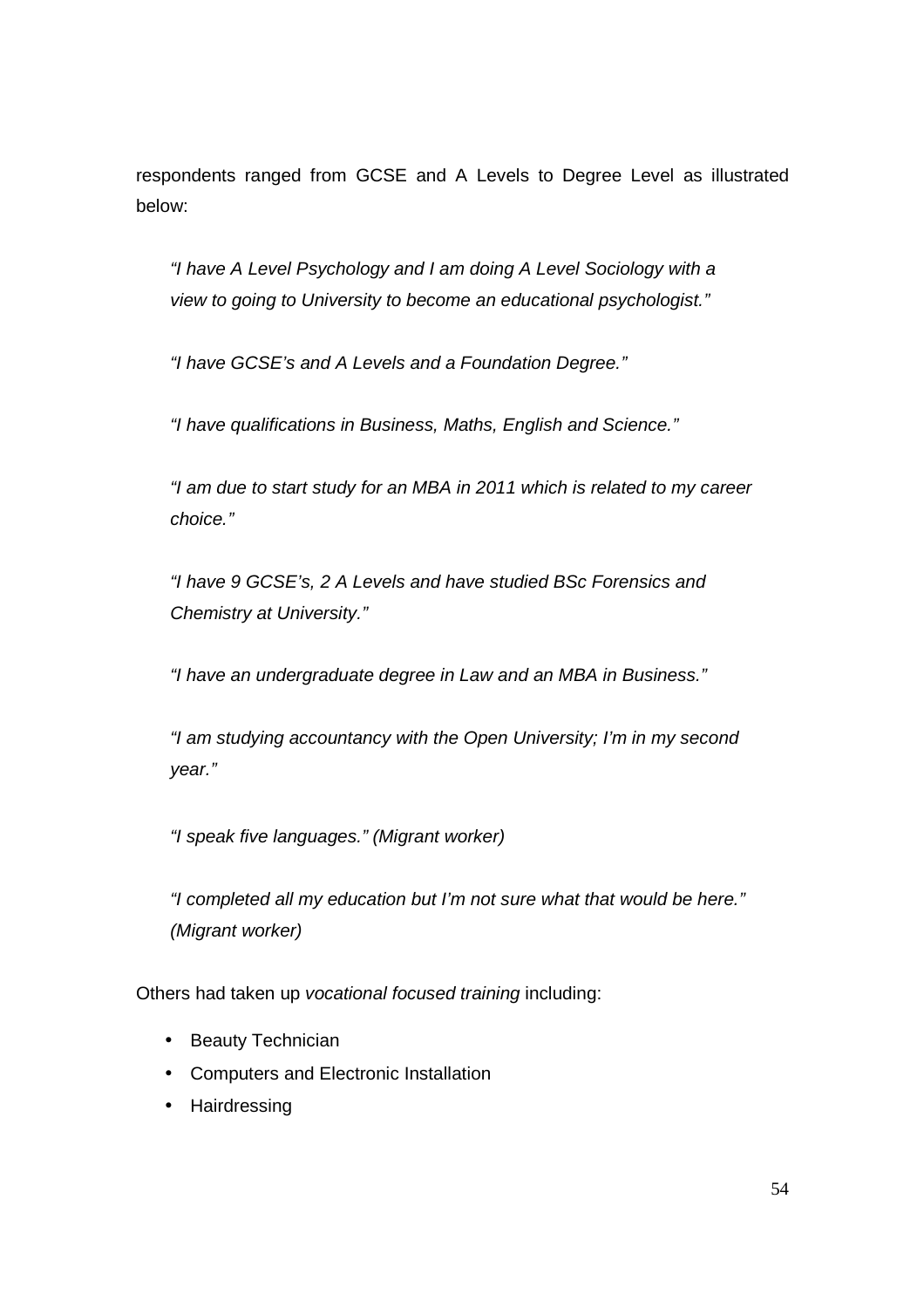respondents ranged from GCSE and A Levels to Degree Level as illustrated below:

> *"I have A Level Psychology and I am doing A Level Sociology with a view to going to University to become an educational psychologist."*
>
> *"I have GCSE's and A Levels and a Foundation Degree."*
>
> *"I have qualifications in Business, Maths, English and Science."*
>
> *"I am due to start study for an MBA in 2011 which is related to my career choice."*
>
> *"I have 9 GCSE's, 2 A Levels and have studied BSc Forensics and Chemistry at University."*
>
> *"I have an undergraduate degree in Law and an MBA in Business."*
>
> *"I am studying accountancy with the Open University; I'm in my second year."*
>
> *"I speak five languages." (Migrant worker)*
>
> *"I completed all my education but I'm not sure what that would be here." (Migrant worker)*

Others had taken up *vocational focused training* including:

- Beauty Technician
- Computers and Electronic Installation
- Hairdressing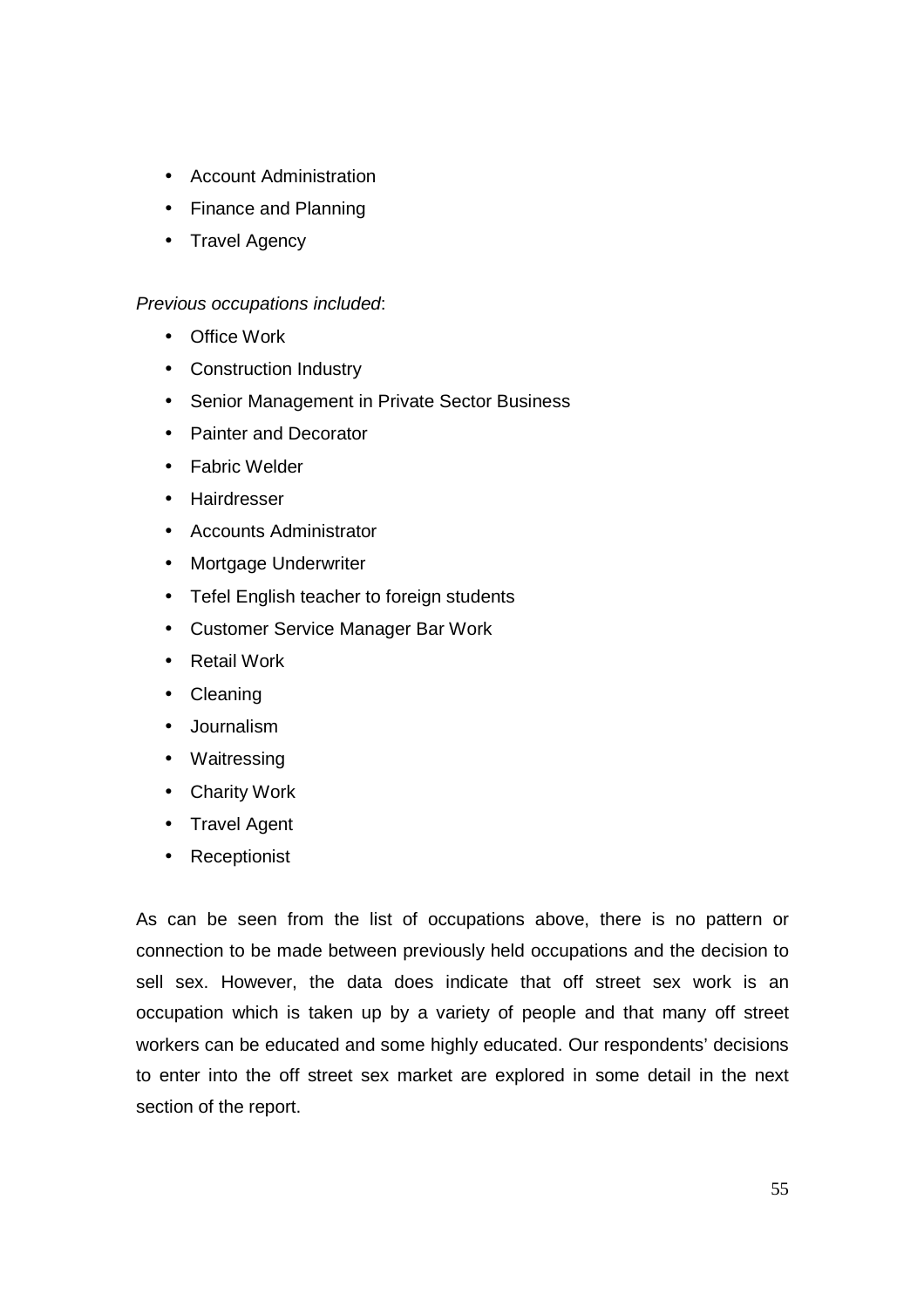- Account Administration
- Finance and Planning
- Travel Agency

*Previous occupations included*:

- Office Work
- Construction Industry
- Senior Management in Private Sector Business
- Painter and Decorator
- Fabric Welder
- Hairdresser
- Accounts Administrator
- Mortgage Underwriter
- Tefel English teacher to foreign students
- Customer Service Manager Bar Work
- Retail Work
- Cleaning
- Journalism
- Waitressing
- Charity Work
- Travel Agent
- Receptionist

As can be seen from the list of occupations above, there is no pattern or connection to be made between previously held occupations and the decision to sell sex. However, the data does indicate that off street sex work is an occupation which is taken up by a variety of people and that many off street workers can be educated and some highly educated. Our respondents' decisions to enter into the off street sex market are explored in some detail in the next section of the report.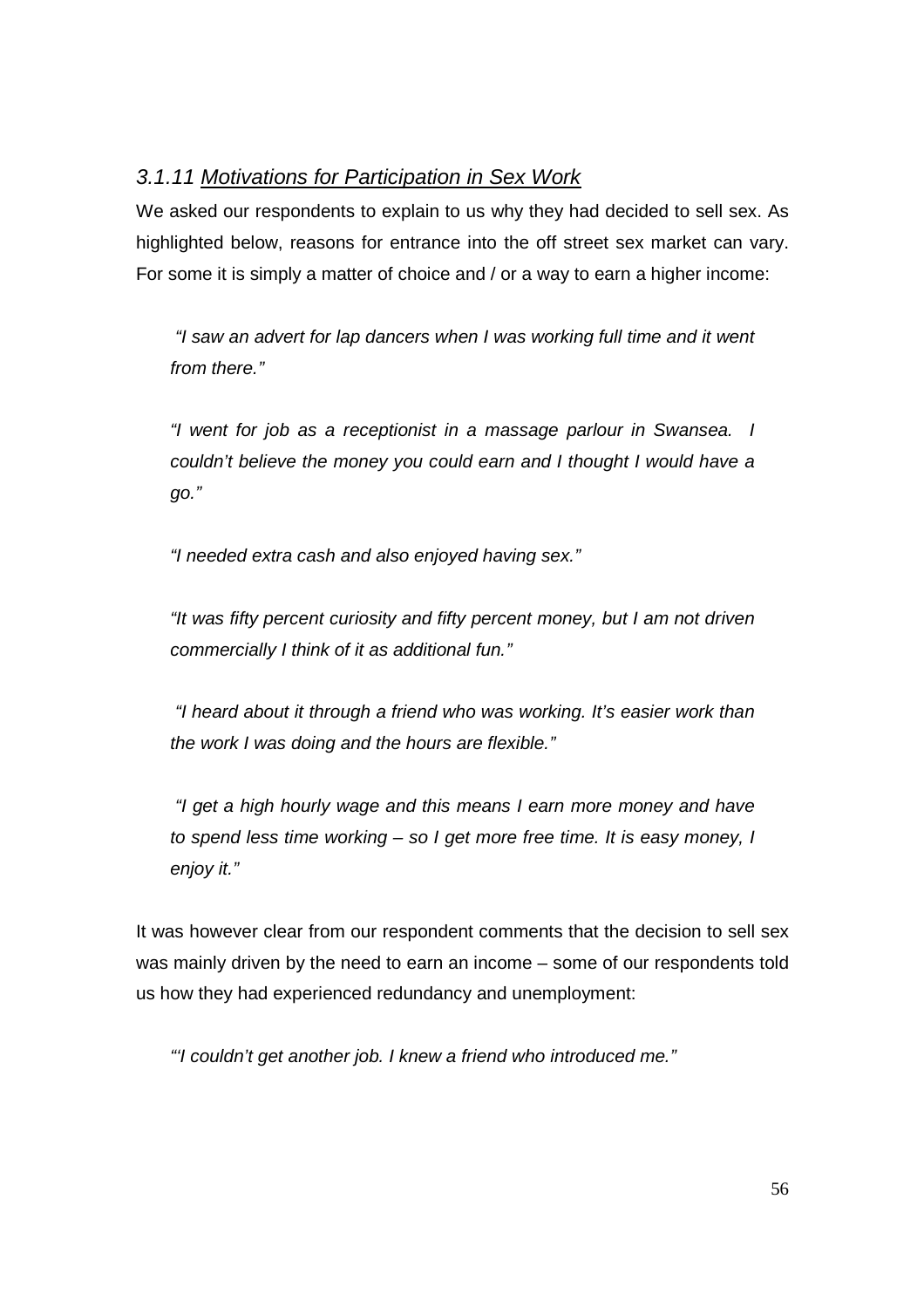### *3.1.11 Motivations for Participation in Sex Work*

We asked our respondents to explain to us why they had decided to sell sex. As highlighted below, reasons for entrance into the off street sex market can vary. For some it is simply a matter of choice and / or a way to earn a higher income:

> *"I saw an advert for lap dancers when I was working full time and it went from there."*

> *"I went for job as a receptionist in a massage parlour in Swansea. I couldn't believe the money you could earn and I thought I would have a go."*

> *"I needed extra cash and also enjoyed having sex."*

> *"It was fifty percent curiosity and fifty percent money, but I am not driven commercially I think of it as additional fun."*

> *"I heard about it through a friend who was working. It's easier work than the work I was doing and the hours are flexible."*

> *"I get a high hourly wage and this means I earn more money and have to spend less time working – so I get more free time. It is easy money, I enjoy it."*

It was however clear from our respondent comments that the decision to sell sex was mainly driven by the need to earn an income – some of our respondents told us how they had experienced redundancy and unemployment:

> *"'I couldn't get another job. I knew a friend who introduced me."*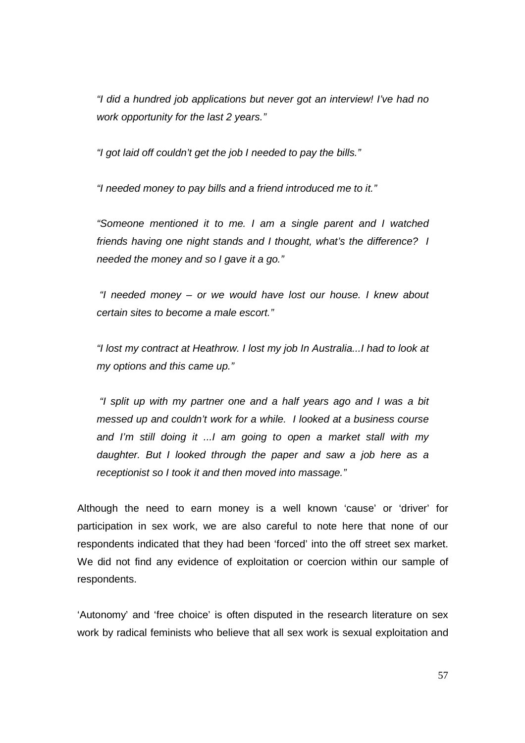*“I did a hundred job applications but never got an interview! I’ve had no work opportunity for the last 2 years.”*

*“I got laid off couldn’t get the job I needed to pay the bills.”*

*“I needed money to pay bills and a friend introduced me to it.”*

*“Someone mentioned it to me. I am a single parent and I watched friends having one night stands and I thought, what’s the difference? I needed the money and so I gave it a go.”*

*“I needed money – or we would have lost our house. I knew about certain sites to become a male escort.”*

*“I lost my contract at Heathrow. I lost my job In Australia...I had to look at my options and this came up.”*

*“I split up with my partner one and a half years ago and I was a bit messed up and couldn’t work for a while. I looked at a business course and I’m still doing it ...I am going to open a market stall with my daughter. But I looked through the paper and saw a job here as a receptionist so I took it and then moved into massage.”*

Although the need to earn money is a well known ‘cause’ or ‘driver’ for participation in sex work, we are also careful to note here that none of our respondents indicated that they had been ‘forced’ into the off street sex market. We did not find any evidence of exploitation or coercion within our sample of respondents.

‘Autonomy’ and ‘free choice’ is often disputed in the research literature on sex work by radical feminists who believe that all sex work is sexual exploitation and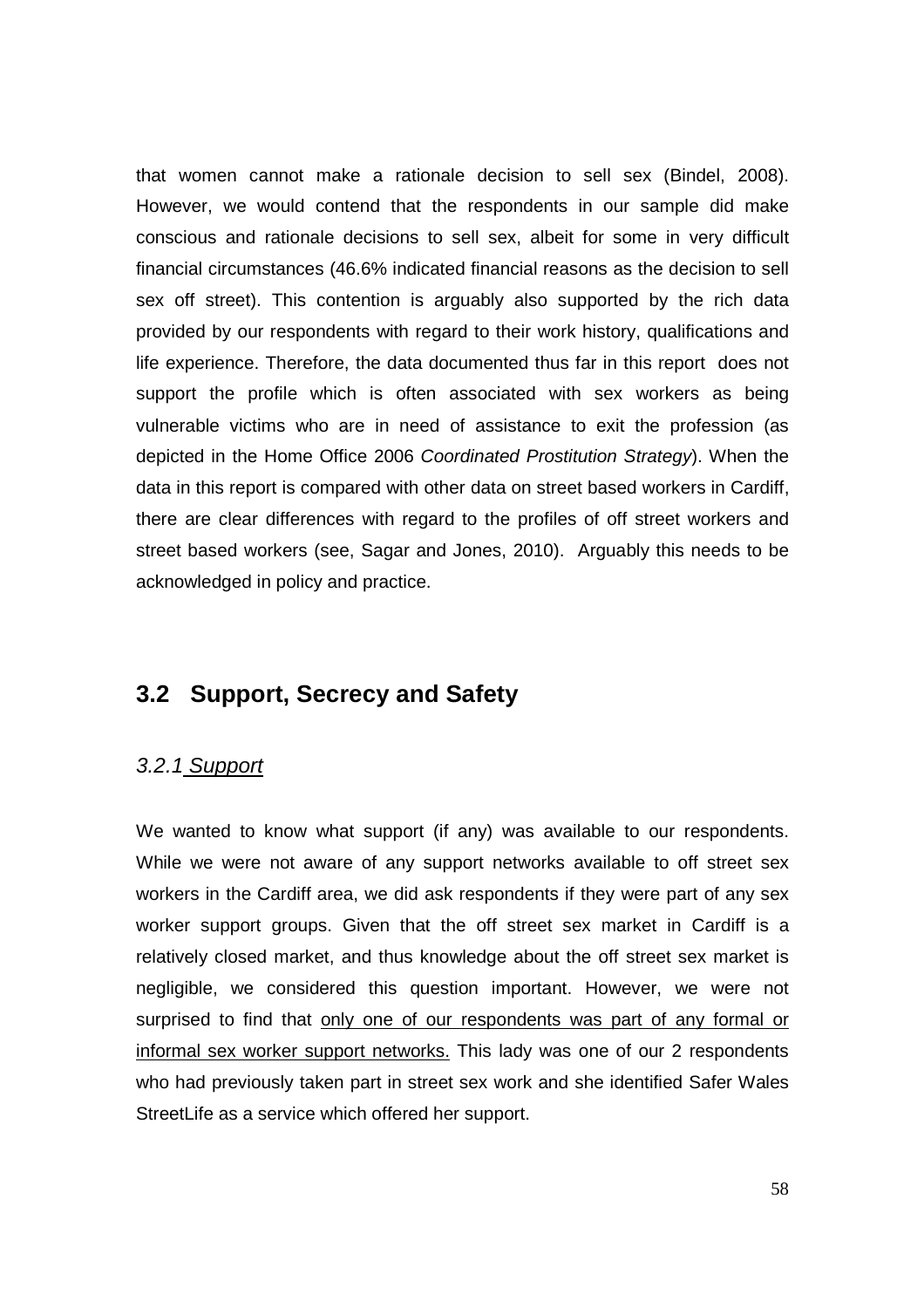that women cannot make a rationale decision to sell sex (Bindel, 2008). However, we would contend that the respondents in our sample did make conscious and rationale decisions to sell sex, albeit for some in very difficult financial circumstances (46.6% indicated financial reasons as the decision to sell sex off street). This contention is arguably also supported by the rich data provided by our respondents with regard to their work history, qualifications and life experience. Therefore, the data documented thus far in this report does not support the profile which is often associated with sex workers as being vulnerable victims who are in need of assistance to exit the profession (as depicted in the Home Office 2006 *Coordinated Prostitution Strategy*). When the data in this report is compared with other data on street based workers in Cardiff, there are clear differences with regard to the profiles of off street workers and street based workers (see, Sagar and Jones, 2010). Arguably this needs to be acknowledged in policy and practice.

## 3.2 Support, Secrecy and Safety

### *3.2.1 Support*

We wanted to know what support (if any) was available to our respondents. While we were not aware of any support networks available to off street sex workers in the Cardiff area, we did ask respondents if they were part of any sex worker support groups. Given that the off street sex market in Cardiff is a relatively closed market, and thus knowledge about the off street sex market is negligible, we considered this question important. However, we were not surprised to find that only one of our respondents was part of any formal or informal sex worker support networks. This lady was one of our 2 respondents who had previously taken part in street sex work and she identified Safer Wales StreetLife as a service which offered her support.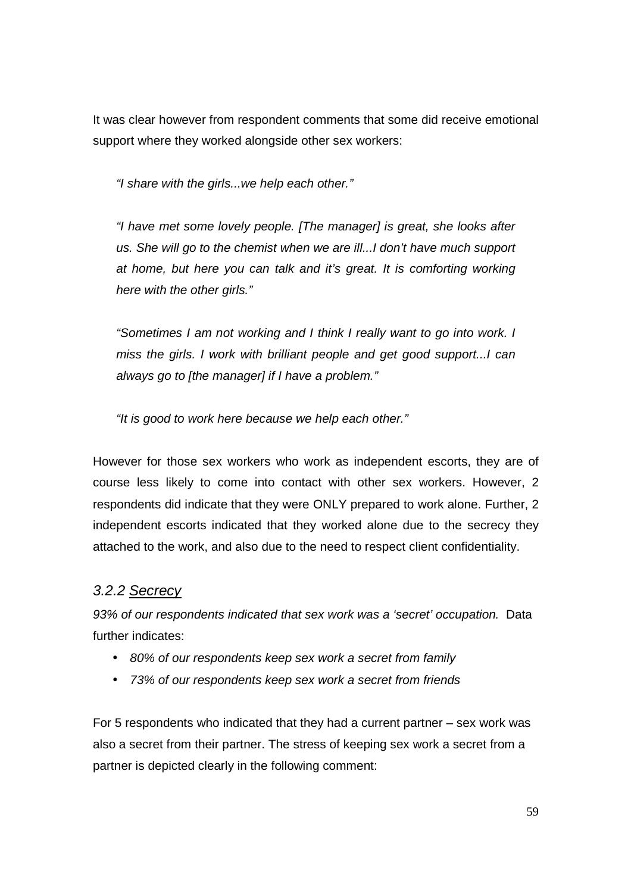It was clear however from respondent comments that some did receive emotional support where they worked alongside other sex workers:

> *"I share with the girls...we help each other."*

> *"I have met some lovely people. [The manager] is great, she looks after us. She will go to the chemist when we are ill...I don't have much support at home, but here you can talk and it's great. It is comforting working here with the other girls."*

> *"Sometimes I am not working and I think I really want to go into work. I miss the girls. I work with brilliant people and get good support...I can always go to [the manager] if I have a problem."*

> *"It is good to work here because we help each other."*

However for those sex workers who work as independent escorts, they are of course less likely to come into contact with other sex workers. However, 2 respondents did indicate that they were ONLY prepared to work alone. Further, 2 independent escorts indicated that they worked alone due to the secrecy they attached to the work, and also due to the need to respect client confidentiality.

### *3.2.2 Secrecy*

*93% of our respondents indicated that sex work was a 'secret' occupation.* Data further indicates:

- *80% of our respondents keep sex work a secret from family*
- *73% of our respondents keep sex work a secret from friends*

For 5 respondents who indicated that they had a current partner – sex work was also a secret from their partner. The stress of keeping sex work a secret from a partner is depicted clearly in the following comment: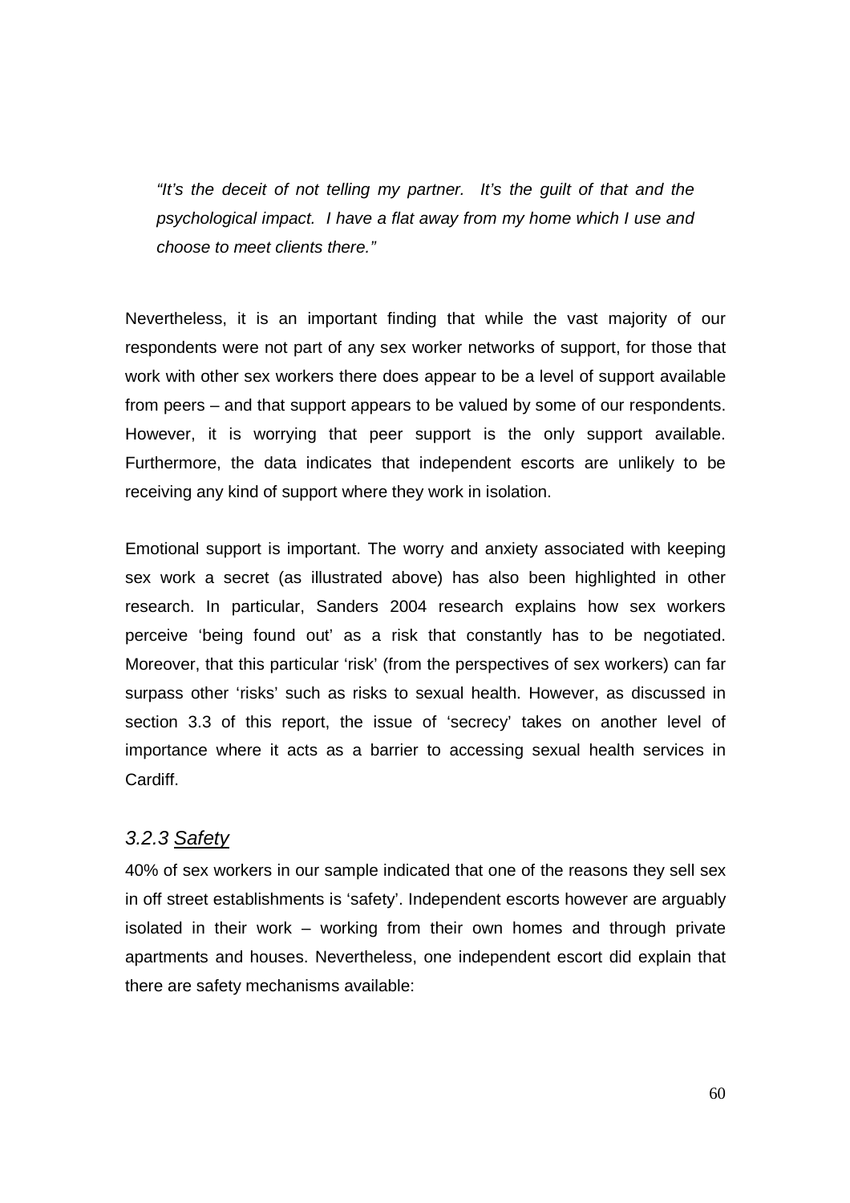*"It's the deceit of not telling my partner. It's the guilt of that and the psychological impact. I have a flat away from my home which I use and choose to meet clients there."*

Nevertheless, it is an important finding that while the vast majority of our respondents were not part of any sex worker networks of support, for those that work with other sex workers there does appear to be a level of support available from peers – and that support appears to be valued by some of our respondents. However, it is worrying that peer support is the only support available. Furthermore, the data indicates that independent escorts are unlikely to be receiving any kind of support where they work in isolation.

Emotional support is important. The worry and anxiety associated with keeping sex work a secret (as illustrated above) has also been highlighted in other research. In particular, Sanders 2004 research explains how sex workers perceive 'being found out' as a risk that constantly has to be negotiated. Moreover, that this particular 'risk' (from the perspectives of sex workers) can far surpass other 'risks' such as risks to sexual health. However, as discussed in section 3.3 of this report, the issue of 'secrecy' takes on another level of importance where it acts as a barrier to accessing sexual health services in Cardiff.

### *3.2.3* *Safety*

40% of sex workers in our sample indicated that one of the reasons they sell sex in off street establishments is 'safety'. Independent escorts however are arguably isolated in their work – working from their own homes and through private apartments and houses. Nevertheless, one independent escort did explain that there are safety mechanisms available: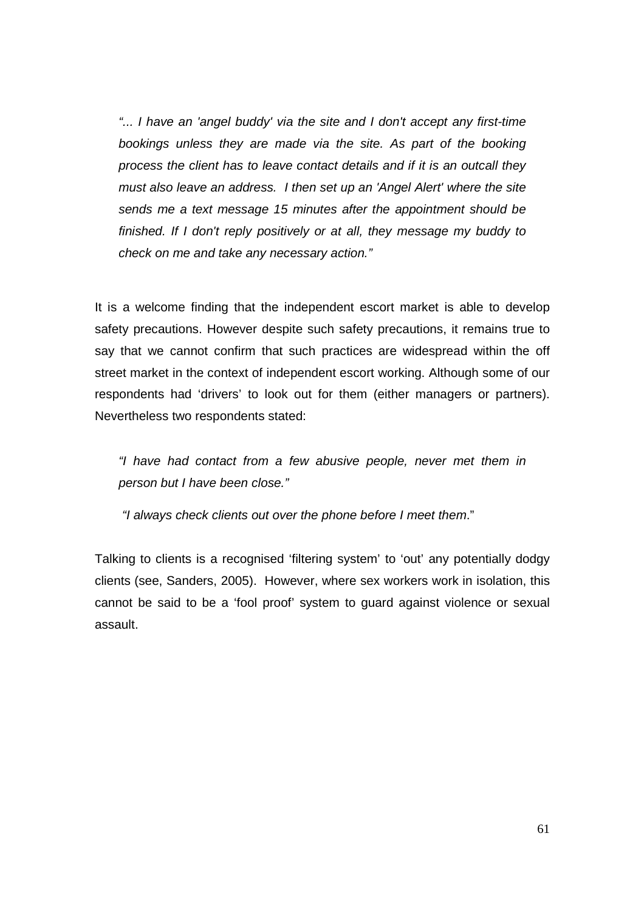> *"... I have an 'angel buddy' via the site and I don't accept any first-time bookings unless they are made via the site. As part of the booking process the client has to leave contact details and if it is an outcall they must also leave an address. I then set up an 'Angel Alert' where the site sends me a text message 15 minutes after the appointment should be finished. If I don't reply positively or at all, they message my buddy to check on me and take any necessary action."*

It is a welcome finding that the independent escort market is able to develop safety precautions. However despite such safety precautions, it remains true to say that we cannot confirm that such practices are widespread within the off street market in the context of independent escort working. Although some of our respondents had 'drivers' to look out for them (either managers or partners). Nevertheless two respondents stated:

> *"I have had contact from a few abusive people, never met them in person but I have been close."*

> *"I always check clients out over the phone before I meet them*."

Talking to clients is a recognised 'filtering system' to 'out' any potentially dodgy clients (see, Sanders, 2005). However, where sex workers work in isolation, this cannot be said to be a 'fool proof' system to guard against violence or sexual assault.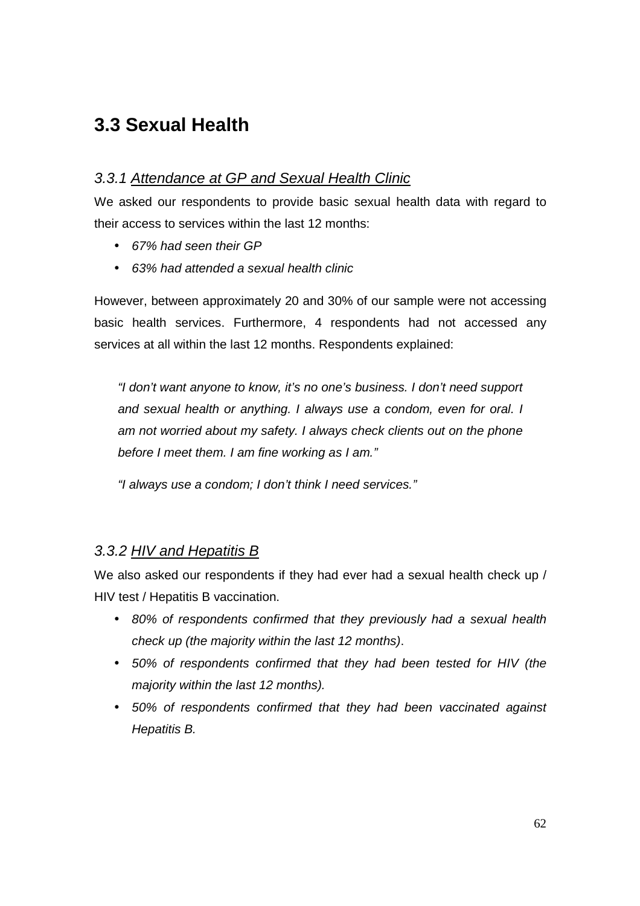## 3.3 Sexual Health

### *3.3.1 Attendance at GP and Sexual Health Clinic*

We asked our respondents to provide basic sexual health data with regard to their access to services within the last 12 months:

- *67% had seen their GP*
- *63% had attended a sexual health clinic*

However, between approximately 20 and 30% of our sample were not accessing basic health services. Furthermore, 4 respondents had not accessed any services at all within the last 12 months. Respondents explained:

> *"I don't want anyone to know, it's no one's business. I don't need support and sexual health or anything. I always use a condom, even for oral. I am not worried about my safety. I always check clients out on the phone before I meet them. I am fine working as I am."*
>
> *"I always use a condom; I don't think I need services."*

### *3.3.2 HIV and Hepatitis B*

We also asked our respondents if they had ever had a sexual health check up / HIV test / Hepatitis B vaccination.

- *80% of respondents confirmed that they previously had a sexual health check up (the majority within the last 12 months)*.
- *50% of respondents confirmed that they had been tested for HIV (the majority within the last 12 months).*
- *50% of respondents confirmed that they had been vaccinated against Hepatitis B.*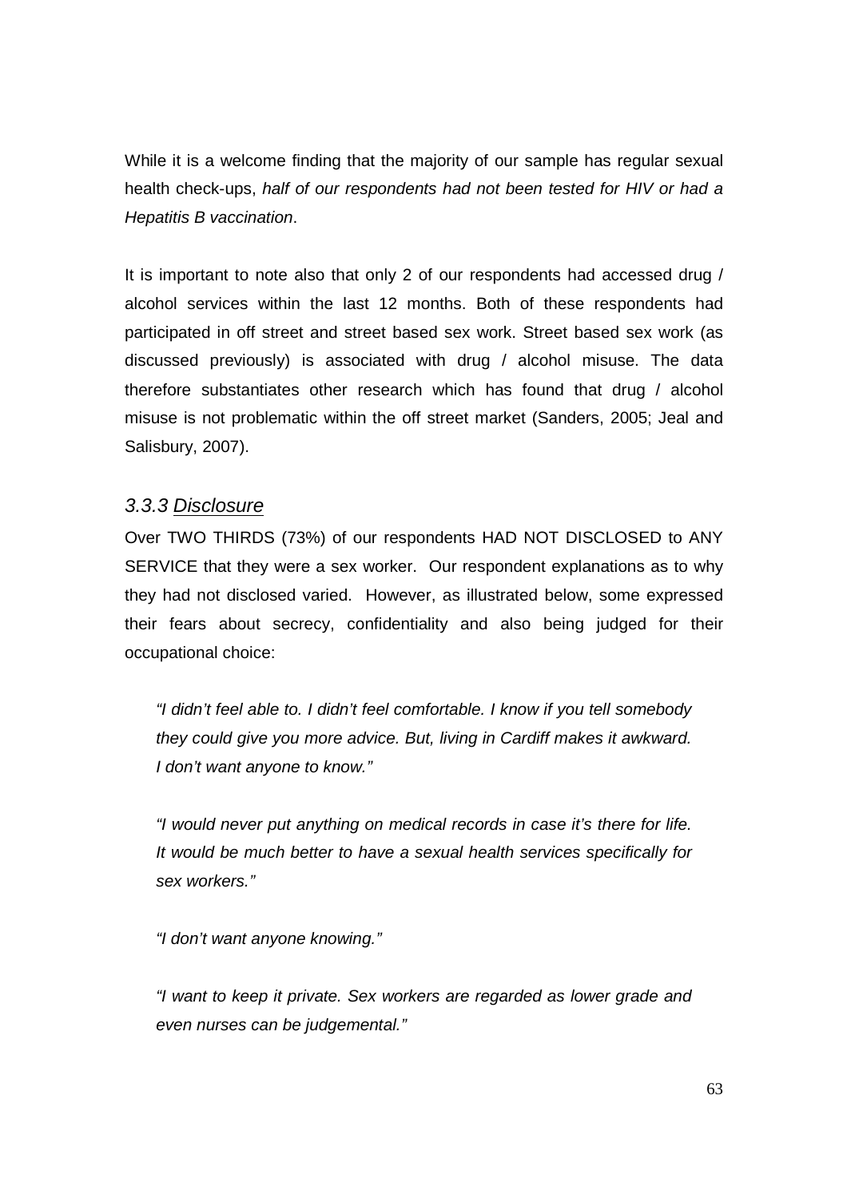While it is a welcome finding that the majority of our sample has regular sexual health check-ups, *half of our respondents had not been tested for HIV or had a Hepatitis B vaccination*.

It is important to note also that only 2 of our respondents had accessed drug / alcohol services within the last 12 months. Both of these respondents had participated in off street and street based sex work. Street based sex work (as discussed previously) is associated with drug / alcohol misuse. The data therefore substantiates other research which has found that drug / alcohol misuse is not problematic within the off street market (Sanders, 2005; Jeal and Salisbury, 2007).

### *3.3.3 Disclosure*

Over TWO THIRDS (73%) of our respondents HAD NOT DISCLOSED to ANY SERVICE that they were a sex worker. Our respondent explanations as to why they had not disclosed varied. However, as illustrated below, some expressed their fears about secrecy, confidentiality and also being judged for their occupational choice:

> *"I didn't feel able to. I didn't feel comfortable. I know if you tell somebody they could give you more advice. But, living in Cardiff makes it awkward. I don't want anyone to know."*

> *"I would never put anything on medical records in case it's there for life. It would be much better to have a sexual health services specifically for sex workers."*

> *"I don't want anyone knowing."*

> *"I want to keep it private. Sex workers are regarded as lower grade and even nurses can be judgemental."*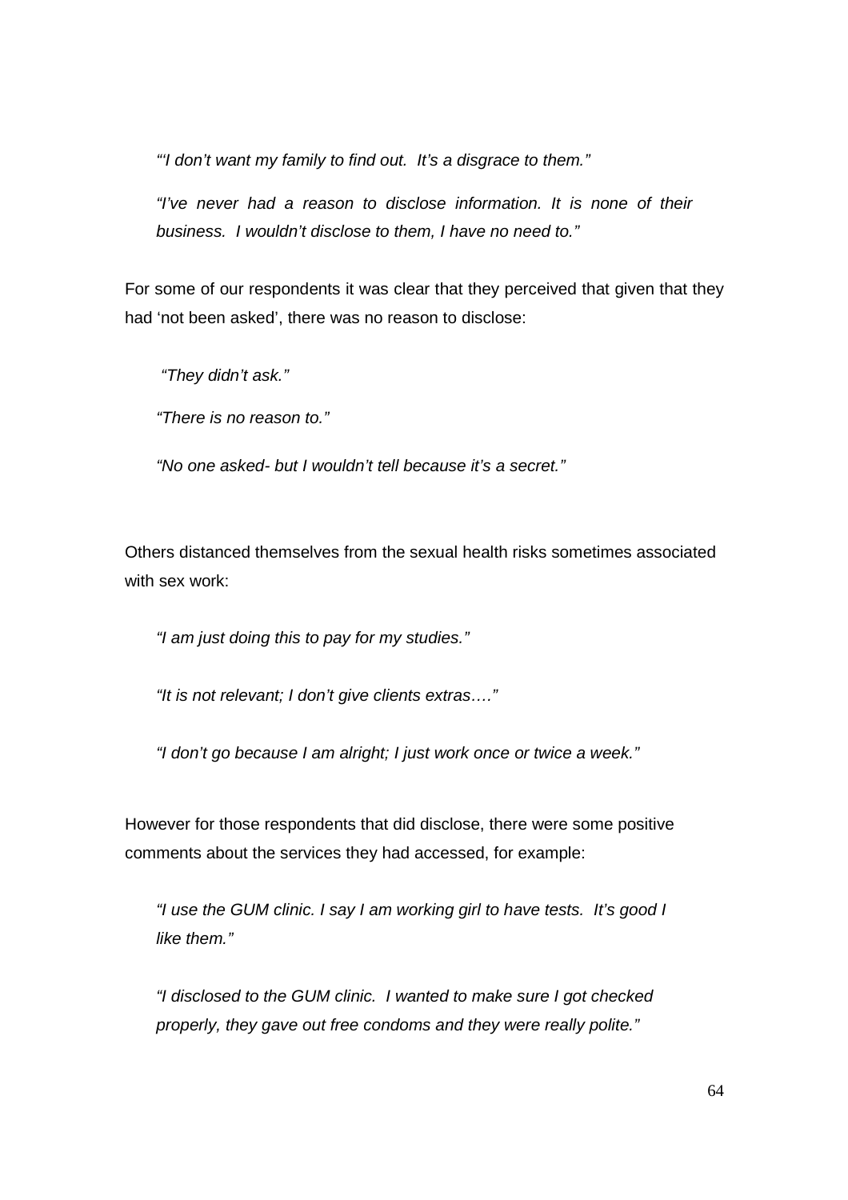*"'I don't want my family to find out. It's a disgrace to them."*

*"I've never had a reason to disclose information. It is none of their business. I wouldn't disclose to them, I have no need to."*

For some of our respondents it was clear that they perceived that given that they had 'not been asked', there was no reason to disclose:

*"They didn't ask."*

*"There is no reason to."*

*"No one asked- but I wouldn't tell because it's a secret."*

Others distanced themselves from the sexual health risks sometimes associated with sex work:

*"I am just doing this to pay for my studies."*

*"It is not relevant; I don't give clients extras…."*

*"I don't go because I am alright; I just work once or twice a week."*

However for those respondents that did disclose, there were some positive comments about the services they had accessed, for example:

*"I use the GUM clinic. I say I am working girl to have tests. It's good I like them."*

*"I disclosed to the GUM clinic. I wanted to make sure I got checked properly, they gave out free condoms and they were really polite."*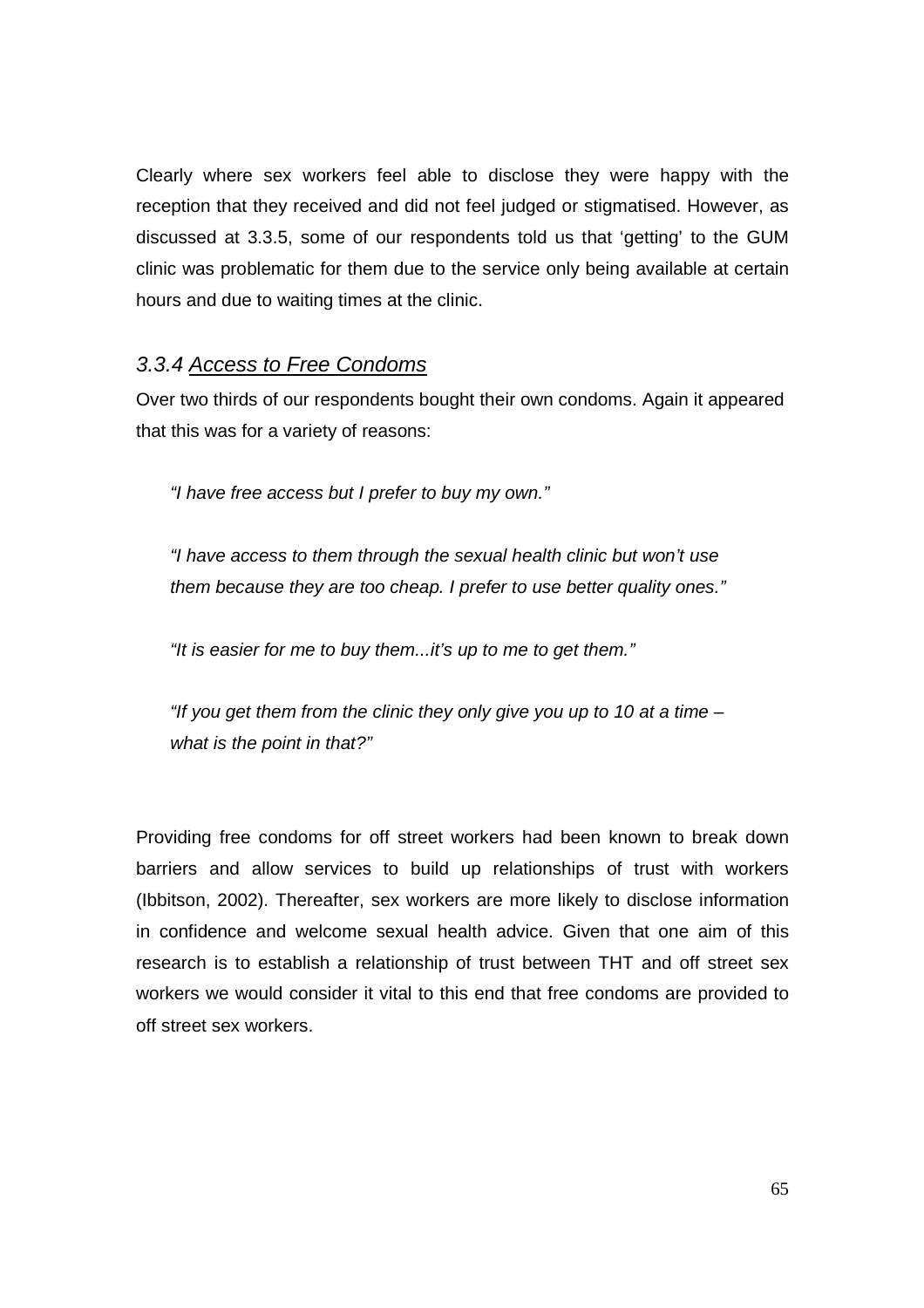Clearly where sex workers feel able to disclose they were happy with the reception that they received and did not feel judged or stigmatised. However, as discussed at 3.3.5, some of our respondents told us that 'getting' to the GUM clinic was problematic for them due to the service only being available at certain hours and due to waiting times at the clinic.

### *3.3.4 Access to Free Condoms*

Over two thirds of our respondents bought their own condoms. Again it appeared that this was for a variety of reasons:

> *"I have free access but I prefer to buy my own."*
>
> *"I have access to them through the sexual health clinic but won't use them because they are too cheap. I prefer to use better quality ones."*
>
> *"It is easier for me to buy them...it's up to me to get them."*
>
> *"If you get them from the clinic they only give you up to 10 at a time – what is the point in that?"*

Providing free condoms for off street workers had been known to break down barriers and allow services to build up relationships of trust with workers (Ibbitson, 2002). Thereafter, sex workers are more likely to disclose information in confidence and welcome sexual health advice. Given that one aim of this research is to establish a relationship of trust between THT and off street sex workers we would consider it vital to this end that free condoms are provided to off street sex workers.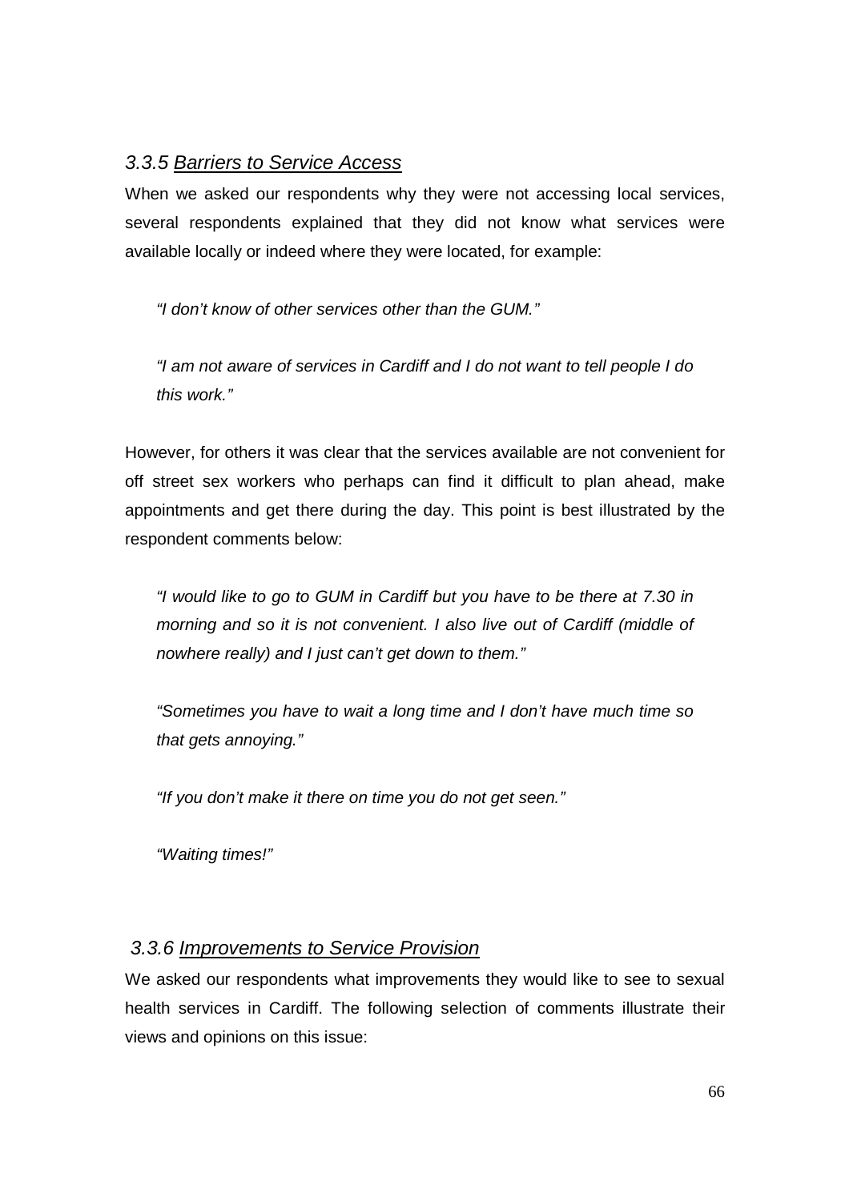### *3.3.5 Barriers to Service Access*

When we asked our respondents why they were not accessing local services, several respondents explained that they did not know what services were available locally or indeed where they were located, for example:

> *"I don't know of other services other than the GUM."*
>
> *"I am not aware of services in Cardiff and I do not want to tell people I do this work."*

However, for others it was clear that the services available are not convenient for off street sex workers who perhaps can find it difficult to plan ahead, make appointments and get there during the day. This point is best illustrated by the respondent comments below:

> *"I would like to go to GUM in Cardiff but you have to be there at 7.30 in morning and so it is not convenient. I also live out of Cardiff (middle of nowhere really) and I just can't get down to them."*
>
> *"Sometimes you have to wait a long time and I don't have much time so that gets annoying."*
>
> *"If you don't make it there on time you do not get seen."*
>
> *"Waiting times!"*

### *3.3.6 Improvements to Service Provision*

We asked our respondents what improvements they would like to see to sexual health services in Cardiff. The following selection of comments illustrate their views and opinions on this issue: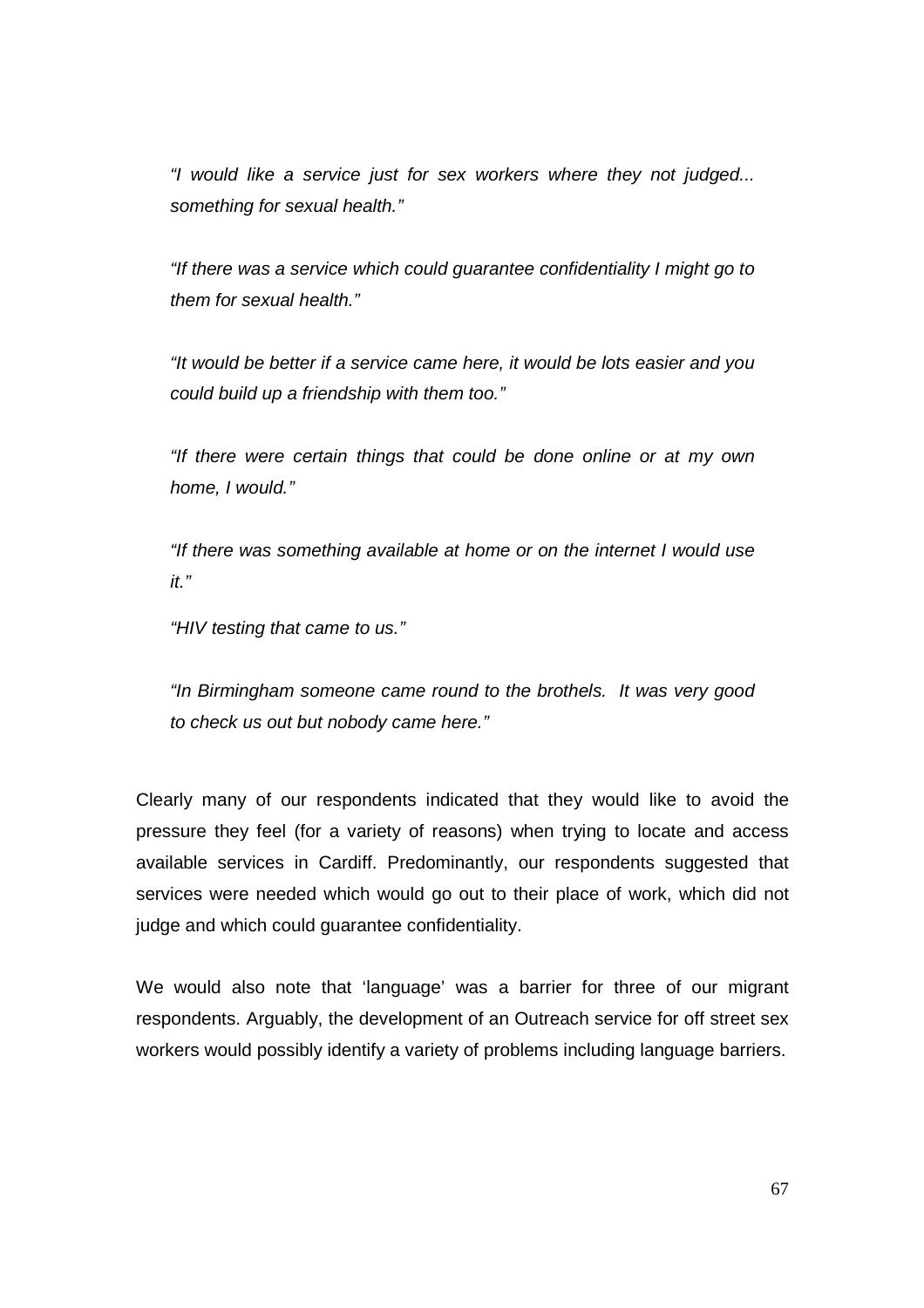*"I would like a service just for sex workers where they not judged... something for sexual health."*

*"If there was a service which could guarantee confidentiality I might go to them for sexual health."*

*"It would be better if a service came here, it would be lots easier and you could build up a friendship with them too."*

*"If there were certain things that could be done online or at my own home, I would."*

*"If there was something available at home or on the internet I would use it."*

*"HIV testing that came to us."*

*"In Birmingham someone came round to the brothels. It was very good to check us out but nobody came here."*

Clearly many of our respondents indicated that they would like to avoid the pressure they feel (for a variety of reasons) when trying to locate and access available services in Cardiff. Predominantly, our respondents suggested that services were needed which would go out to their place of work, which did not judge and which could guarantee confidentiality.

We would also note that 'language' was a barrier for three of our migrant respondents. Arguably, the development of an Outreach service for off street sex workers would possibly identify a variety of problems including language barriers.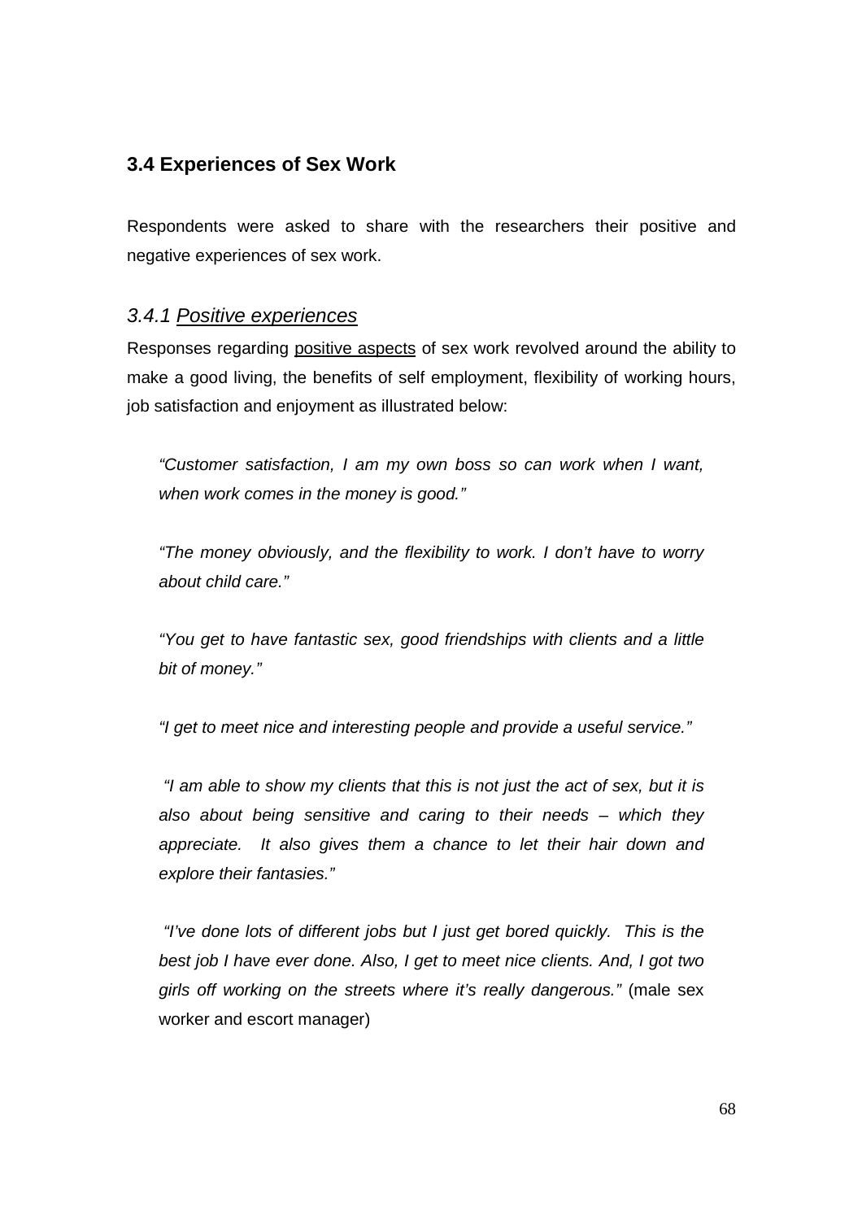## 3.4 Experiences of Sex Work

Respondents were asked to share with the researchers their positive and negative experiences of sex work.

### *3.4.1 Positive experiences*

Responses regarding positive aspects of sex work revolved around the ability to make a good living, the benefits of self employment, flexibility of working hours, job satisfaction and enjoyment as illustrated below:

> *"Customer satisfaction, I am my own boss so can work when I want, when work comes in the money is good."*
>
> *"The money obviously, and the flexibility to work. I don't have to worry about child care."*
>
> *"You get to have fantastic sex, good friendships with clients and a little bit of money."*
>
> *"I get to meet nice and interesting people and provide a useful service."*
>
> *"I am able to show my clients that this is not just the act of sex, but it is also about being sensitive and caring to their needs – which they appreciate. It also gives them a chance to let their hair down and explore their fantasies."*
>
> *"I've done lots of different jobs but I just get bored quickly. This is the best job I have ever done. Also, I get to meet nice clients. And, I got two girls off working on the streets where it's really dangerous."* (male sex worker and escort manager)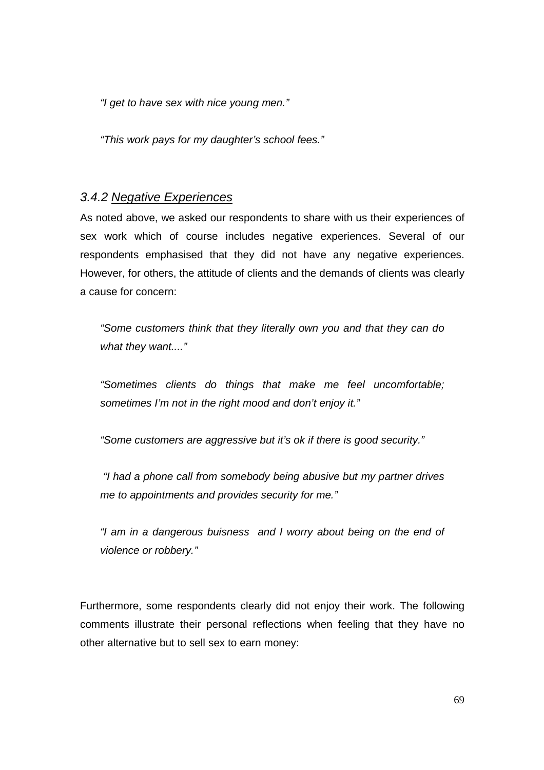*"I get to have sex with nice young men."*

*"This work pays for my daughter's school fees."*

### *3.4.2 Negative Experiences*

As noted above, we asked our respondents to share with us their experiences of sex work which of course includes negative experiences. Several of our respondents emphasised that they did not have any negative experiences. However, for others, the attitude of clients and the demands of clients was clearly a cause for concern:

> *"Some customers think that they literally own you and that they can do what they want...."*
>
> *"Sometimes clients do things that make me feel uncomfortable; sometimes I'm not in the right mood and don't enjoy it."*
>
> *"Some customers are aggressive but it's ok if there is good security."*
>
> *"I had a phone call from somebody being abusive but my partner drives me to appointments and provides security for me."*
>
> *"I am in a dangerous buisness and I worry about being on the end of violence or robbery."*

Furthermore, some respondents clearly did not enjoy their work. The following comments illustrate their personal reflections when feeling that they have no other alternative but to sell sex to earn money: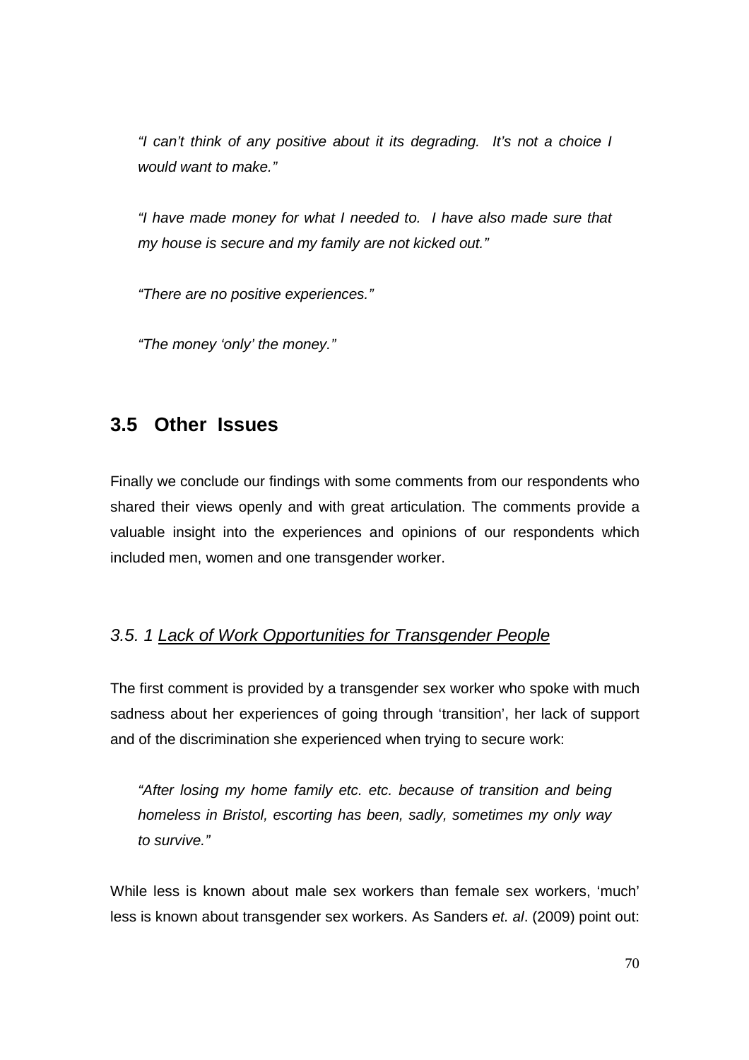*"I can't think of any positive about it its degrading. It's not a choice I would want to make."*

*"I have made money for what I needed to. I have also made sure that my house is secure and my family are not kicked out."*

*"There are no positive experiences."*

*"The money 'only' the money."*

## 3.5 Other Issues

Finally we conclude our findings with some comments from our respondents who shared their views openly and with great articulation. The comments provide a valuable insight into the experiences and opinions of our respondents which included men, women and one transgender worker.

### *3.5. 1 <u>Lack of Work Opportunities for Transgender People</u>*

The first comment is provided by a transgender sex worker who spoke with much sadness about her experiences of going through 'transition', her lack of support and of the discrimination she experienced when trying to secure work:

*"After losing my home family etc. etc. because of transition and being homeless in Bristol, escorting has been, sadly, sometimes my only way to survive."*

While less is known about male sex workers than female sex workers, 'much' less is known about transgender sex workers. As Sanders *et. al*. (2009) point out: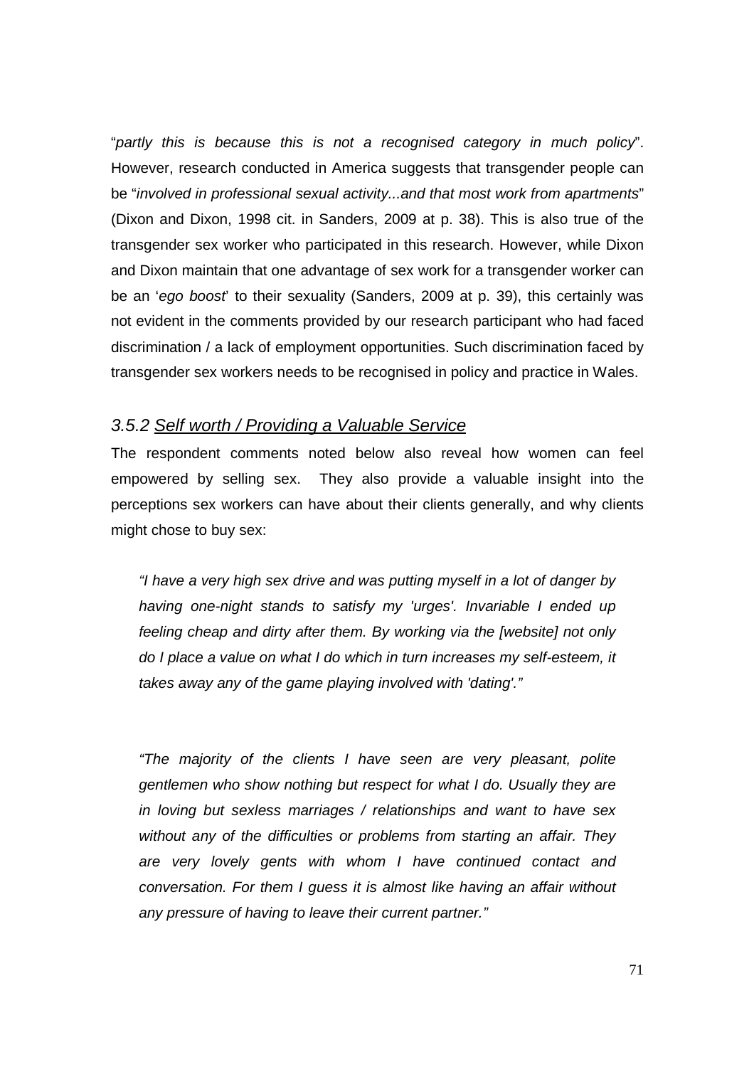"*partly this is because this is not a recognised category in much policy*". However, research conducted in America suggests that transgender people can be "*involved in professional sexual activity...and that most work from apartments*" (Dixon and Dixon, 1998 cit. in Sanders, 2009 at p. 38). This is also true of the transgender sex worker who participated in this research. However, while Dixon and Dixon maintain that one advantage of sex work for a transgender worker can be an '*ego boost*' to their sexuality (Sanders, 2009 at p. 39), this certainly was not evident in the comments provided by our research participant who had faced discrimination / a lack of employment opportunities. Such discrimination faced by transgender sex workers needs to be recognised in policy and practice in Wales.

### *3.5.2 <u>Self worth / Providing a Valuable Service</u>*

The respondent comments noted below also reveal how women can feel empowered by selling sex. They also provide a valuable insight into the perceptions sex workers can have about their clients generally, and why clients might chose to buy sex:

> *"I have a very high sex drive and was putting myself in a lot of danger by having one-night stands to satisfy my 'urges'. Invariable I ended up feeling cheap and dirty after them. By working via the [website] not only do I place a value on what I do which in turn increases my self-esteem, it takes away any of the game playing involved with 'dating'."*

> *"The majority of the clients I have seen are very pleasant, polite gentlemen who show nothing but respect for what I do. Usually they are in loving but sexless marriages / relationships and want to have sex without any of the difficulties or problems from starting an affair. They are very lovely gents with whom I have continued contact and conversation. For them I guess it is almost like having an affair without any pressure of having to leave their current partner."*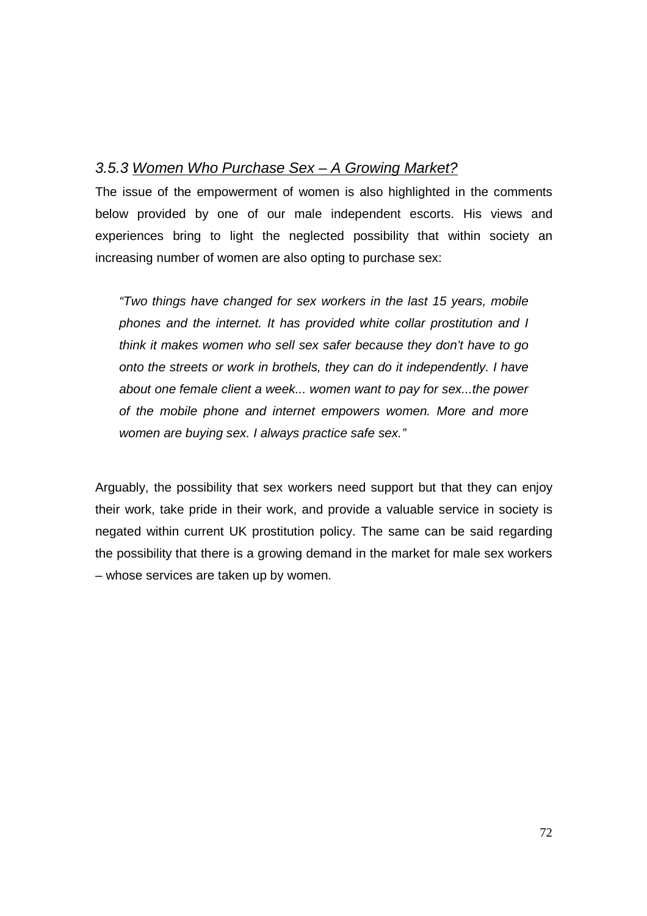### *3.5.3 Women Who Purchase Sex – A Growing Market?*

The issue of the empowerment of women is also highlighted in the comments below provided by one of our male independent escorts. His views and experiences bring to light the neglected possibility that within society an increasing number of women are also opting to purchase sex:

> *"Two things have changed for sex workers in the last 15 years, mobile phones and the internet. It has provided white collar prostitution and I think it makes women who sell sex safer because they don't have to go onto the streets or work in brothels, they can do it independently. I have about one female client a week... women want to pay for sex...the power of the mobile phone and internet empowers women. More and more women are buying sex. I always practice safe sex."*

Arguably, the possibility that sex workers need support but that they can enjoy their work, take pride in their work, and provide a valuable service in society is negated within current UK prostitution policy. The same can be said regarding the possibility that there is a growing demand in the market for male sex workers – whose services are taken up by women.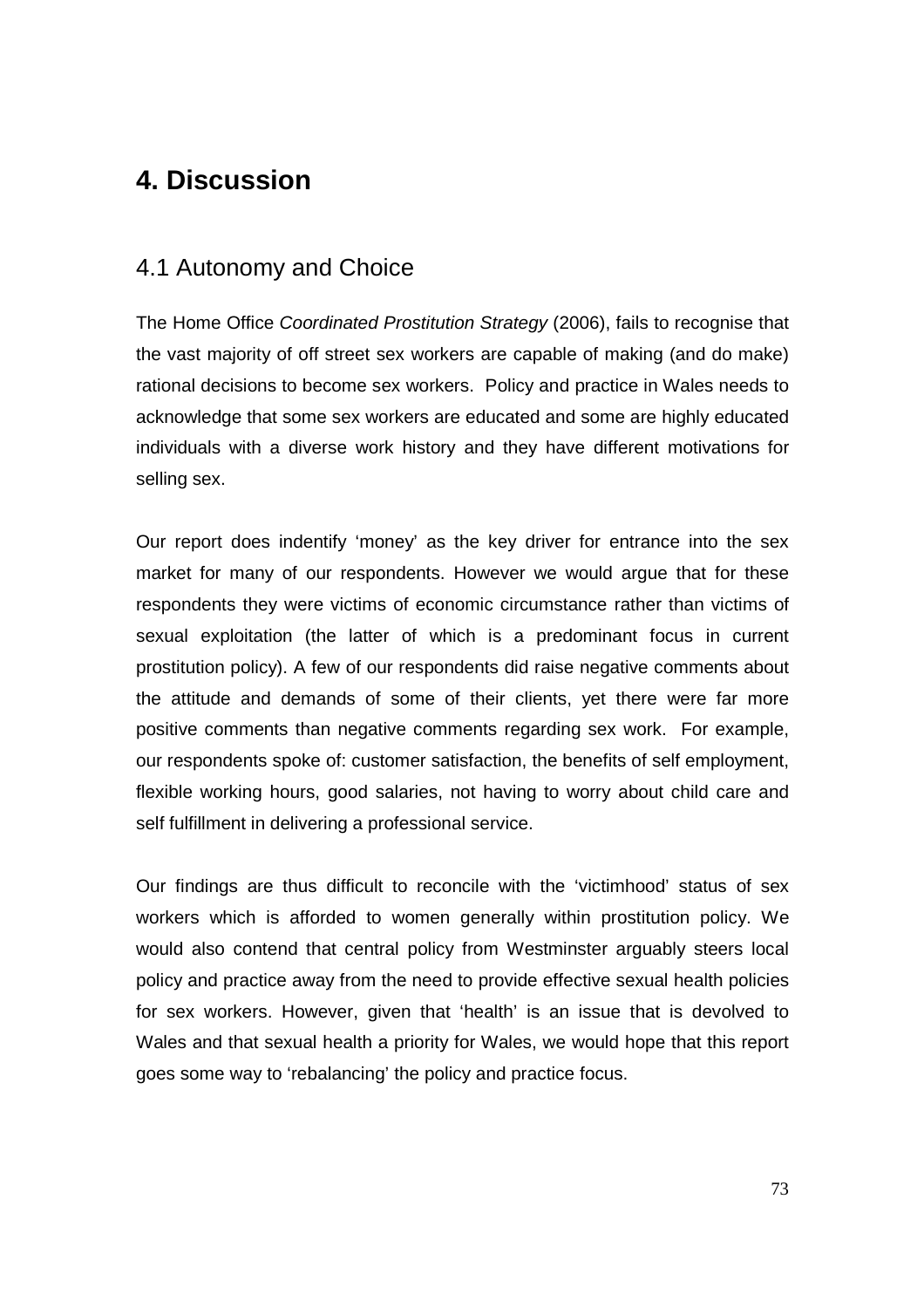# 4. Discussion

## 4.1 Autonomy and Choice

The Home Office *Coordinated Prostitution Strategy* (2006), fails to recognise that the vast majority of off street sex workers are capable of making (and do make) rational decisions to become sex workers. Policy and practice in Wales needs to acknowledge that some sex workers are educated and some are highly educated individuals with a diverse work history and they have different motivations for selling sex.

Our report does indentify 'money' as the key driver for entrance into the sex market for many of our respondents. However we would argue that for these respondents they were victims of economic circumstance rather than victims of sexual exploitation (the latter of which is a predominant focus in current prostitution policy). A few of our respondents did raise negative comments about the attitude and demands of some of their clients, yet there were far more positive comments than negative comments regarding sex work. For example, our respondents spoke of: customer satisfaction, the benefits of self employment, flexible working hours, good salaries, not having to worry about child care and self fulfillment in delivering a professional service.

Our findings are thus difficult to reconcile with the 'victimhood' status of sex workers which is afforded to women generally within prostitution policy. We would also contend that central policy from Westminster arguably steers local policy and practice away from the need to provide effective sexual health policies for sex workers. However, given that 'health' is an issue that is devolved to Wales and that sexual health a priority for Wales, we would hope that this report goes some way to 'rebalancing' the policy and practice focus.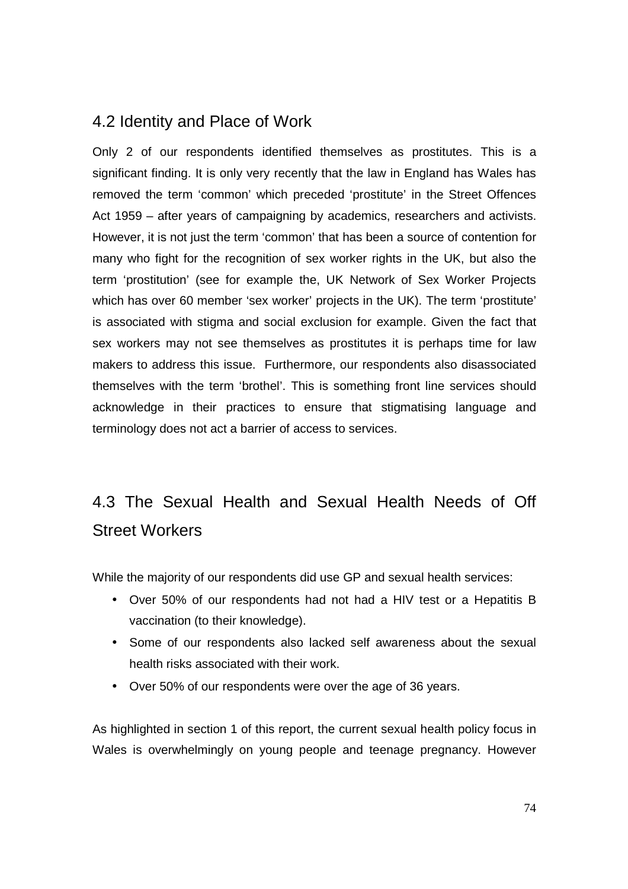## 4.2 Identity and Place of Work

Only 2 of our respondents identified themselves as prostitutes. This is a significant finding. It is only very recently that the law in England has Wales has removed the term 'common' which preceded 'prostitute' in the Street Offences Act 1959 – after years of campaigning by academics, researchers and activists. However, it is not just the term 'common' that has been a source of contention for many who fight for the recognition of sex worker rights in the UK, but also the term 'prostitution' (see for example the, UK Network of Sex Worker Projects which has over 60 member 'sex worker' projects in the UK). The term 'prostitute' is associated with stigma and social exclusion for example. Given the fact that sex workers may not see themselves as prostitutes it is perhaps time for law makers to address this issue. Furthermore, our respondents also disassociated themselves with the term 'brothel'. This is something front line services should acknowledge in their practices to ensure that stigmatising language and terminology does not act a barrier of access to services.

## 4.3 The Sexual Health and Sexual Health Needs of Off Street Workers

While the majority of our respondents did use GP and sexual health services:

- Over 50% of our respondents had not had a HIV test or a Hepatitis B vaccination (to their knowledge).
- Some of our respondents also lacked self awareness about the sexual health risks associated with their work.
- Over 50% of our respondents were over the age of 36 years.

As highlighted in section 1 of this report, the current sexual health policy focus in Wales is overwhelmingly on young people and teenage pregnancy. However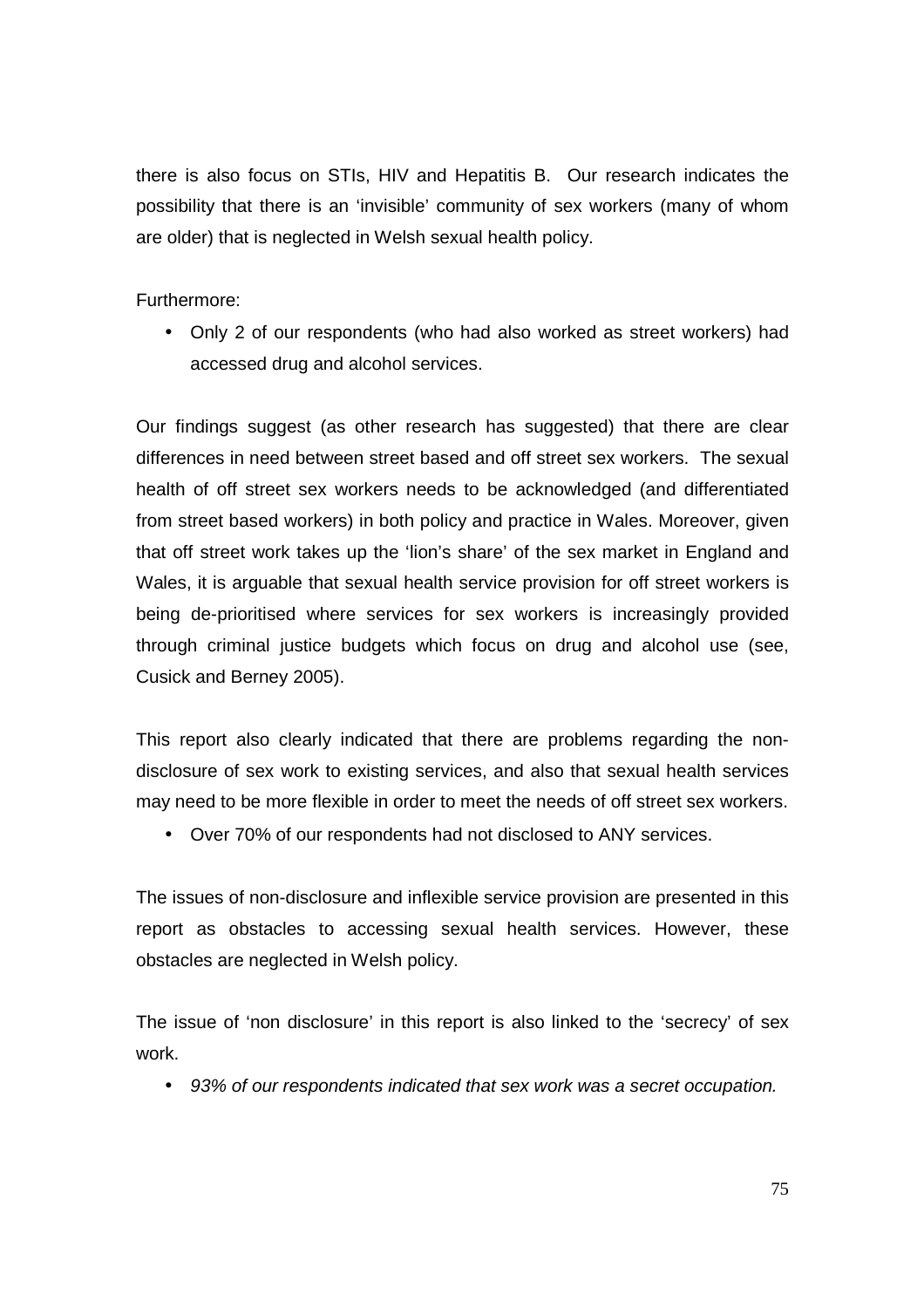there is also focus on STIs, HIV and Hepatitis B. Our research indicates the possibility that there is an 'invisible' community of sex workers (many of whom are older) that is neglected in Welsh sexual health policy.

Furthermore:

- Only 2 of our respondents (who had also worked as street workers) had accessed drug and alcohol services.

Our findings suggest (as other research has suggested) that there are clear differences in need between street based and off street sex workers. The sexual health of off street sex workers needs to be acknowledged (and differentiated from street based workers) in both policy and practice in Wales. Moreover, given that off street work takes up the 'lion's share' of the sex market in England and Wales, it is arguable that sexual health service provision for off street workers is being de-prioritised where services for sex workers is increasingly provided through criminal justice budgets which focus on drug and alcohol use (see, Cusick and Berney 2005).

This report also clearly indicated that there are problems regarding the non-disclosure of sex work to existing services, and also that sexual health services may need to be more flexible in order to meet the needs of off street sex workers.

- Over 70% of our respondents had not disclosed to ANY services.

The issues of non-disclosure and inflexible service provision are presented in this report as obstacles to accessing sexual health services. However, these obstacles are neglected in Welsh policy.

The issue of 'non disclosure' in this report is also linked to the 'secrecy' of sex work.

- *93% of our respondents indicated that sex work was a secret occupation.*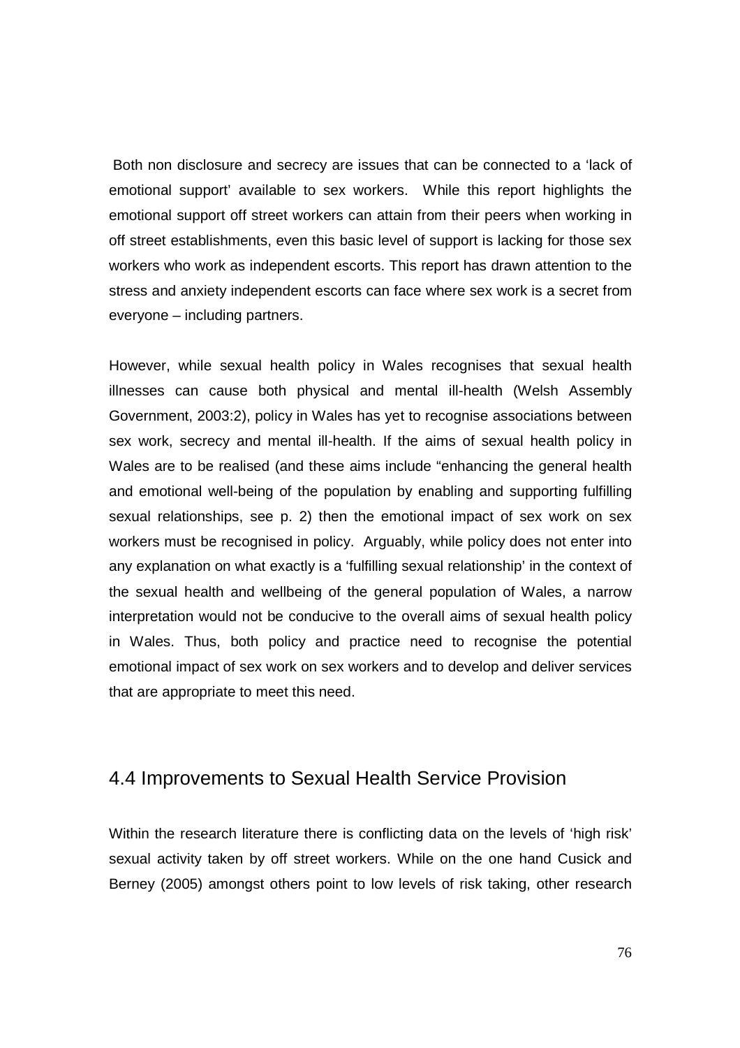Both non disclosure and secrecy are issues that can be connected to a 'lack of emotional support' available to sex workers. While this report highlights the emotional support off street workers can attain from their peers when working in off street establishments, even this basic level of support is lacking for those sex workers who work as independent escorts. This report has drawn attention to the stress and anxiety independent escorts can face where sex work is a secret from everyone – including partners.

However, while sexual health policy in Wales recognises that sexual health illnesses can cause both physical and mental ill-health (Welsh Assembly Government, 2003:2), policy in Wales has yet to recognise associations between sex work, secrecy and mental ill-health. If the aims of sexual health policy in Wales are to be realised (and these aims include "enhancing the general health and emotional well-being of the population by enabling and supporting fulfilling sexual relationships, see p. 2) then the emotional impact of sex work on sex workers must be recognised in policy. Arguably, while policy does not enter into any explanation on what exactly is a 'fulfilling sexual relationship' in the context of the sexual health and wellbeing of the general population of Wales, a narrow interpretation would not be conducive to the overall aims of sexual health policy in Wales. Thus, both policy and practice need to recognise the potential emotional impact of sex work on sex workers and to develop and deliver services that are appropriate to meet this need.

## 4.4 Improvements to Sexual Health Service Provision

Within the research literature there is conflicting data on the levels of 'high risk' sexual activity taken by off street workers. While on the one hand Cusick and Berney (2005) amongst others point to low levels of risk taking, other research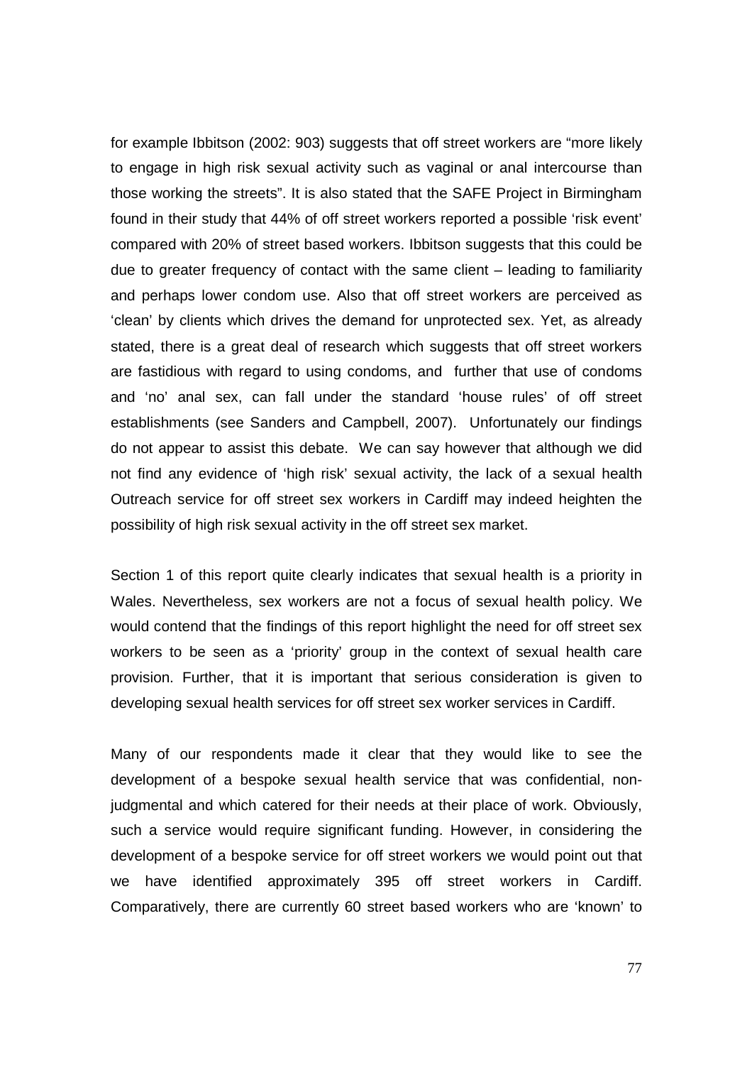for example Ibbitson (2002: 903) suggests that off street workers are "more likely to engage in high risk sexual activity such as vaginal or anal intercourse than those working the streets". It is also stated that the SAFE Project in Birmingham found in their study that 44% of off street workers reported a possible 'risk event' compared with 20% of street based workers. Ibbitson suggests that this could be due to greater frequency of contact with the same client – leading to familiarity and perhaps lower condom use. Also that off street workers are perceived as 'clean' by clients which drives the demand for unprotected sex. Yet, as already stated, there is a great deal of research which suggests that off street workers are fastidious with regard to using condoms, and further that use of condoms and 'no' anal sex, can fall under the standard 'house rules' of off street establishments (see Sanders and Campbell, 2007). Unfortunately our findings do not appear to assist this debate. We can say however that although we did not find any evidence of 'high risk' sexual activity, the lack of a sexual health Outreach service for off street sex workers in Cardiff may indeed heighten the possibility of high risk sexual activity in the off street sex market.

Section 1 of this report quite clearly indicates that sexual health is a priority in Wales. Nevertheless, sex workers are not a focus of sexual health policy. We would contend that the findings of this report highlight the need for off street sex workers to be seen as a 'priority' group in the context of sexual health care provision. Further, that it is important that serious consideration is given to developing sexual health services for off street sex worker services in Cardiff.

Many of our respondents made it clear that they would like to see the development of a bespoke sexual health service that was confidential, non-judgmental and which catered for their needs at their place of work. Obviously, such a service would require significant funding. However, in considering the development of a bespoke service for off street workers we would point out that we have identified approximately 395 off street workers in Cardiff. Comparatively, there are currently 60 street based workers who are 'known' to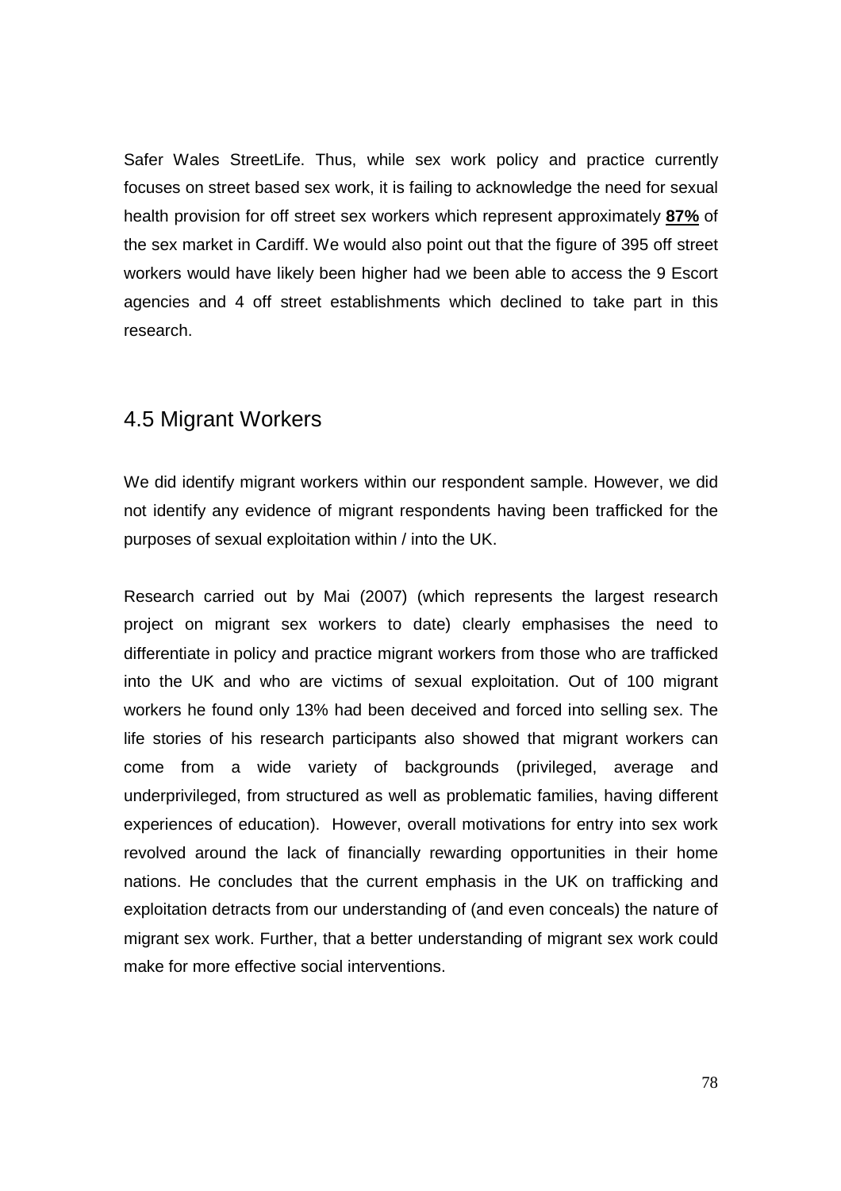Safer Wales StreetLife. Thus, while sex work policy and practice currently focuses on street based sex work, it is failing to acknowledge the need for sexual health provision for off street sex workers which represent approximately **87%** of the sex market in Cardiff. We would also point out that the figure of 395 off street workers would have likely been higher had we been able to access the 9 Escort agencies and 4 off street establishments which declined to take part in this research.

## 4.5 Migrant Workers

We did identify migrant workers within our respondent sample. However, we did not identify any evidence of migrant respondents having been trafficked for the purposes of sexual exploitation within / into the UK.

Research carried out by Mai (2007) (which represents the largest research project on migrant sex workers to date) clearly emphasises the need to differentiate in policy and practice migrant workers from those who are trafficked into the UK and who are victims of sexual exploitation. Out of 100 migrant workers he found only 13% had been deceived and forced into selling sex. The life stories of his research participants also showed that migrant workers can come from a wide variety of backgrounds (privileged, average and underprivileged, from structured as well as problematic families, having different experiences of education). However, overall motivations for entry into sex work revolved around the lack of financially rewarding opportunities in their home nations. He concludes that the current emphasis in the UK on trafficking and exploitation detracts from our understanding of (and even conceals) the nature of migrant sex work. Further, that a better understanding of migrant sex work could make for more effective social interventions.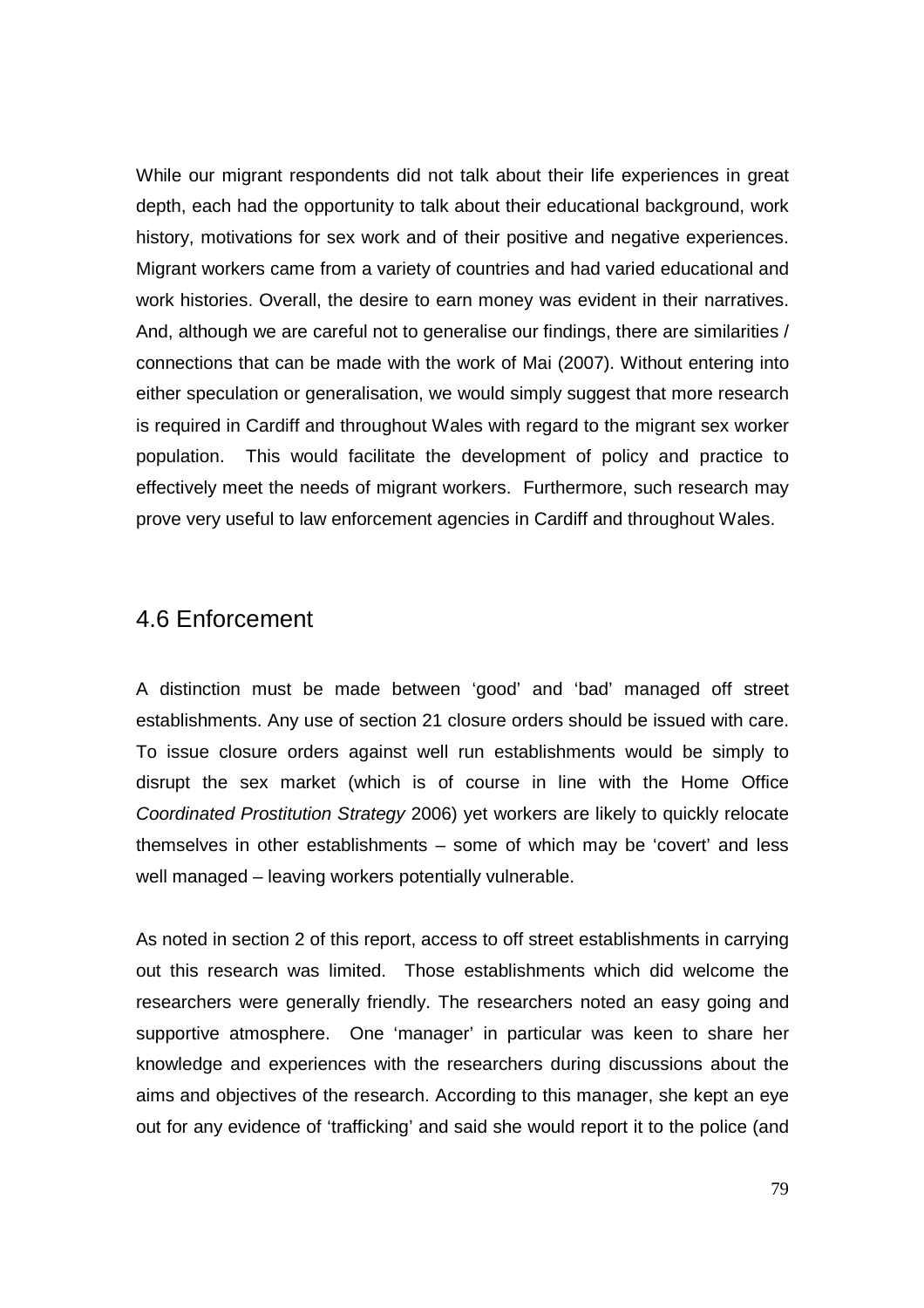While our migrant respondents did not talk about their life experiences in great depth, each had the opportunity to talk about their educational background, work history, motivations for sex work and of their positive and negative experiences. Migrant workers came from a variety of countries and had varied educational and work histories. Overall, the desire to earn money was evident in their narratives. And, although we are careful not to generalise our findings, there are similarities / connections that can be made with the work of Mai (2007). Without entering into either speculation or generalisation, we would simply suggest that more research is required in Cardiff and throughout Wales with regard to the migrant sex worker population. This would facilitate the development of policy and practice to effectively meet the needs of migrant workers. Furthermore, such research may prove very useful to law enforcement agencies in Cardiff and throughout Wales.

## 4.6 Enforcement

A distinction must be made between 'good' and 'bad' managed off street establishments. Any use of section 21 closure orders should be issued with care. To issue closure orders against well run establishments would be simply to disrupt the sex market (which is of course in line with the Home Office *Coordinated Prostitution Strategy* 2006) yet workers are likely to quickly relocate themselves in other establishments – some of which may be 'covert' and less well managed – leaving workers potentially vulnerable.

As noted in section 2 of this report, access to off street establishments in carrying out this research was limited. Those establishments which did welcome the researchers were generally friendly. The researchers noted an easy going and supportive atmosphere. One 'manager' in particular was keen to share her knowledge and experiences with the researchers during discussions about the aims and objectives of the research. According to this manager, she kept an eye out for any evidence of 'trafficking' and said she would report it to the police (and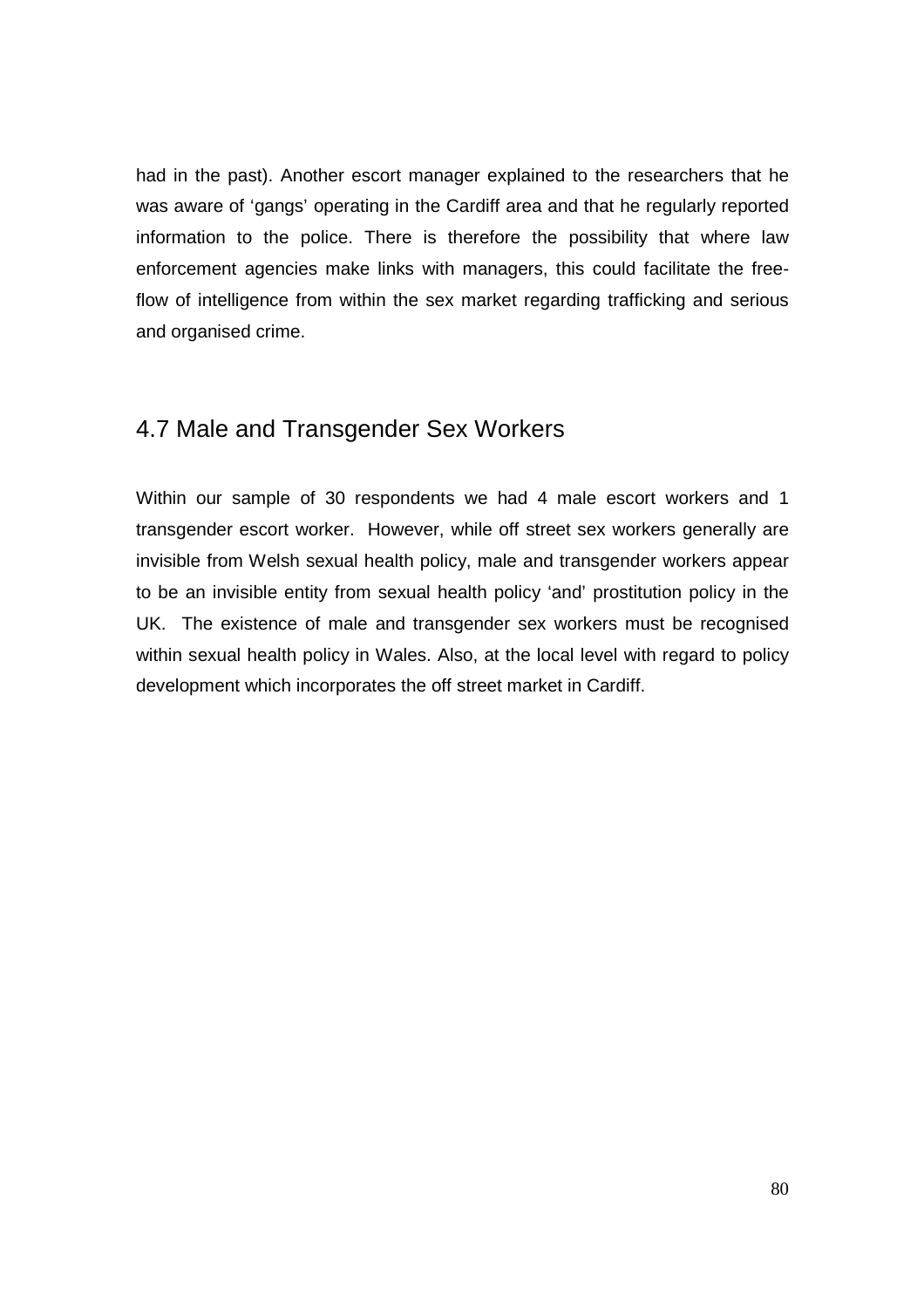had in the past). Another escort manager explained to the researchers that he was aware of 'gangs' operating in the Cardiff area and that he regularly reported information to the police. There is therefore the possibility that where law enforcement agencies make links with managers, this could facilitate the free-flow of intelligence from within the sex market regarding trafficking and serious and organised crime.

## 4.7 Male and Transgender Sex Workers

Within our sample of 30 respondents we had 4 male escort workers and 1 transgender escort worker. However, while off street sex workers generally are invisible from Welsh sexual health policy, male and transgender workers appear to be an invisible entity from sexual health policy 'and' prostitution policy in the UK. The existence of male and transgender sex workers must be recognised within sexual health policy in Wales. Also, at the local level with regard to policy development which incorporates the off street market in Cardiff.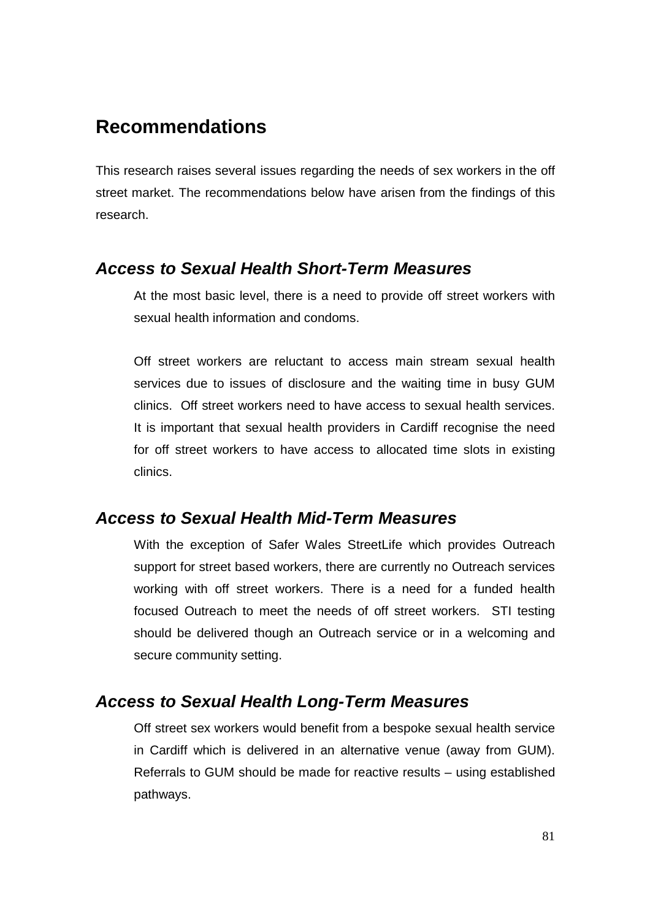## Recommendations

This research raises several issues regarding the needs of sex workers in the off street market. The recommendations below have arisen from the findings of this research.

### *Access to Sexual Health Short-Term Measures*

At the most basic level, there is a need to provide off street workers with sexual health information and condoms.

Off street workers are reluctant to access main stream sexual health services due to issues of disclosure and the waiting time in busy GUM clinics. Off street workers need to have access to sexual health services. It is important that sexual health providers in Cardiff recognise the need for off street workers to have access to allocated time slots in existing clinics.

### *Access to Sexual Health Mid-Term Measures*

With the exception of Safer Wales StreetLife which provides Outreach support for street based workers, there are currently no Outreach services working with off street workers. There is a need for a funded health focused Outreach to meet the needs of off street workers. STI testing should be delivered though an Outreach service or in a welcoming and secure community setting.

### *Access to Sexual Health Long-Term Measures*

Off street sex workers would benefit from a bespoke sexual health service in Cardiff which is delivered in an alternative venue (away from GUM). Referrals to GUM should be made for reactive results – using established pathways.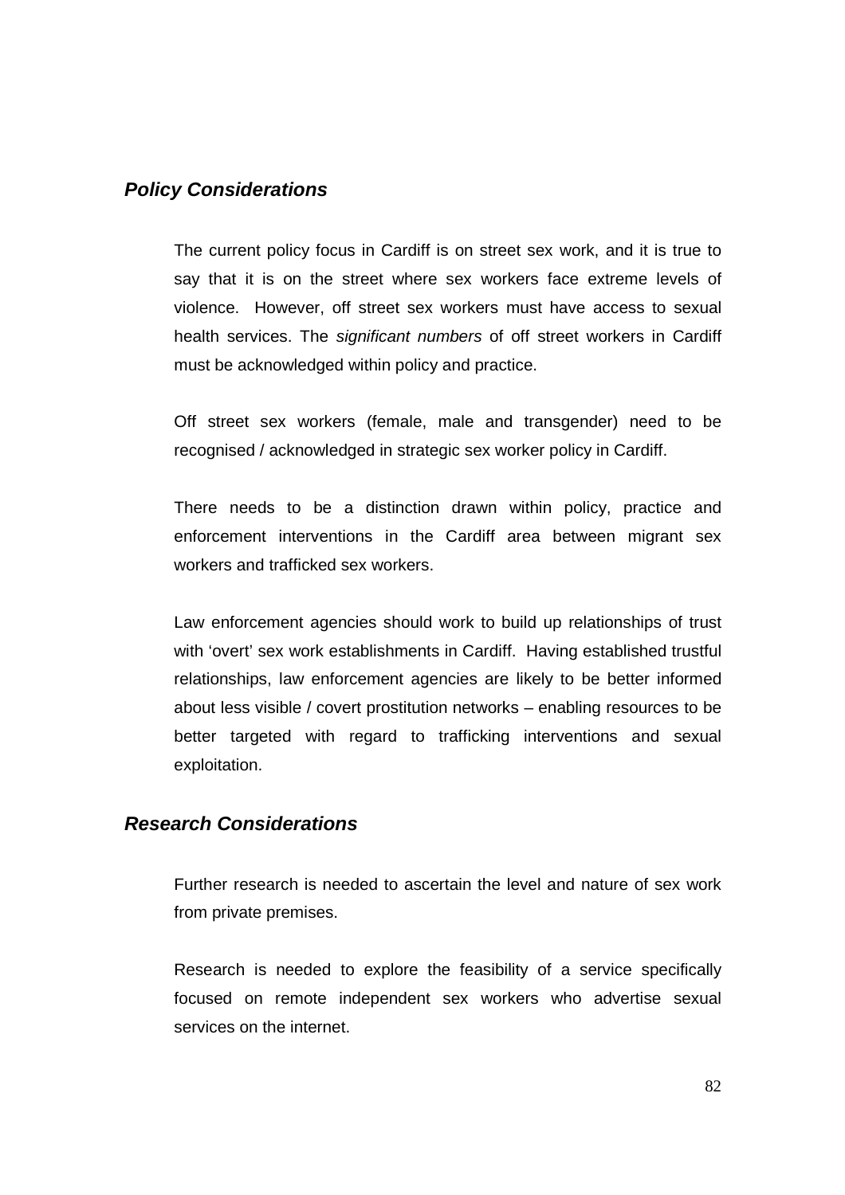### *Policy Considerations*

The current policy focus in Cardiff is on street sex work, and it is true to say that it is on the street where sex workers face extreme levels of violence. However, off street sex workers must have access to sexual health services. The *significant numbers* of off street workers in Cardiff must be acknowledged within policy and practice.

Off street sex workers (female, male and transgender) need to be recognised / acknowledged in strategic sex worker policy in Cardiff.

There needs to be a distinction drawn within policy, practice and enforcement interventions in the Cardiff area between migrant sex workers and trafficked sex workers.

Law enforcement agencies should work to build up relationships of trust with 'overt' sex work establishments in Cardiff. Having established trustful relationships, law enforcement agencies are likely to be better informed about less visible / covert prostitution networks – enabling resources to be better targeted with regard to trafficking interventions and sexual exploitation.

### *Research Considerations*

Further research is needed to ascertain the level and nature of sex work from private premises.

Research is needed to explore the feasibility of a service specifically focused on remote independent sex workers who advertise sexual services on the internet.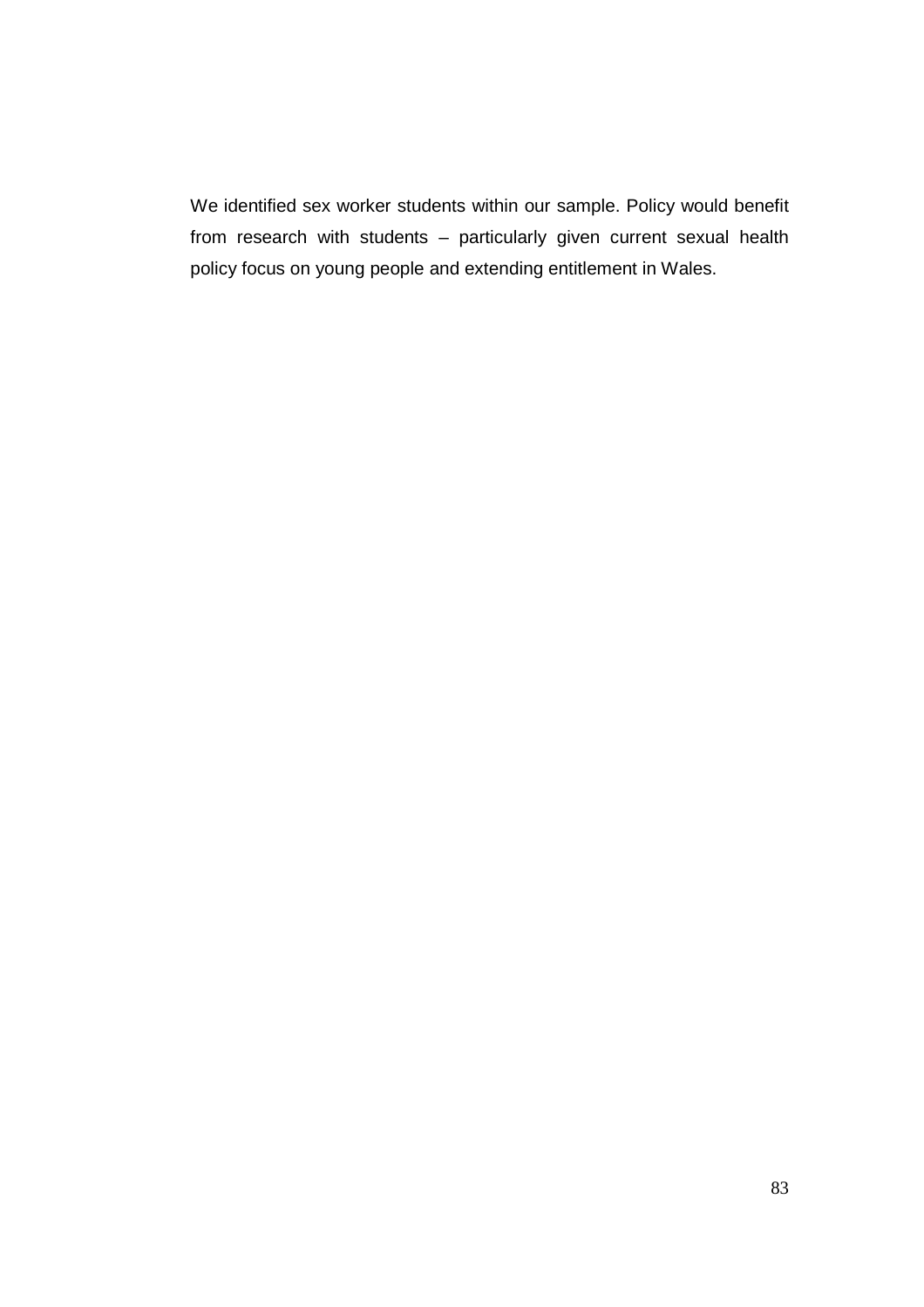We identified sex worker students within our sample. Policy would benefit from research with students – particularly given current sexual health policy focus on young people and extending entitlement in Wales.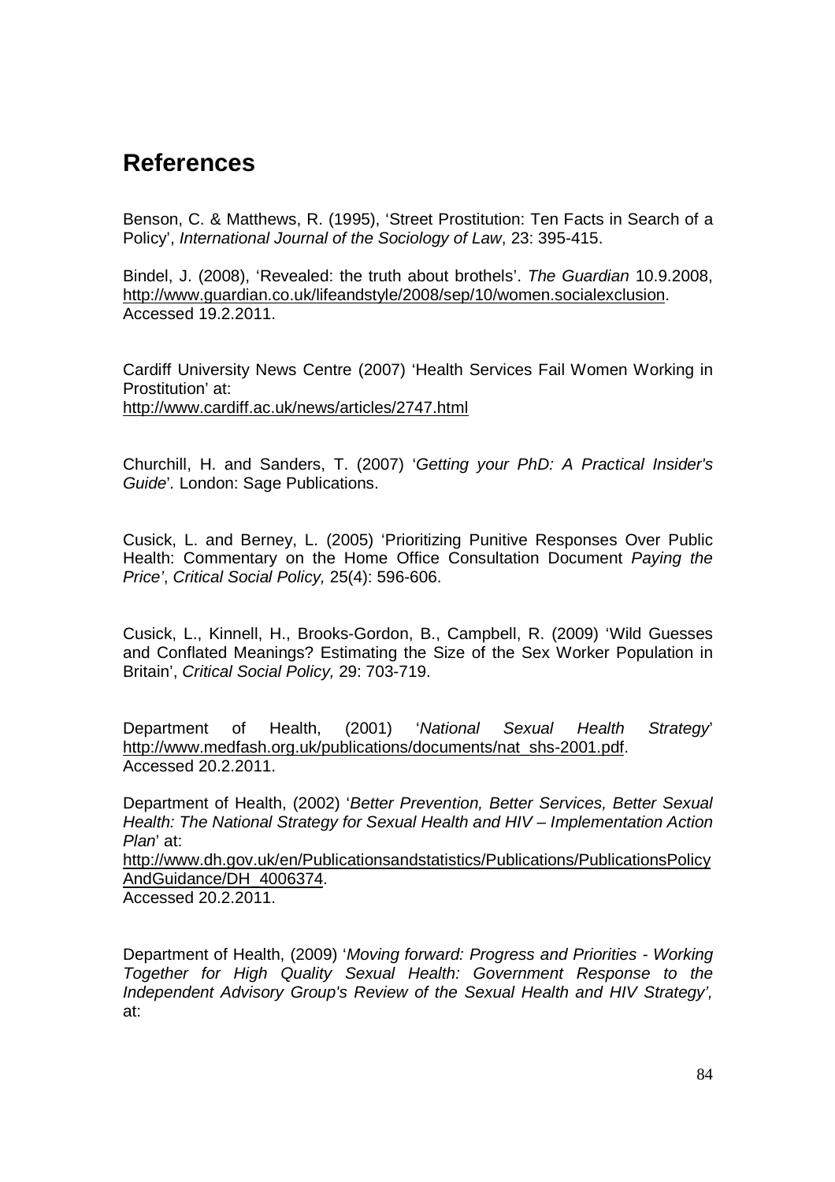# References

Benson, C. & Matthews, R. (1995), 'Street Prostitution: Ten Facts in Search of a Policy', *International Journal of the Sociology of Law*, 23: 395-415.

Bindel, J. (2008), 'Revealed: the truth about brothels'. *The Guardian* 10.9.2008, http://www.guardian.co.uk/lifeandstyle/2008/sep/10/women.socialexclusion. Accessed 19.2.2011.

Cardiff University News Centre (2007) 'Health Services Fail Women Working in Prostitution' at:
http://www.cardiff.ac.uk/news/articles/2747.html

Churchill, H. and Sanders, T. (2007) '*Getting your PhD: A Practical Insider's Guide*'. London: Sage Publications.

Cusick, L. and Berney, L. (2005) 'Prioritizing Punitive Responses Over Public Health: Commentary on the Home Office Consultation Document *Paying the Price'*, *Critical Social Policy,* 25(4): 596-606.

Cusick, L., Kinnell, H., Brooks-Gordon, B., Campbell, R. (2009) 'Wild Guesses and Conflated Meanings? Estimating the Size of the Sex Worker Population in Britain', *Critical Social Policy,* 29: 703-719.

Department of Health, (2001) '*National Sexual Health Strategy*' http://www.medfash.org.uk/publications/documents/nat_shs-2001.pdf.
Accessed 20.2.2011.

Department of Health, (2002) '*Better Prevention, Better Services, Better Sexual Health: The National Strategy for Sexual Health and HIV – Implementation Action Plan*' at:
http://www.dh.gov.uk/en/Publicationsandstatistics/Publications/PublicationsPolicyAndGuidance/DH_4006374.
Accessed 20.2.2011.

Department of Health, (2009) '*Moving forward: Progress and Priorities - Working Together for High Quality Sexual Health: Government Response to the Independent Advisory Group's Review of the Sexual Health and HIV Strategy',* at: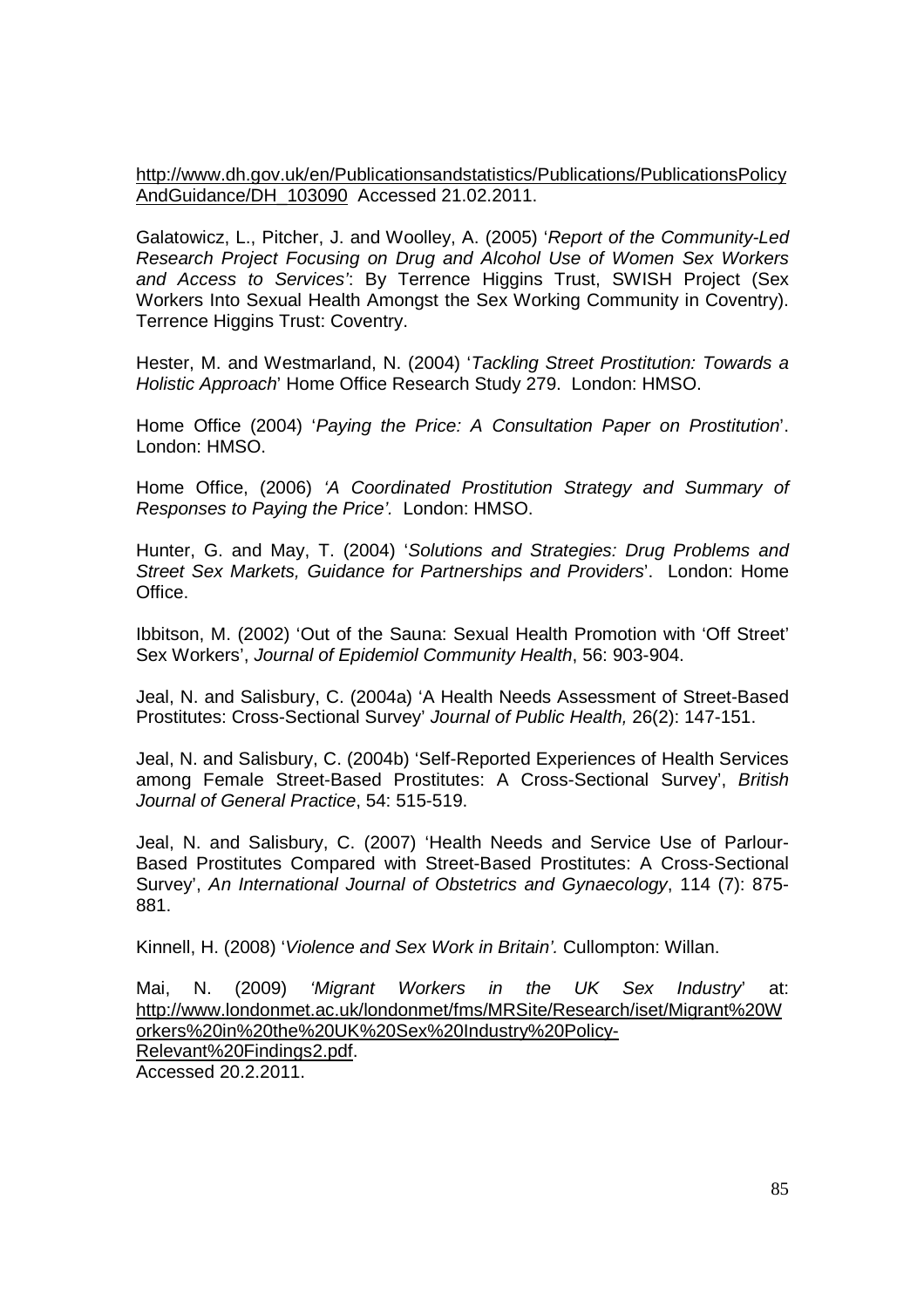http://www.dh.gov.uk/en/Publicationsandstatistics/Publications/PublicationsPolicyAndGuidance/DH_103090 Accessed 21.02.2011.

Galatowicz, L., Pitcher, J. and Woolley, A. (2005) '*Report of the Community-Led Research Project Focusing on Drug and Alcohol Use of Women Sex Workers and Access to Services'*: By Terrence Higgins Trust, SWISH Project (Sex Workers Into Sexual Health Amongst the Sex Working Community in Coventry). Terrence Higgins Trust: Coventry.

Hester, M. and Westmarland, N. (2004) '*Tackling Street Prostitution: Towards a Holistic Approach*' Home Office Research Study 279. London: HMSO.

Home Office (2004) '*Paying the Price: A Consultation Paper on Prostitution*'. London: HMSO.

Home Office, (2006) *'A Coordinated Prostitution Strategy and Summary of Responses to Paying the Price'.* London: HMSO.

Hunter, G. and May, T. (2004) '*Solutions and Strategies: Drug Problems and Street Sex Markets, Guidance for Partnerships and Providers*'. London: Home Office.

Ibbitson, M. (2002) 'Out of the Sauna: Sexual Health Promotion with 'Off Street' Sex Workers', *Journal of Epidemiol Community Health*, 56: 903-904.

Jeal, N. and Salisbury, C. (2004a) 'A Health Needs Assessment of Street-Based Prostitutes: Cross-Sectional Survey' *Journal of Public Health,* 26(2): 147-151.

Jeal, N. and Salisbury, C. (2004b) 'Self-Reported Experiences of Health Services among Female Street-Based Prostitutes: A Cross-Sectional Survey', *British Journal of General Practice*, 54: 515-519.

Jeal, N. and Salisbury, C. (2007) 'Health Needs and Service Use of Parlour-Based Prostitutes Compared with Street-Based Prostitutes: A Cross-Sectional Survey', *An International Journal of Obstetrics and Gynaecology*, 114 (7): 875-881.

Kinnell, H. (2008) '*Violence and Sex Work in Britain'.* Cullompton: Willan.

Mai, N. (2009) *'Migrant Workers in the UK Sex Industry*' at: http://www.londonmet.ac.uk/londonmet/fms/MRSite/Research/iset/Migrant%20Workers%20in%20the%20UK%20Sex%20Industry%20Policy-Relevant%20Findings2.pdf.
Accessed 20.2.2011.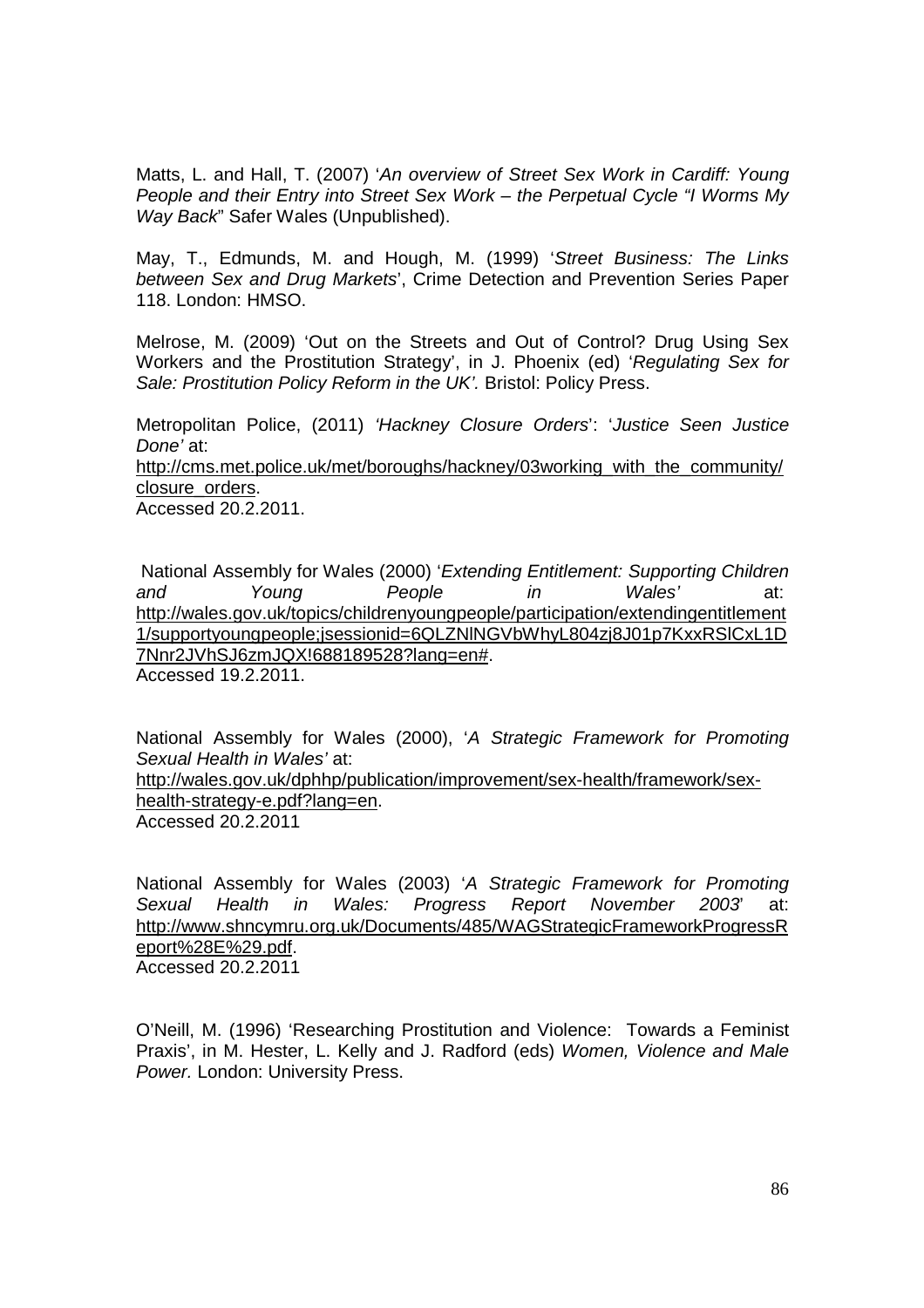Matts, L. and Hall, T. (2007) '*An overview of Street Sex Work in Cardiff: Young People and their Entry into Street Sex Work – the Perpetual Cycle "I Worms My Way Back*" Safer Wales (Unpublished).

May, T., Edmunds, M. and Hough, M. (1999) '*Street Business: The Links between Sex and Drug Markets*', Crime Detection and Prevention Series Paper 118. London: HMSO.

Melrose, M. (2009) 'Out on the Streets and Out of Control? Drug Using Sex Workers and the Prostitution Strategy', in J. Phoenix (ed) '*Regulating Sex for Sale: Prostitution Policy Reform in the UK'.* Bristol: Policy Press.

Metropolitan Police, (2011) *'Hackney Closure Orders*': '*Justice Seen Justice Done'* at: http://cms.met.police.uk/met/boroughs/hackney/03working_with_the_community/closure_orders.
Accessed 20.2.2011.

National Assembly for Wales (2000) '*Extending Entitlement: Supporting Children and Young People in Wales'* at: http://wales.gov.uk/topics/childrenyoungpeople/participation/extendingentitlement1/supportyoungpeople;jsessionid=6QLZNlNGVbWhyL804zj8J01p7KxxRSlCxL1D7Nnr2JVhSJ6zmJQX!688189528?lang=en#.
Accessed 19.2.2011.

National Assembly for Wales (2000), '*A Strategic Framework for Promoting Sexual Health in Wales'* at: http://wales.gov.uk/dphhp/publication/improvement/sex-health/framework/sex-health-strategy-e.pdf?lang=en.
Accessed 20.2.2011

National Assembly for Wales (2003) '*A Strategic Framework for Promoting Sexual Health in Wales: Progress Report November 2003*' at: http://www.shncymru.org.uk/Documents/485/WAGStrategicFrameworkProgressReport%28E%29.pdf.
Accessed 20.2.2011

O'Neill, M. (1996) 'Researching Prostitution and Violence: Towards a Feminist Praxis', in M. Hester, L. Kelly and J. Radford (eds) *Women, Violence and Male Power.* London: University Press.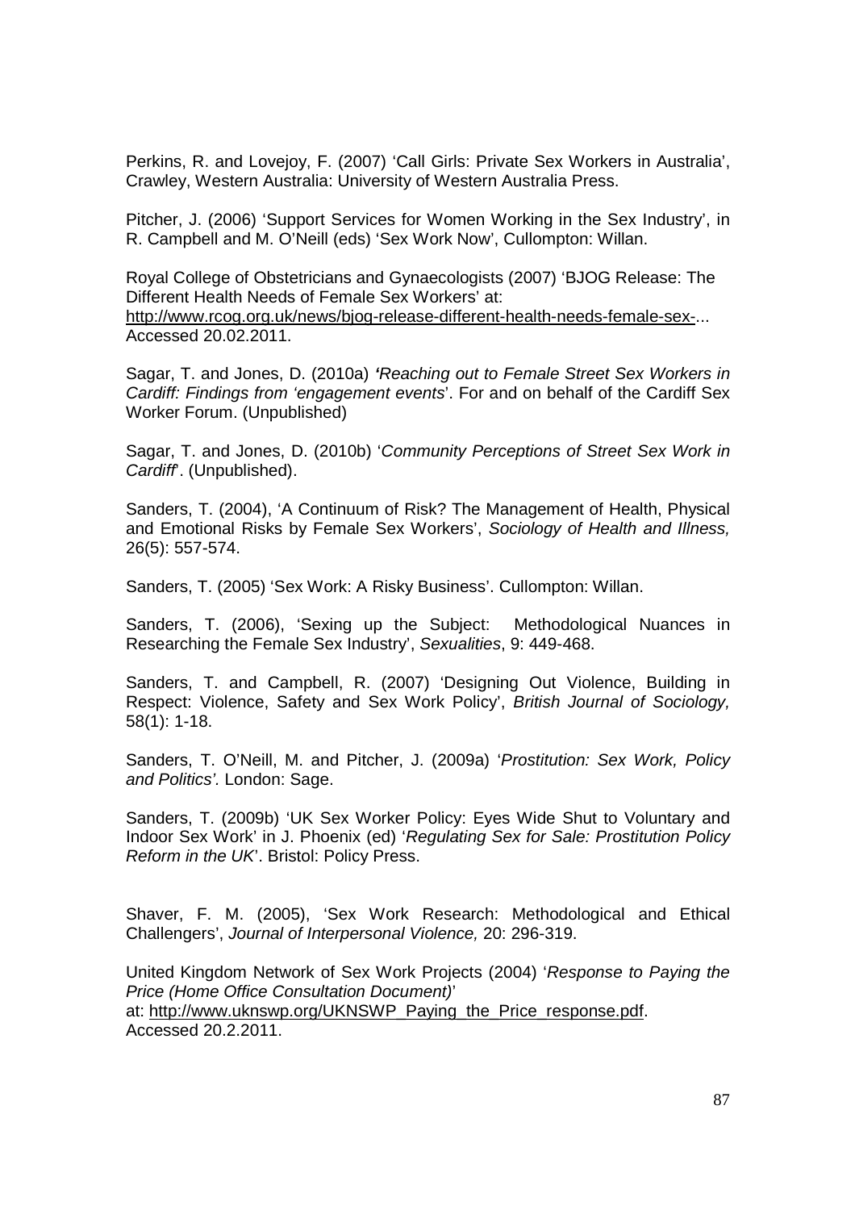Perkins, R. and Lovejoy, F. (2007) 'Call Girls: Private Sex Workers in Australia', Crawley, Western Australia: University of Western Australia Press.

Pitcher, J. (2006) 'Support Services for Women Working in the Sex Industry', in R. Campbell and M. O'Neill (eds) 'Sex Work Now', Cullompton: Willan.

Royal College of Obstetricians and Gynaecologists (2007) 'BJOG Release: The Different Health Needs of Female Sex Workers' at: http://www.rcog.org.uk/news/bjog-release-different-health-needs-female-sex-... Accessed 20.02.2011.

Sagar, T. and Jones, D. (2010a) *'Reaching out to Female Street Sex Workers in Cardiff: Findings from 'engagement events*'. For and on behalf of the Cardiff Sex Worker Forum. (Unpublished)

Sagar, T. and Jones, D. (2010b) '*Community Perceptions of Street Sex Work in Cardiff*'. (Unpublished).

Sanders, T. (2004), 'A Continuum of Risk? The Management of Health, Physical and Emotional Risks by Female Sex Workers', *Sociology of Health and Illness,* 26(5): 557-574.

Sanders, T. (2005) 'Sex Work: A Risky Business'. Cullompton: Willan.

Sanders, T. (2006), 'Sexing up the Subject: Methodological Nuances in Researching the Female Sex Industry', *Sexualities*, 9: 449-468.

Sanders, T. and Campbell, R. (2007) 'Designing Out Violence, Building in Respect: Violence, Safety and Sex Work Policy', *British Journal of Sociology,* 58(1): 1-18.

Sanders, T. O'Neill, M. and Pitcher, J. (2009a) '*Prostitution: Sex Work, Policy and Politics'.* London: Sage.

Sanders, T. (2009b) 'UK Sex Worker Policy: Eyes Wide Shut to Voluntary and Indoor Sex Work' in J. Phoenix (ed) '*Regulating Sex for Sale: Prostitution Policy Reform in the UK*'. Bristol: Policy Press.

Shaver, F. M. (2005), 'Sex Work Research: Methodological and Ethical Challengers', *Journal of Interpersonal Violence,* 20: 296-319.

United Kingdom Network of Sex Work Projects (2004) '*Response to Paying the Price (Home Office Consultation Document)*' at: http://www.uknswp.org/UKNSWP_Paying_the_Price_response.pdf. Accessed 20.2.2011.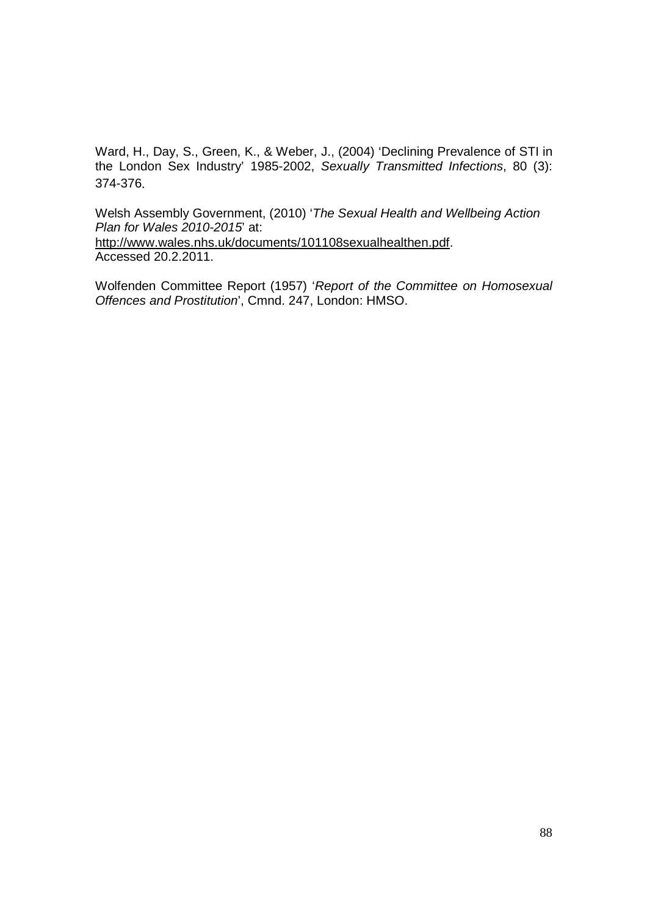Ward, H., Day, S., Green, K., & Weber, J., (2004) 'Declining Prevalence of STI in the London Sex Industry' 1985-2002, *Sexually Transmitted Infections*, 80 (3): 374-376.

Welsh Assembly Government, (2010) '*The Sexual Health and Wellbeing Action Plan for Wales 2010-2015*' at: http://www.wales.nhs.uk/documents/101108sexualhealthen.pdf. Accessed 20.2.2011.

Wolfenden Committee Report (1957) '*Report of the Committee on Homosexual Offences and Prostitution*', Cmnd. 247, London: HMSO.